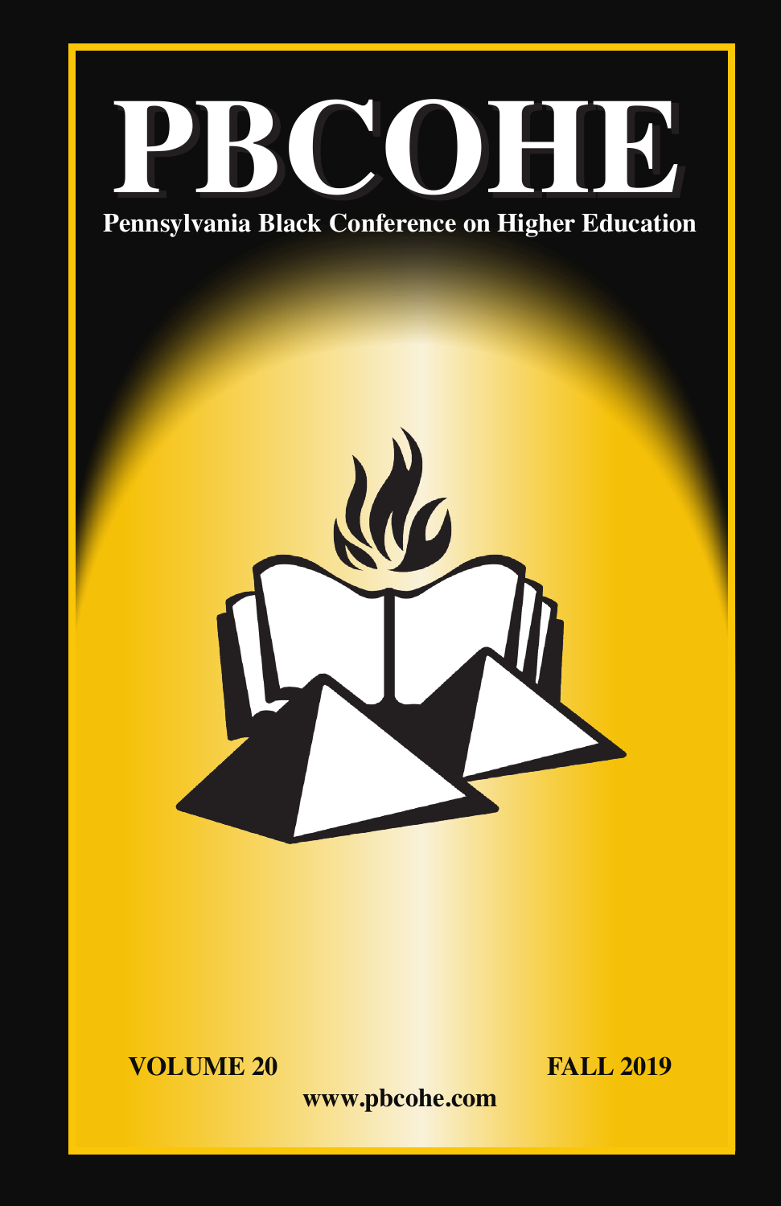# PBCOHE

**Pennsylvania Black Conference on Higher Education**

**VOLUME 20** **FALL 2019**

**www.pbcohe.com**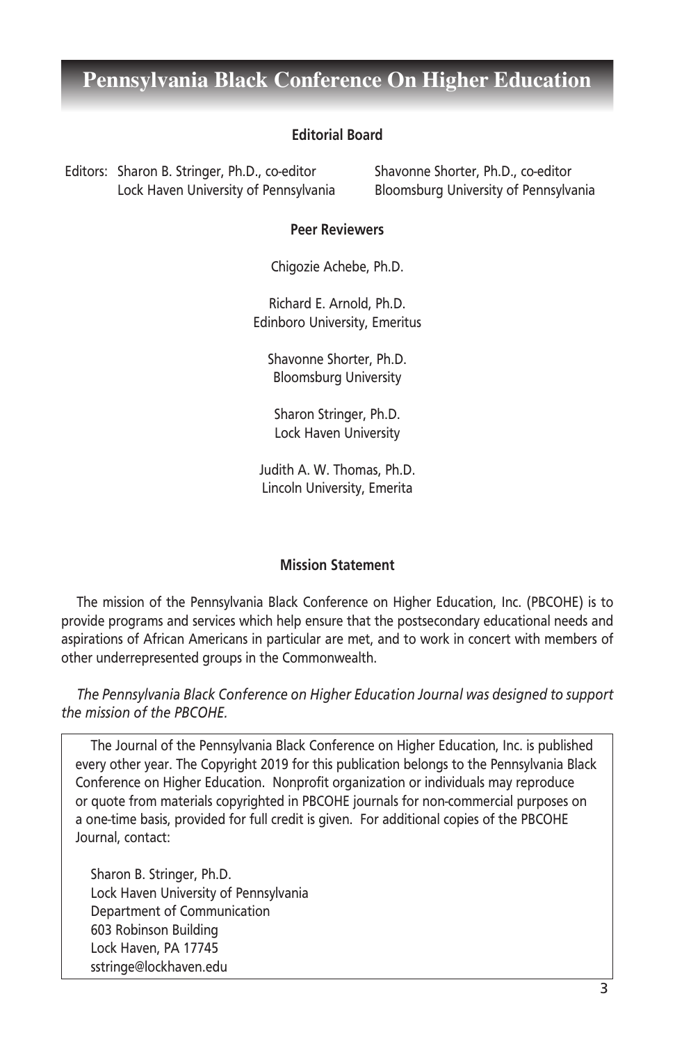# Pennsylvania Black Conference On Higher Education

### Editorial Board

Editors: Sharon B. Stringer, Ph.D., co-editor
Lock Haven University of Pennsylvania

Shavonne Shorter, Ph.D., co-editor
Bloomsburg University of Pennsylvania

### Peer Reviewers

Chigozie Achebe, Ph.D.

Richard E. Arnold, Ph.D.
Edinboro University, Emeritus

Shavonne Shorter, Ph.D.
Bloomsburg University

Sharon Stringer, Ph.D.
Lock Haven University

Judith A. W. Thomas, Ph.D.
Lincoln University, Emerita

### Mission Statement

The mission of the Pennsylvania Black Conference on Higher Education, Inc. (PBCOHE) is to provide programs and services which help ensure that the postsecondary educational needs and aspirations of African Americans in particular are met, and to work in concert with members of other underrepresented groups in the Commonwealth.

*The Pennsylvania Black Conference on Higher Education Journal was designed to support the mission of the PBCOHE.*

The Journal of the Pennsylvania Black Conference on Higher Education, Inc. is published every other year. The Copyright 2019 for this publication belongs to the Pennsylvania Black Conference on Higher Education. Nonprofit organization or individuals may reproduce or quote from materials copyrighted in PBCOHE journals for non-commercial purposes on a one-time basis, provided for full credit is given. For additional copies of the PBCOHE Journal, contact:

Sharon B. Stringer, Ph.D.
Lock Haven University of Pennsylvania
Department of Communication
603 Robinson Building
Lock Haven, PA 17745
sstringe@lockhaven.edu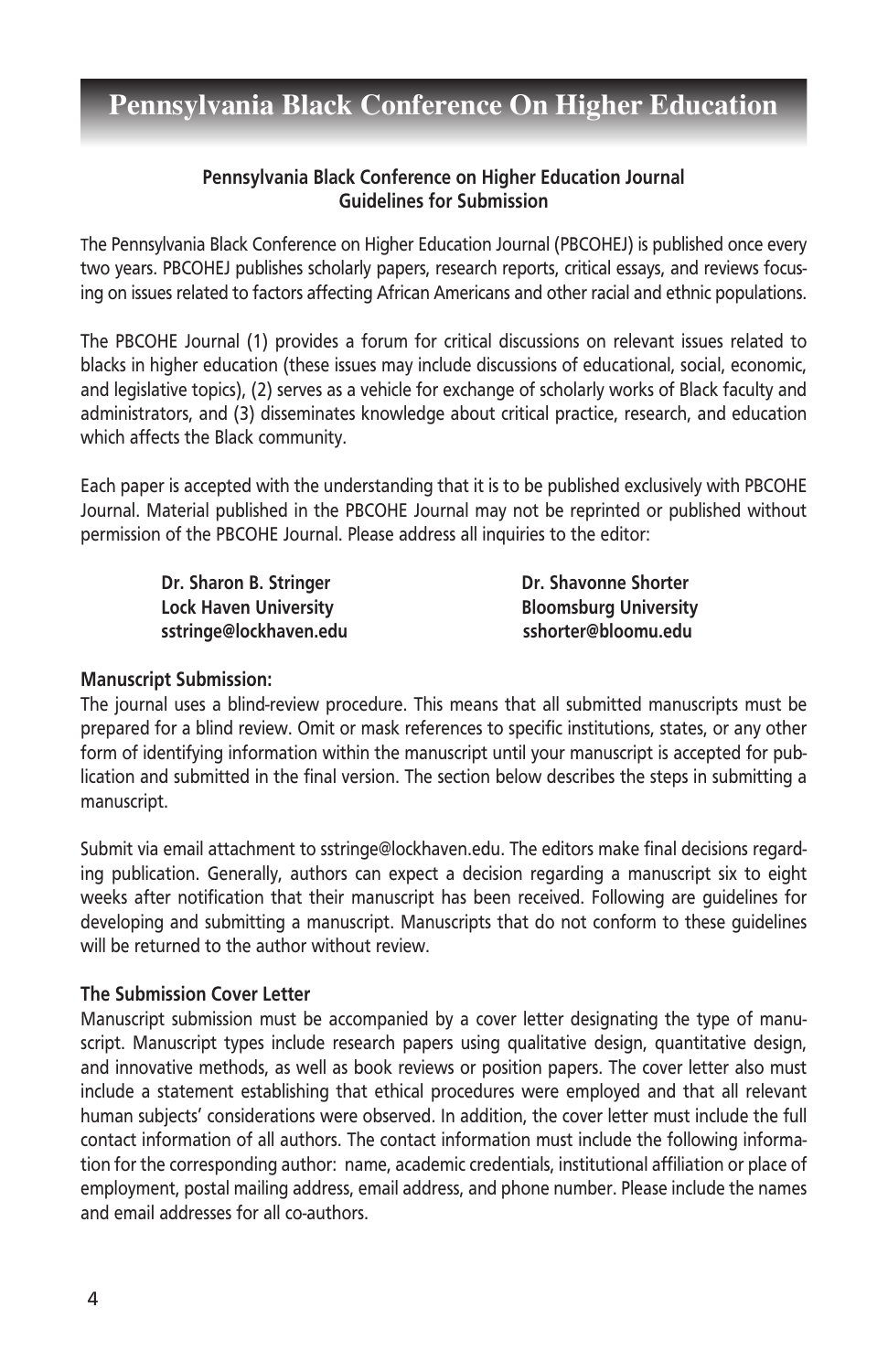# Pennsylvania Black Conference On Higher Education

## Pennsylvania Black Conference on Higher Education Journal Guidelines for Submission

The Pennsylvania Black Conference on Higher Education Journal (PBCOHEJ) is published once every two years. PBCOHEJ publishes scholarly papers, research reports, critical essays, and reviews focusing on issues related to factors affecting African Americans and other racial and ethnic populations.

The PBCOHE Journal (1) provides a forum for critical discussions on relevant issues related to blacks in higher education (these issues may include discussions of educational, social, economic, and legislative topics), (2) serves as a vehicle for exchange of scholarly works of Black faculty and administrators, and (3) disseminates knowledge about critical practice, research, and education which affects the Black community.

Each paper is accepted with the understanding that it is to be published exclusively with PBCOHE Journal. Material published in the PBCOHE Journal may not be reprinted or published without permission of the PBCOHE Journal. Please address all inquiries to the editor:

**Dr. Sharon B. Stringer**
**Lock Haven University**
**sstringe@lockhaven.edu**

**Dr. Shavonne Shorter**
**Bloomsburg University**
**sshorter@bloomu.edu**

### Manuscript Submission:

The journal uses a blind-review procedure. This means that all submitted manuscripts must be prepared for a blind review. Omit or mask references to specific institutions, states, or any other form of identifying information within the manuscript until your manuscript is accepted for publication and submitted in the final version. The section below describes the steps in submitting a manuscript.

Submit via email attachment to sstringe@lockhaven.edu. The editors make final decisions regarding publication. Generally, authors can expect a decision regarding a manuscript six to eight weeks after notification that their manuscript has been received. Following are guidelines for developing and submitting a manuscript. Manuscripts that do not conform to these guidelines will be returned to the author without review.

### The Submission Cover Letter

Manuscript submission must be accompanied by a cover letter designating the type of manuscript. Manuscript types include research papers using qualitative design, quantitative design, and innovative methods, as well as book reviews or position papers. The cover letter also must include a statement establishing that ethical procedures were employed and that all relevant human subjects' considerations were observed. In addition, the cover letter must include the full contact information of all authors. The contact information must include the following information for the corresponding author: name, academic credentials, institutional affiliation or place of employment, postal mailing address, email address, and phone number. Please include the names and email addresses for all co-authors.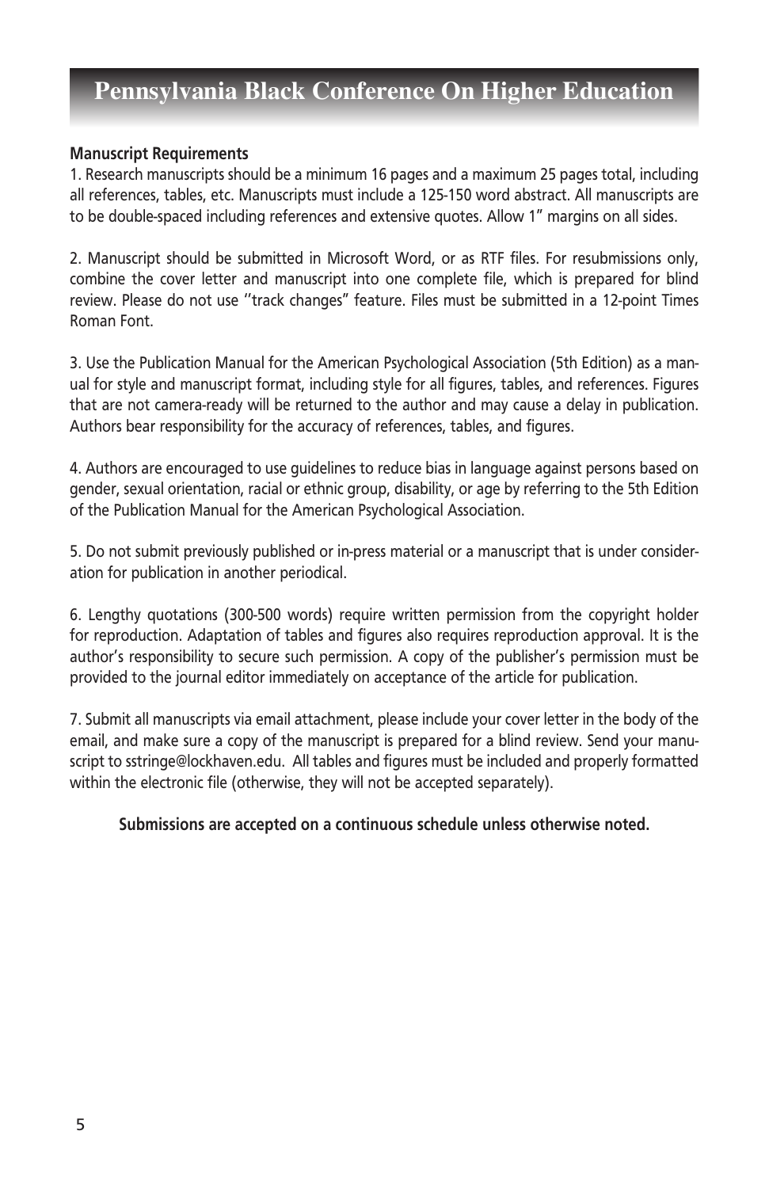# Pennsylvania Black Conference On Higher Education

**Manuscript Requirements**

1. Research manuscripts should be a minimum 16 pages and a maximum 25 pages total, including all references, tables, etc. Manuscripts must include a 125-150 word abstract. All manuscripts are to be double-spaced including references and extensive quotes. Allow 1" margins on all sides.

2. Manuscript should be submitted in Microsoft Word, or as RTF files. For resubmissions only, combine the cover letter and manuscript into one complete file, which is prepared for blind review. Please do not use ''track changes" feature. Files must be submitted in a 12-point Times Roman Font.

3. Use the Publication Manual for the American Psychological Association (5th Edition) as a manual for style and manuscript format, including style for all figures, tables, and references. Figures that are not camera-ready will be returned to the author and may cause a delay in publication. Authors bear responsibility for the accuracy of references, tables, and figures.

4. Authors are encouraged to use guidelines to reduce bias in language against persons based on gender, sexual orientation, racial or ethnic group, disability, or age by referring to the 5th Edition of the Publication Manual for the American Psychological Association.

5. Do not submit previously published or in-press material or a manuscript that is under consideration for publication in another periodical.

6. Lengthy quotations (300-500 words) require written permission from the copyright holder for reproduction. Adaptation of tables and figures also requires reproduction approval. It is the author's responsibility to secure such permission. A copy of the publisher's permission must be provided to the journal editor immediately on acceptance of the article for publication.

7. Submit all manuscripts via email attachment, please include your cover letter in the body of the email, and make sure a copy of the manuscript is prepared for a blind review. Send your manuscript to sstringe@lockhaven.edu. All tables and figures must be included and properly formatted within the electronic file (otherwise, they will not be accepted separately).

**Submissions are accepted on a continuous schedule unless otherwise noted.**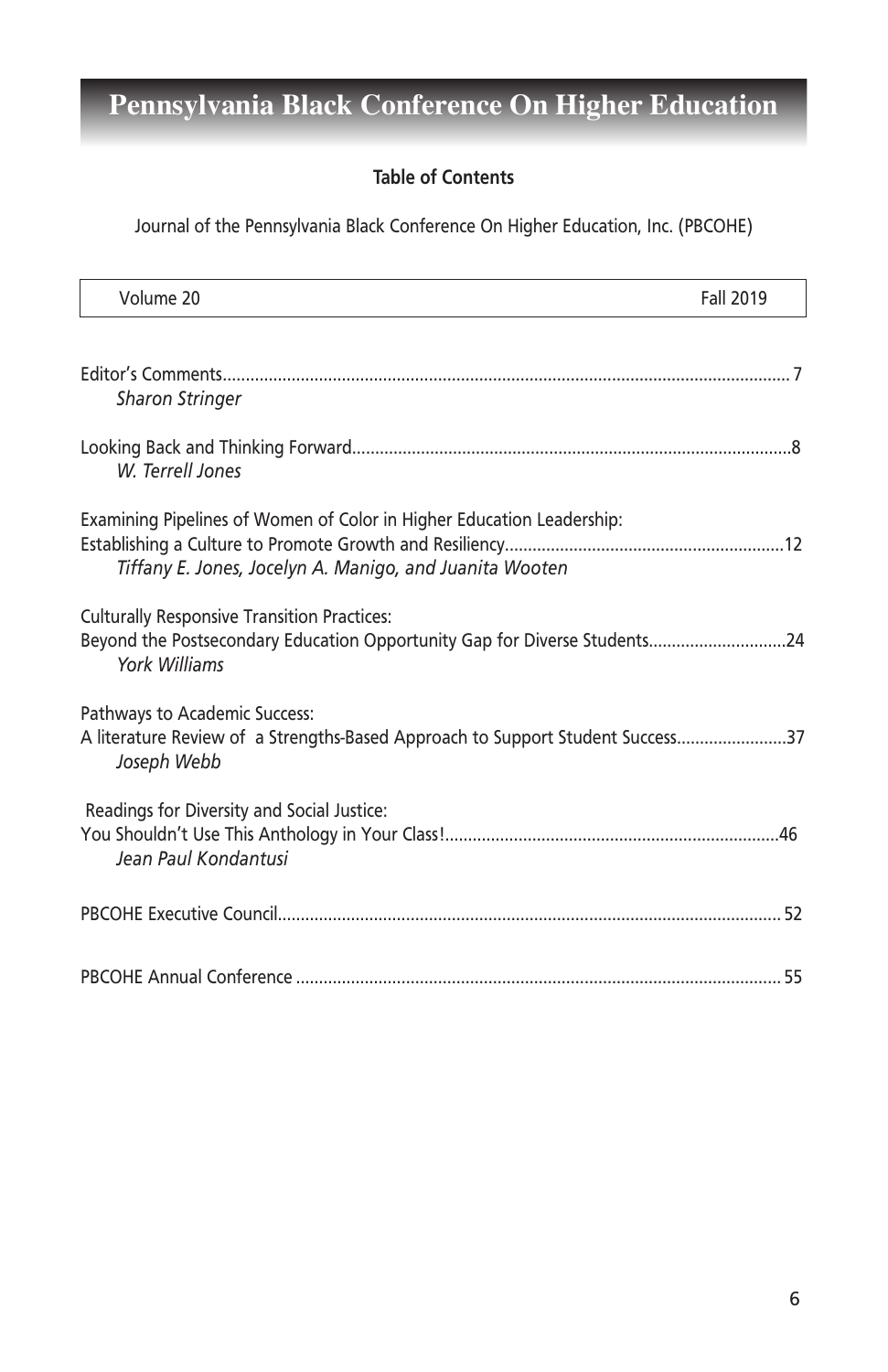# Pennsylvania Black Conference On Higher Education

## Table of Contents

Journal of the Pennsylvania Black Conference On Higher Education, Inc. (PBCOHE)

| Volume 20 | Fall 2019 |
|---|---|

Editor's Comments........................................................................................................................... 7
*Sharon Stringer*

Looking Back and Thinking Forward..............................................................................................8
*W. Terrell Jones*

Examining Pipelines of Women of Color in Higher Education Leadership:
Establishing a Culture to Promote Growth and Resiliency............................................................12
*Tiffany E. Jones, Jocelyn A. Manigo, and Juanita Wooten*

Culturally Responsive Transition Practices:
Beyond the Postsecondary Education Opportunity Gap for Diverse Students.............................24
*York Williams*

Pathways to Academic Success:
A literature Review of a Strengths-Based Approach to Support Student Success........................37
*Joseph Webb*

Readings for Diversity and Social Justice:
You Shouldn't Use This Anthology in Your Class!........................................................................46
*Jean Paul Kondantusi*

PBCOHE Executive Council............................................................................................................ 52

PBCOHE Annual Conference ......................................................................................................... 55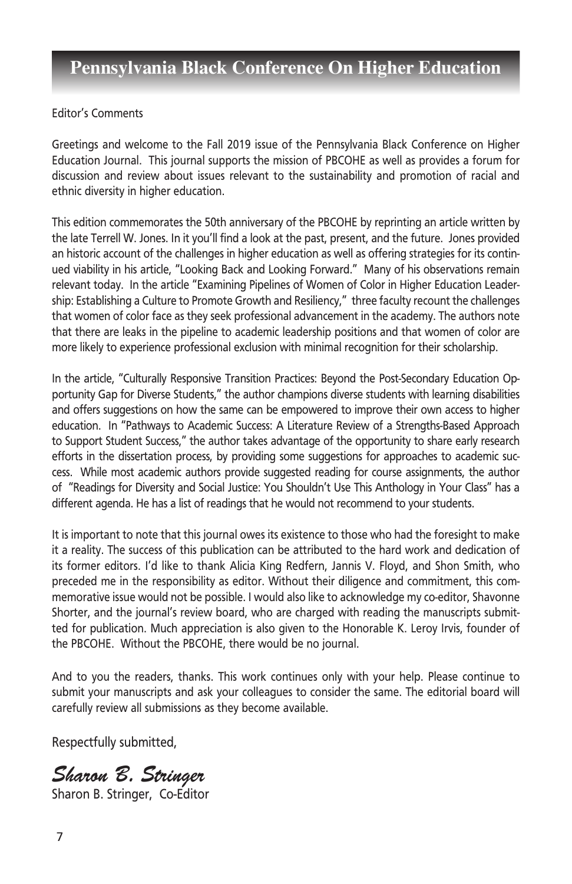Editor's Comments

Greetings and welcome to the Fall 2019 issue of the Pennsylvania Black Conference on Higher Education Journal. This journal supports the mission of PBCOHE as well as provides a forum for discussion and review about issues relevant to the sustainability and promotion of racial and ethnic diversity in higher education.

This edition commemorates the 50th anniversary of the PBCOHE by reprinting an article written by the late Terrell W. Jones. In it you'll find a look at the past, present, and the future. Jones provided an historic account of the challenges in higher education as well as offering strategies for its continued viability in his article, "Looking Back and Looking Forward." Many of his observations remain relevant today. In the article "Examining Pipelines of Women of Color in Higher Education Leadership: Establishing a Culture to Promote Growth and Resiliency," three faculty recount the challenges that women of color face as they seek professional advancement in the academy. The authors note that there are leaks in the pipeline to academic leadership positions and that women of color are more likely to experience professional exclusion with minimal recognition for their scholarship.

In the article, "Culturally Responsive Transition Practices: Beyond the Post-Secondary Education Opportunity Gap for Diverse Students," the author champions diverse students with learning disabilities and offers suggestions on how the same can be empowered to improve their own access to higher education. In "Pathways to Academic Success: A Literature Review of a Strengths-Based Approach to Support Student Success," the author takes advantage of the opportunity to share early research efforts in the dissertation process, by providing some suggestions for approaches to academic success. While most academic authors provide suggested reading for course assignments, the author of "Readings for Diversity and Social Justice: You Shouldn't Use This Anthology in Your Class" has a different agenda. He has a list of readings that he would not recommend to your students.

It is important to note that this journal owes its existence to those who had the foresight to make it a reality. The success of this publication can be attributed to the hard work and dedication of its former editors. I'd like to thank Alicia King Redfern, Jannis V. Floyd, and Shon Smith, who preceded me in the responsibility as editor. Without their diligence and commitment, this commemorative issue would not be possible. I would also like to acknowledge my co-editor, Shavonne Shorter, and the journal's review board, who are charged with reading the manuscripts submitted for publication. Much appreciation is also given to the Honorable K. Leroy Irvis, founder of the PBCOHE. Without the PBCOHE, there would be no journal.

And to you the readers, thanks. This work continues only with your help. Please continue to submit your manuscripts and ask your colleagues to consider the same. The editorial board will carefully review all submissions as they become available.

Respectfully submitted,

*Sharon B. Stringer*

Sharon B. Stringer, Co-Editor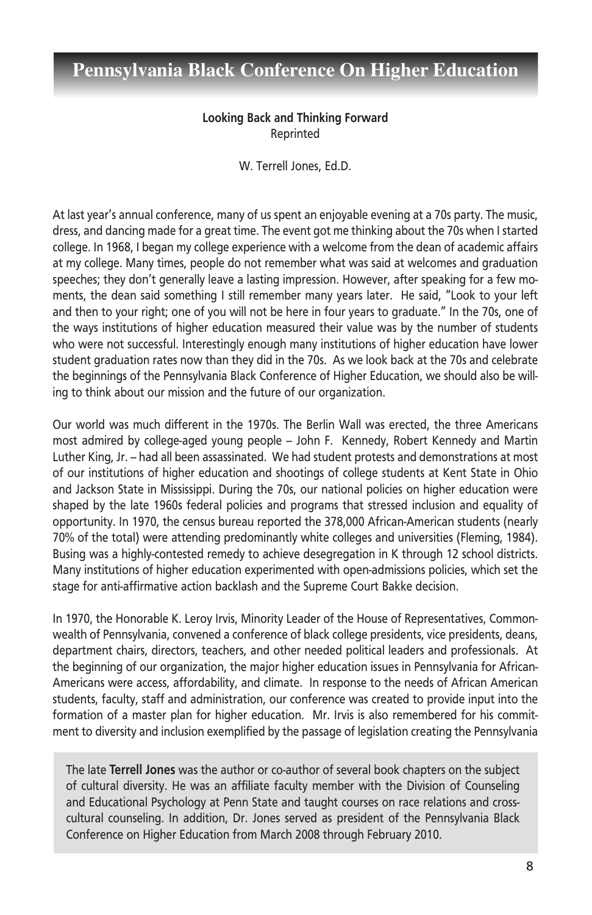# Pennsylvania Black Conference On Higher Education

**Looking Back and Thinking Forward**
Reprinted

W. Terrell Jones, Ed.D.

At last year's annual conference, many of us spent an enjoyable evening at a 70s party. The music, dress, and dancing made for a great time. The event got me thinking about the 70s when I started college. In 1968, I began my college experience with a welcome from the dean of academic affairs at my college. Many times, people do not remember what was said at welcomes and graduation speeches; they don't generally leave a lasting impression. However, after speaking for a few moments, the dean said something I still remember many years later. He said, "Look to your left and then to your right; one of you will not be here in four years to graduate." In the 70s, one of the ways institutions of higher education measured their value was by the number of students who were not successful. Interestingly enough many institutions of higher education have lower student graduation rates now than they did in the 70s. As we look back at the 70s and celebrate the beginnings of the Pennsylvania Black Conference of Higher Education, we should also be willing to think about our mission and the future of our organization.

Our world was much different in the 1970s. The Berlin Wall was erected, the three Americans most admired by college-aged young people – John F. Kennedy, Robert Kennedy and Martin Luther King, Jr. – had all been assassinated. We had student protests and demonstrations at most of our institutions of higher education and shootings of college students at Kent State in Ohio and Jackson State in Mississippi. During the 70s, our national policies on higher education were shaped by the late 1960s federal policies and programs that stressed inclusion and equality of opportunity. In 1970, the census bureau reported the 378,000 African-American students (nearly 70% of the total) were attending predominantly white colleges and universities (Fleming, 1984). Busing was a highly-contested remedy to achieve desegregation in K through 12 school districts. Many institutions of higher education experimented with open-admissions policies, which set the stage for anti-affirmative action backlash and the Supreme Court Bakke decision.

In 1970, the Honorable K. Leroy Irvis, Minority Leader of the House of Representatives, Commonwealth of Pennsylvania, convened a conference of black college presidents, vice presidents, deans, department chairs, directors, teachers, and other needed political leaders and professionals. At the beginning of our organization, the major higher education issues in Pennsylvania for African-Americans were access, affordability, and climate. In response to the needs of African American students, faculty, staff and administration, our conference was created to provide input into the formation of a master plan for higher education. Mr. Irvis is also remembered for his commitment to diversity and inclusion exemplified by the passage of legislation creating the Pennsylvania

The late **Terrell Jones** was the author or co-author of several book chapters on the subject of cultural diversity. He was an affiliate faculty member with the Division of Counseling and Educational Psychology at Penn State and taught courses on race relations and cross-cultural counseling. In addition, Dr. Jones served as president of the Pennsylvania Black Conference on Higher Education from March 2008 through February 2010.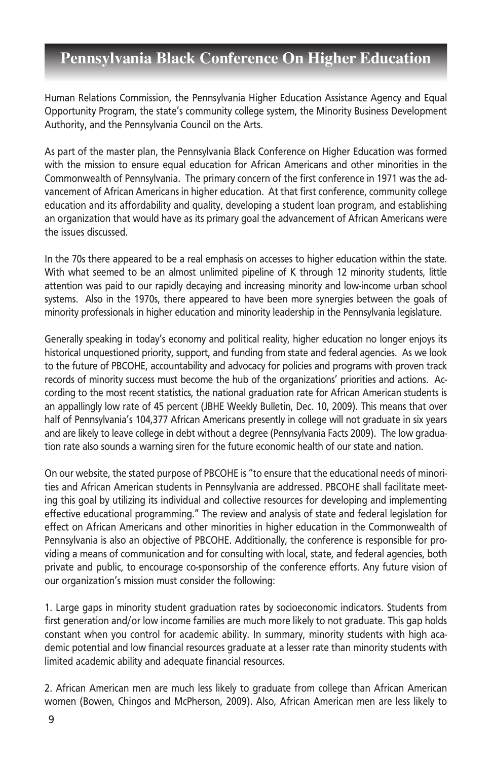Human Relations Commission, the Pennsylvania Higher Education Assistance Agency and Equal Opportunity Program, the state's community college system, the Minority Business Development Authority, and the Pennsylvania Council on the Arts.

As part of the master plan, the Pennsylvania Black Conference on Higher Education was formed with the mission to ensure equal education for African Americans and other minorities in the Commonwealth of Pennsylvania. The primary concern of the first conference in 1971 was the advancement of African Americans in higher education. At that first conference, community college education and its affordability and quality, developing a student loan program, and establishing an organization that would have as its primary goal the advancement of African Americans were the issues discussed.

In the 70s there appeared to be a real emphasis on accesses to higher education within the state. With what seemed to be an almost unlimited pipeline of K through 12 minority students, little attention was paid to our rapidly decaying and increasing minority and low-income urban school systems. Also in the 1970s, there appeared to have been more synergies between the goals of minority professionals in higher education and minority leadership in the Pennsylvania legislature.

Generally speaking in today's economy and political reality, higher education no longer enjoys its historical unquestioned priority, support, and funding from state and federal agencies. As we look to the future of PBCOHE, accountability and advocacy for policies and programs with proven track records of minority success must become the hub of the organizations' priorities and actions. According to the most recent statistics, the national graduation rate for African American students is an appallingly low rate of 45 percent (JBHE Weekly Bulletin, Dec. 10, 2009). This means that over half of Pennsylvania's 104,377 African Americans presently in college will not graduate in six years and are likely to leave college in debt without a degree (Pennsylvania Facts 2009). The low graduation rate also sounds a warning siren for the future economic health of our state and nation.

On our website, the stated purpose of PBCOHE is "to ensure that the educational needs of minorities and African American students in Pennsylvania are addressed. PBCOHE shall facilitate meeting this goal by utilizing its individual and collective resources for developing and implementing effective educational programming." The review and analysis of state and federal legislation for effect on African Americans and other minorities in higher education in the Commonwealth of Pennsylvania is also an objective of PBCOHE. Additionally, the conference is responsible for providing a means of communication and for consulting with local, state, and federal agencies, both private and public, to encourage co-sponsorship of the conference efforts. Any future vision of our organization's mission must consider the following:

1. Large gaps in minority student graduation rates by socioeconomic indicators. Students from first generation and/or low income families are much more likely to not graduate. This gap holds constant when you control for academic ability. In summary, minority students with high academic potential and low financial resources graduate at a lesser rate than minority students with limited academic ability and adequate financial resources.

2. African American men are much less likely to graduate from college than African American women (Bowen, Chingos and McPherson, 2009). Also, African American men are less likely to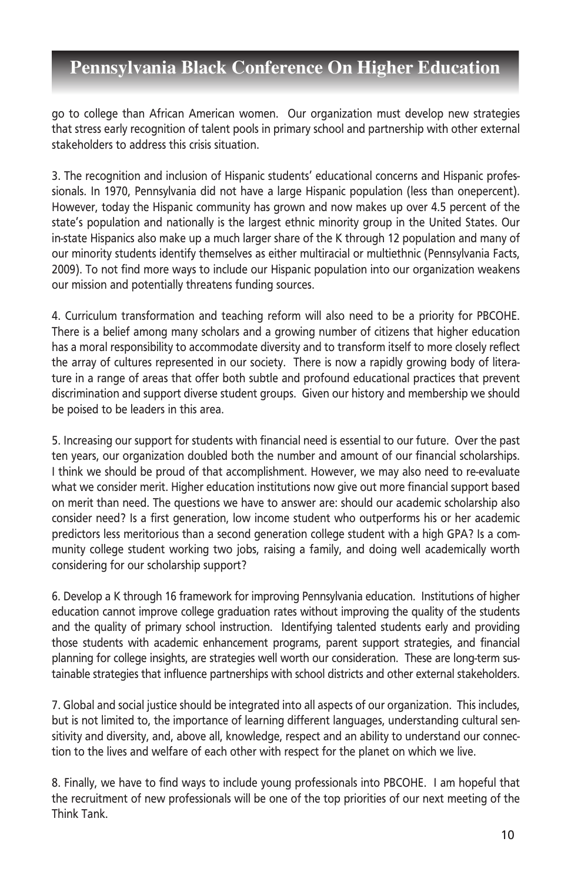go to college than African American women. Our organization must develop new strategies that stress early recognition of talent pools in primary school and partnership with other external stakeholders to address this crisis situation.

3. The recognition and inclusion of Hispanic students' educational concerns and Hispanic professionals. In 1970, Pennsylvania did not have a large Hispanic population (less than onepercent). However, today the Hispanic community has grown and now makes up over 4.5 percent of the state's population and nationally is the largest ethnic minority group in the United States. Our in-state Hispanics also make up a much larger share of the K through 12 population and many of our minority students identify themselves as either multiracial or multiethnic (Pennsylvania Facts, 2009). To not find more ways to include our Hispanic population into our organization weakens our mission and potentially threatens funding sources.

4. Curriculum transformation and teaching reform will also need to be a priority for PBCOHE. There is a belief among many scholars and a growing number of citizens that higher education has a moral responsibility to accommodate diversity and to transform itself to more closely reflect the array of cultures represented in our society. There is now a rapidly growing body of literature in a range of areas that offer both subtle and profound educational practices that prevent discrimination and support diverse student groups. Given our history and membership we should be poised to be leaders in this area.

5. Increasing our support for students with financial need is essential to our future. Over the past ten years, our organization doubled both the number and amount of our financial scholarships. I think we should be proud of that accomplishment. However, we may also need to re-evaluate what we consider merit. Higher education institutions now give out more financial support based on merit than need. The questions we have to answer are: should our academic scholarship also consider need? Is a first generation, low income student who outperforms his or her academic predictors less meritorious than a second generation college student with a high GPA? Is a community college student working two jobs, raising a family, and doing well academically worth considering for our scholarship support?

6. Develop a K through 16 framework for improving Pennsylvania education. Institutions of higher education cannot improve college graduation rates without improving the quality of the students and the quality of primary school instruction. Identifying talented students early and providing those students with academic enhancement programs, parent support strategies, and financial planning for college insights, are strategies well worth our consideration. These are long-term sustainable strategies that influence partnerships with school districts and other external stakeholders.

7. Global and social justice should be integrated into all aspects of our organization. This includes, but is not limited to, the importance of learning different languages, understanding cultural sensitivity and diversity, and, above all, knowledge, respect and an ability to understand our connection to the lives and welfare of each other with respect for the planet on which we live.

8. Finally, we have to find ways to include young professionals into PBCOHE. I am hopeful that the recruitment of new professionals will be one of the top priorities of our next meeting of the Think Tank.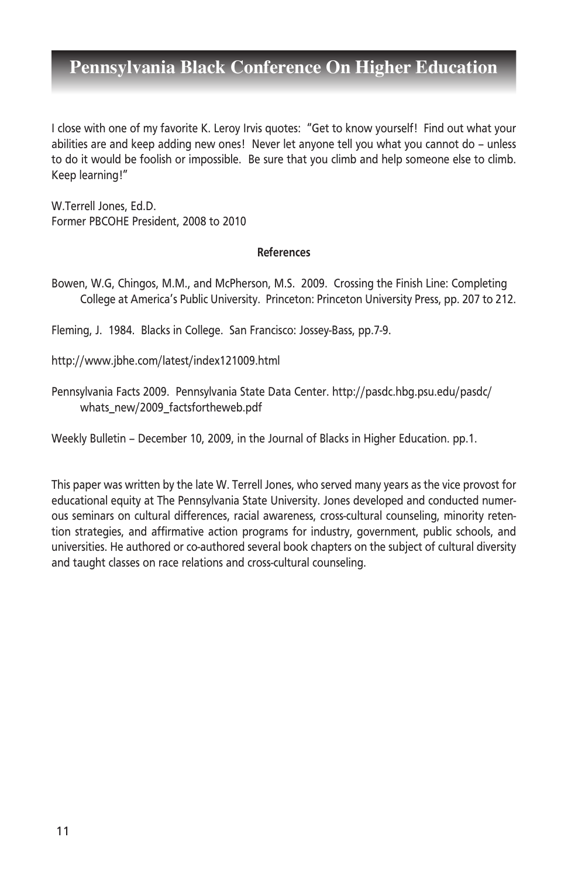I close with one of my favorite K. Leroy Irvis quotes: "Get to know yourself! Find out what your abilities are and keep adding new ones! Never let anyone tell you what you cannot do – unless to do it would be foolish or impossible. Be sure that you climb and help someone else to climb. Keep learning!"

W.Terrell Jones, Ed.D.
Former PBCOHE President, 2008 to 2010

**References**

Bowen, W.G, Chingos, M.M., and McPherson, M.S. 2009. Crossing the Finish Line: Completing College at America's Public University. Princeton: Princeton University Press, pp. 207 to 212.

Fleming, J. 1984. Blacks in College. San Francisco: Jossey-Bass, pp.7-9.

http://www.jbhe.com/latest/index121009.html

Pennsylvania Facts 2009. Pennsylvania State Data Center. http://pasdc.hbg.psu.edu/pasdc/whats_new/2009_factsfortheweb.pdf

Weekly Bulletin – December 10, 2009, in the Journal of Blacks in Higher Education. pp.1.

This paper was written by the late W. Terrell Jones, who served many years as the vice provost for educational equity at The Pennsylvania State University. Jones developed and conducted numerous seminars on cultural differences, racial awareness, cross-cultural counseling, minority retention strategies, and affirmative action programs for industry, government, public schools, and universities. He authored or co-authored several book chapters on the subject of cultural diversity and taught classes on race relations and cross-cultural counseling.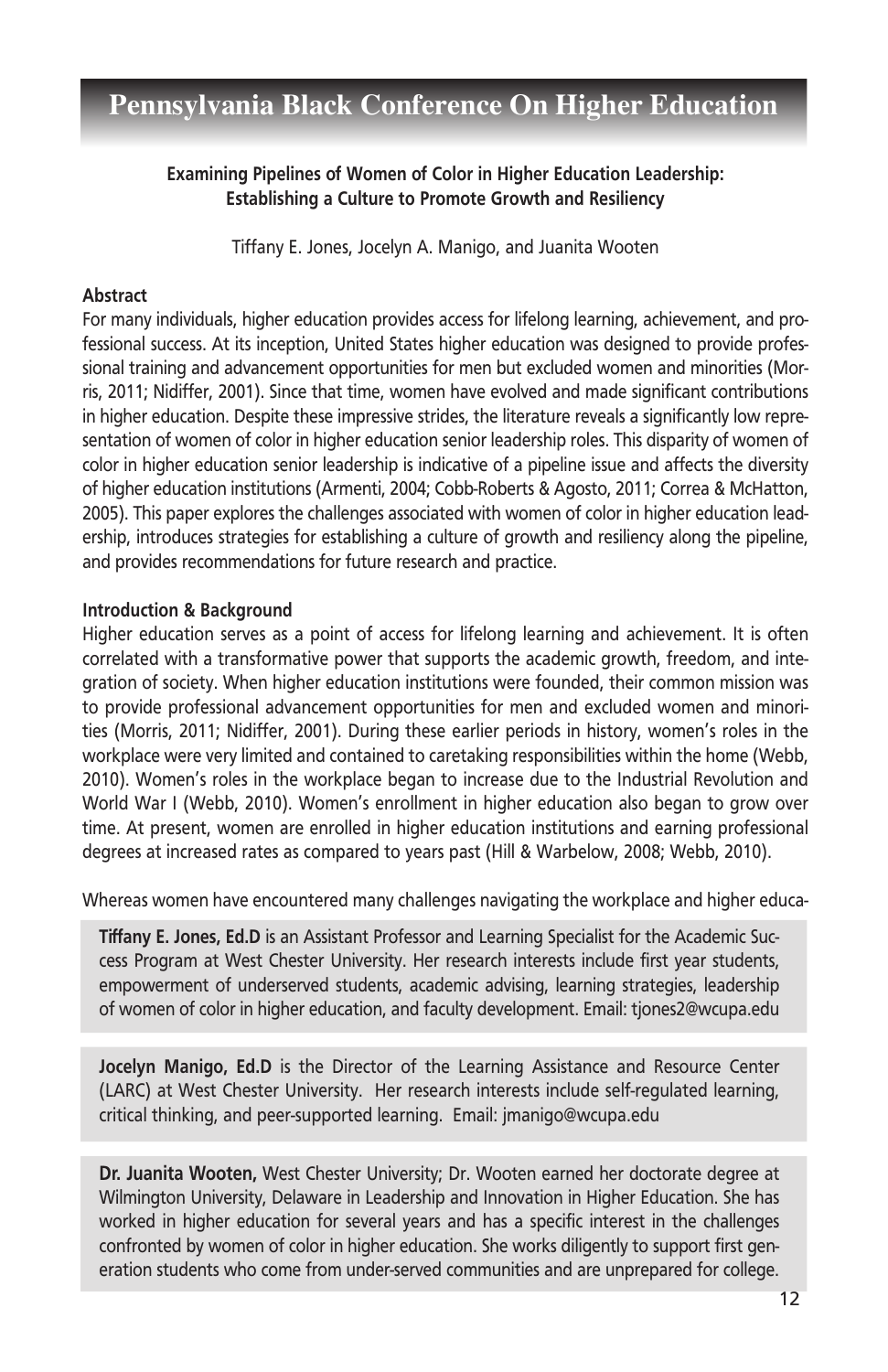## Examining Pipelines of Women of Color in Higher Education Leadership: Establishing a Culture to Promote Growth and Resiliency

Tiffany E. Jones, Jocelyn A. Manigo, and Juanita Wooten

### Abstract

For many individuals, higher education provides access for lifelong learning, achievement, and professional success. At its inception, United States higher education was designed to provide professional training and advancement opportunities for men but excluded women and minorities (Morris, 2011; Nidiffer, 2001). Since that time, women have evolved and made significant contributions in higher education. Despite these impressive strides, the literature reveals a significantly low representation of women of color in higher education senior leadership roles. This disparity of women of color in higher education senior leadership is indicative of a pipeline issue and affects the diversity of higher education institutions (Armenti, 2004; Cobb-Roberts & Agosto, 2011; Correa & McHatton, 2005). This paper explores the challenges associated with women of color in higher education leadership, introduces strategies for establishing a culture of growth and resiliency along the pipeline, and provides recommendations for future research and practice.

### Introduction & Background

Higher education serves as a point of access for lifelong learning and achievement. It is often correlated with a transformative power that supports the academic growth, freedom, and integration of society. When higher education institutions were founded, their common mission was to provide professional advancement opportunities for men and excluded women and minorities (Morris, 2011; Nidiffer, 2001). During these earlier periods in history, women's roles in the workplace were very limited and contained to caretaking responsibilities within the home (Webb, 2010). Women's roles in the workplace began to increase due to the Industrial Revolution and World War I (Webb, 2010). Women's enrollment in higher education also began to grow over time. At present, women are enrolled in higher education institutions and earning professional degrees at increased rates as compared to years past (Hill & Warbelow, 2008; Webb, 2010).

Whereas women have encountered many challenges navigating the workplace and higher educa-

**Tiffany E. Jones, Ed.D** is an Assistant Professor and Learning Specialist for the Academic Success Program at West Chester University. Her research interests include first year students, empowerment of underserved students, academic advising, learning strategies, leadership of women of color in higher education, and faculty development. Email: tjones2@wcupa.edu

**Jocelyn Manigo, Ed.D** is the Director of the Learning Assistance and Resource Center (LARC) at West Chester University. Her research interests include self-regulated learning, critical thinking, and peer-supported learning. Email: jmanigo@wcupa.edu

**Dr. Juanita Wooten,** West Chester University; Dr. Wooten earned her doctorate degree at Wilmington University, Delaware in Leadership and Innovation in Higher Education. She has worked in higher education for several years and has a specific interest in the challenges confronted by women of color in higher education. She works diligently to support first generation students who come from under-served communities and are unprepared for college.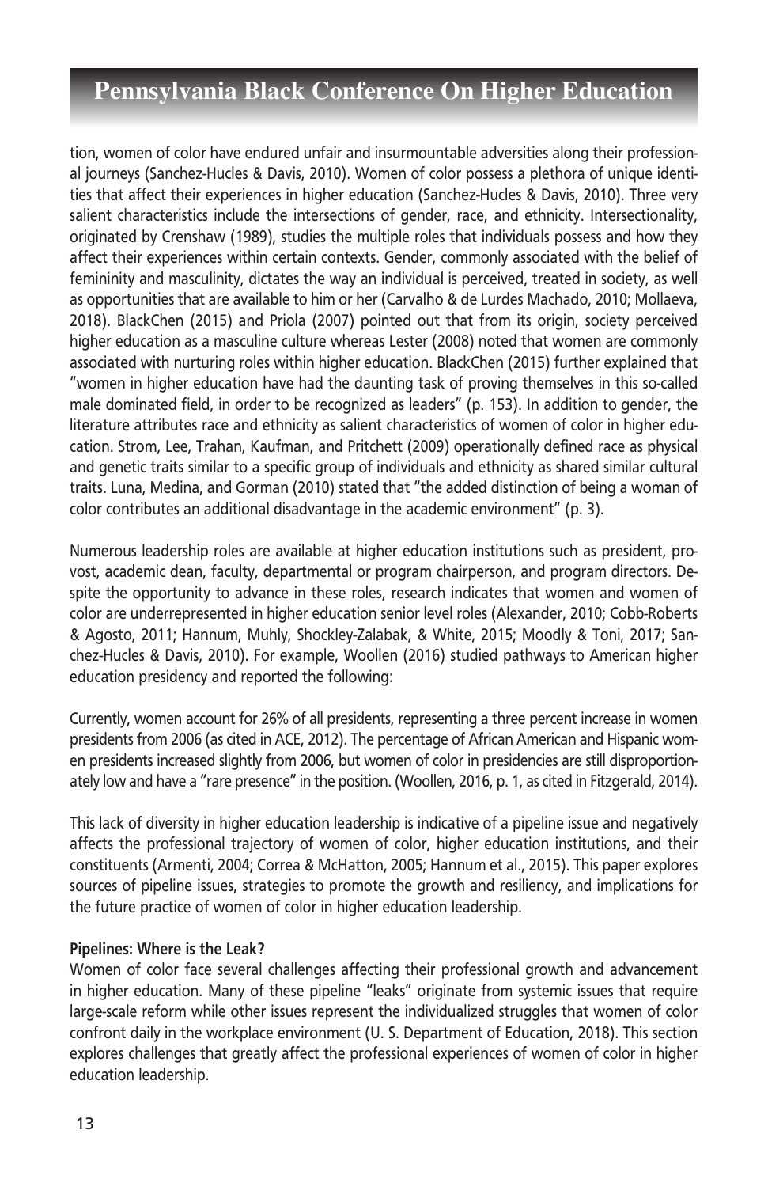tion, women of color have endured unfair and insurmountable adversities along their professional journeys (Sanchez-Hucles & Davis, 2010). Women of color possess a plethora of unique identities that affect their experiences in higher education (Sanchez-Hucles & Davis, 2010). Three very salient characteristics include the intersections of gender, race, and ethnicity. Intersectionality, originated by Crenshaw (1989), studies the multiple roles that individuals possess and how they affect their experiences within certain contexts. Gender, commonly associated with the belief of femininity and masculinity, dictates the way an individual is perceived, treated in society, as well as opportunities that are available to him or her (Carvalho & de Lurdes Machado, 2010; Mollaeva, 2018). BlackChen (2015) and Priola (2007) pointed out that from its origin, society perceived higher education as a masculine culture whereas Lester (2008) noted that women are commonly associated with nurturing roles within higher education. BlackChen (2015) further explained that "women in higher education have had the daunting task of proving themselves in this so-called male dominated field, in order to be recognized as leaders" (p. 153). In addition to gender, the literature attributes race and ethnicity as salient characteristics of women of color in higher education. Strom, Lee, Trahan, Kaufman, and Pritchett (2009) operationally defined race as physical and genetic traits similar to a specific group of individuals and ethnicity as shared similar cultural traits. Luna, Medina, and Gorman (2010) stated that "the added distinction of being a woman of color contributes an additional disadvantage in the academic environment" (p. 3).

Numerous leadership roles are available at higher education institutions such as president, provost, academic dean, faculty, departmental or program chairperson, and program directors. Despite the opportunity to advance in these roles, research indicates that women and women of color are underrepresented in higher education senior level roles (Alexander, 2010; Cobb-Roberts & Agosto, 2011; Hannum, Muhly, Shockley-Zalabak, & White, 2015; Moodly & Toni, 2017; Sanchez-Hucles & Davis, 2010). For example, Woollen (2016) studied pathways to American higher education presidency and reported the following:

Currently, women account for 26% of all presidents, representing a three percent increase in women presidents from 2006 (as cited in ACE, 2012). The percentage of African American and Hispanic women presidents increased slightly from 2006, but women of color in presidencies are still disproportionately low and have a "rare presence" in the position. (Woollen, 2016, p. 1, as cited in Fitzgerald, 2014).

This lack of diversity in higher education leadership is indicative of a pipeline issue and negatively affects the professional trajectory of women of color, higher education institutions, and their constituents (Armenti, 2004; Correa & McHatton, 2005; Hannum et al., 2015). This paper explores sources of pipeline issues, strategies to promote the growth and resiliency, and implications for the future practice of women of color in higher education leadership.

**Pipelines: Where is the Leak?**

Women of color face several challenges affecting their professional growth and advancement in higher education. Many of these pipeline "leaks" originate from systemic issues that require large-scale reform while other issues represent the individualized struggles that women of color confront daily in the workplace environment (U. S. Department of Education, 2018). This section explores challenges that greatly affect the professional experiences of women of color in higher education leadership.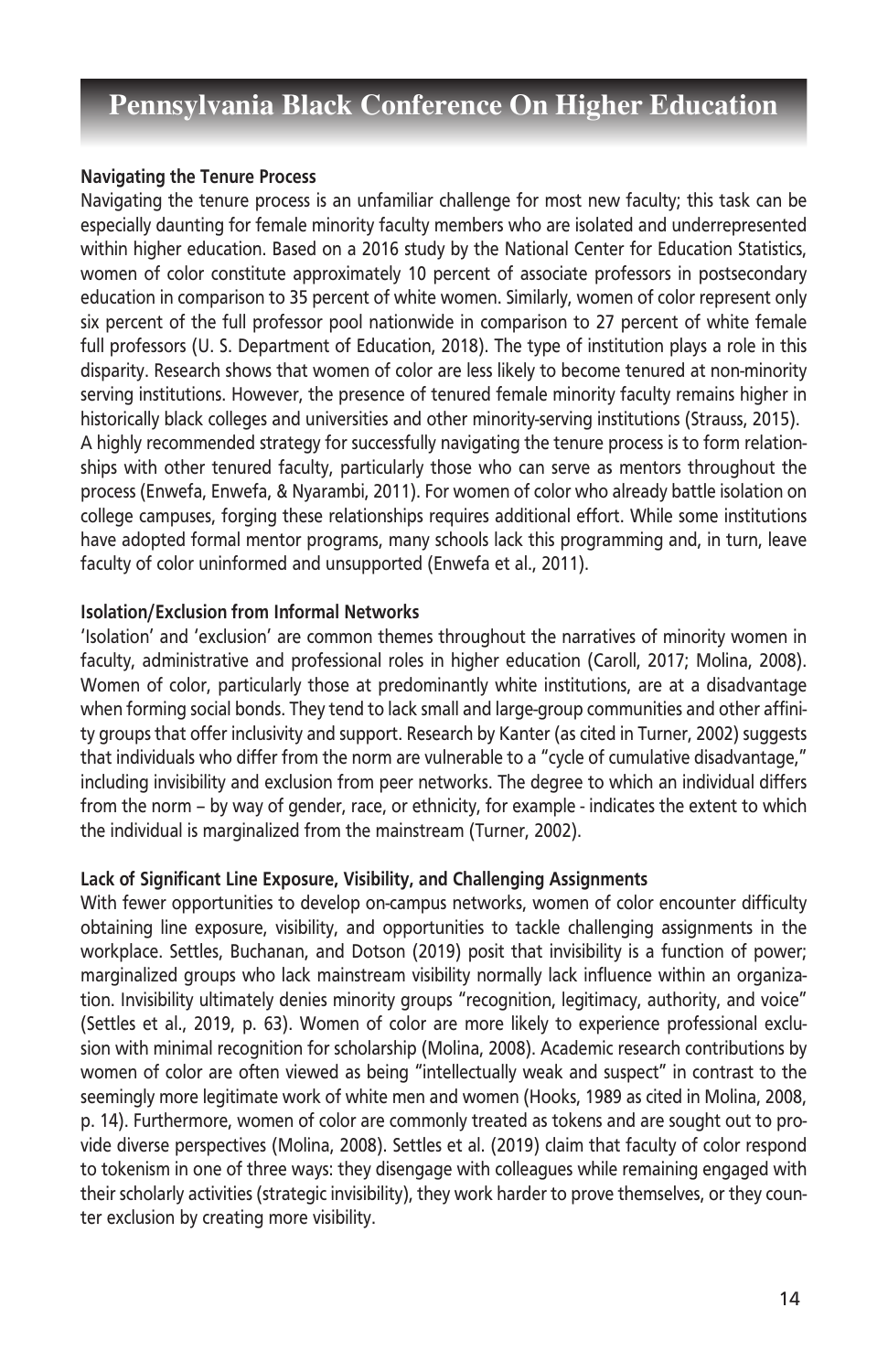### Navigating the Tenure Process

Navigating the tenure process is an unfamiliar challenge for most new faculty; this task can be especially daunting for female minority faculty members who are isolated and underrepresented within higher education. Based on a 2016 study by the National Center for Education Statistics, women of color constitute approximately 10 percent of associate professors in postsecondary education in comparison to 35 percent of white women. Similarly, women of color represent only six percent of the full professor pool nationwide in comparison to 27 percent of white female full professors (U. S. Department of Education, 2018). The type of institution plays a role in this disparity. Research shows that women of color are less likely to become tenured at non-minority serving institutions. However, the presence of tenured female minority faculty remains higher in historically black colleges and universities and other minority-serving institutions (Strauss, 2015).
A highly recommended strategy for successfully navigating the tenure process is to form relationships with other tenured faculty, particularly those who can serve as mentors throughout the process (Enwefa, Enwefa, & Nyarambi, 2011). For women of color who already battle isolation on college campuses, forging these relationships requires additional effort. While some institutions have adopted formal mentor programs, many schools lack this programming and, in turn, leave faculty of color uninformed and unsupported (Enwefa et al., 2011).

### Isolation/Exclusion from Informal Networks

'Isolation' and 'exclusion' are common themes throughout the narratives of minority women in faculty, administrative and professional roles in higher education (Caroll, 2017; Molina, 2008). Women of color, particularly those at predominantly white institutions, are at a disadvantage when forming social bonds. They tend to lack small and large-group communities and other affinity groups that offer inclusivity and support. Research by Kanter (as cited in Turner, 2002) suggests that individuals who differ from the norm are vulnerable to a "cycle of cumulative disadvantage," including invisibility and exclusion from peer networks. The degree to which an individual differs from the norm – by way of gender, race, or ethnicity, for example - indicates the extent to which the individual is marginalized from the mainstream (Turner, 2002).

### Lack of Significant Line Exposure, Visibility, and Challenging Assignments

With fewer opportunities to develop on-campus networks, women of color encounter difficulty obtaining line exposure, visibility, and opportunities to tackle challenging assignments in the workplace. Settles, Buchanan, and Dotson (2019) posit that invisibility is a function of power; marginalized groups who lack mainstream visibility normally lack influence within an organization. Invisibility ultimately denies minority groups "recognition, legitimacy, authority, and voice" (Settles et al., 2019, p. 63). Women of color are more likely to experience professional exclusion with minimal recognition for scholarship (Molina, 2008). Academic research contributions by women of color are often viewed as being "intellectually weak and suspect" in contrast to the seemingly more legitimate work of white men and women (Hooks, 1989 as cited in Molina, 2008, p. 14). Furthermore, women of color are commonly treated as tokens and are sought out to provide diverse perspectives (Molina, 2008). Settles et al. (2019) claim that faculty of color respond to tokenism in one of three ways: they disengage with colleagues while remaining engaged with their scholarly activities (strategic invisibility), they work harder to prove themselves, or they counter exclusion by creating more visibility.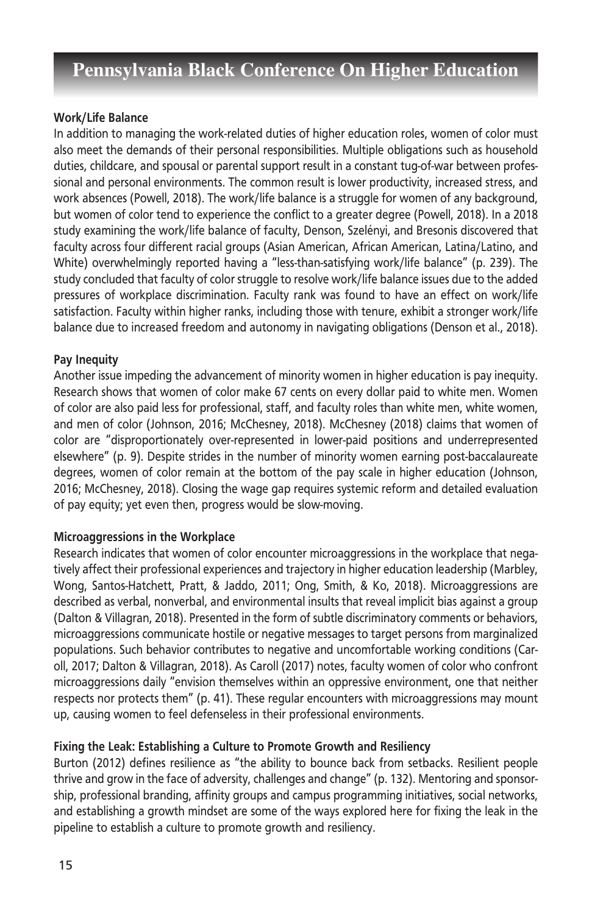#### Work/Life Balance

In addition to managing the work-related duties of higher education roles, women of color must also meet the demands of their personal responsibilities. Multiple obligations such as household duties, childcare, and spousal or parental support result in a constant tug-of-war between professional and personal environments. The common result is lower productivity, increased stress, and work absences (Powell, 2018). The work/life balance is a struggle for women of any background, but women of color tend to experience the conflict to a greater degree (Powell, 2018). In a 2018 study examining the work/life balance of faculty, Denson, Szelényi, and Bresonis discovered that faculty across four different racial groups (Asian American, African American, Latina/Latino, and White) overwhelmingly reported having a "less-than-satisfying work/life balance" (p. 239). The study concluded that faculty of color struggle to resolve work/life balance issues due to the added pressures of workplace discrimination. Faculty rank was found to have an effect on work/life satisfaction. Faculty within higher ranks, including those with tenure, exhibit a stronger work/life balance due to increased freedom and autonomy in navigating obligations (Denson et al., 2018).

#### Pay Inequity

Another issue impeding the advancement of minority women in higher education is pay inequity. Research shows that women of color make 67 cents on every dollar paid to white men. Women of color are also paid less for professional, staff, and faculty roles than white men, white women, and men of color (Johnson, 2016; McChesney, 2018). McChesney (2018) claims that women of color are "disproportionately over-represented in lower-paid positions and underrepresented elsewhere" (p. 9). Despite strides in the number of minority women earning post-baccalaureate degrees, women of color remain at the bottom of the pay scale in higher education (Johnson, 2016; McChesney, 2018). Closing the wage gap requires systemic reform and detailed evaluation of pay equity; yet even then, progress would be slow-moving.

#### Microaggressions in the Workplace

Research indicates that women of color encounter microaggressions in the workplace that negatively affect their professional experiences and trajectory in higher education leadership (Marbley, Wong, Santos-Hatchett, Pratt, & Jaddo, 2011; Ong, Smith, & Ko, 2018). Microaggressions are described as verbal, nonverbal, and environmental insults that reveal implicit bias against a group (Dalton & Villagran, 2018). Presented in the form of subtle discriminatory comments or behaviors, microaggressions communicate hostile or negative messages to target persons from marginalized populations. Such behavior contributes to negative and uncomfortable working conditions (Caroll, 2017; Dalton & Villagran, 2018). As Caroll (2017) notes, faculty women of color who confront microaggressions daily "envision themselves within an oppressive environment, one that neither respects nor protects them" (p. 41). These regular encounters with microaggressions may mount up, causing women to feel defenseless in their professional environments.

#### Fixing the Leak: Establishing a Culture to Promote Growth and Resiliency

Burton (2012) defines resilience as "the ability to bounce back from setbacks. Resilient people thrive and grow in the face of adversity, challenges and change" (p. 132). Mentoring and sponsorship, professional branding, affinity groups and campus programming initiatives, social networks, and establishing a growth mindset are some of the ways explored here for fixing the leak in the pipeline to establish a culture to promote growth and resiliency.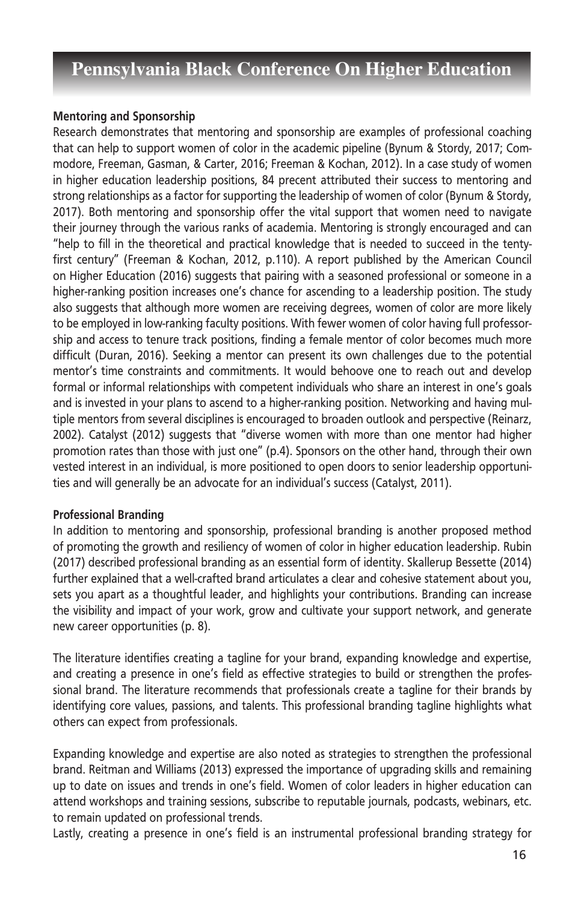### Mentoring and Sponsorship

Research demonstrates that mentoring and sponsorship are examples of professional coaching that can help to support women of color in the academic pipeline (Bynum & Stordy, 2017; Commodore, Freeman, Gasman, & Carter, 2016; Freeman & Kochan, 2012). In a case study of women in higher education leadership positions, 84 precent attributed their success to mentoring and strong relationships as a factor for supporting the leadership of women of color (Bynum & Stordy, 2017). Both mentoring and sponsorship offer the vital support that women need to navigate their journey through the various ranks of academia. Mentoring is strongly encouraged and can "help to fill in the theoretical and practical knowledge that is needed to succeed in the tenty-first century" (Freeman & Kochan, 2012, p.110). A report published by the American Council on Higher Education (2016) suggests that pairing with a seasoned professional or someone in a higher-ranking position increases one's chance for ascending to a leadership position. The study also suggests that although more women are receiving degrees, women of color are more likely to be employed in low-ranking faculty positions. With fewer women of color having full professorship and access to tenure track positions, finding a female mentor of color becomes much more difficult (Duran, 2016). Seeking a mentor can present its own challenges due to the potential mentor's time constraints and commitments. It would behoove one to reach out and develop formal or informal relationships with competent individuals who share an interest in one's goals and is invested in your plans to ascend to a higher-ranking position. Networking and having multiple mentors from several disciplines is encouraged to broaden outlook and perspective (Reinarz, 2002). Catalyst (2012) suggests that "diverse women with more than one mentor had higher promotion rates than those with just one" (p.4). Sponsors on the other hand, through their own vested interest in an individual, is more positioned to open doors to senior leadership opportunities and will generally be an advocate for an individual's success (Catalyst, 2011).

### Professional Branding

In addition to mentoring and sponsorship, professional branding is another proposed method of promoting the growth and resiliency of women of color in higher education leadership. Rubin (2017) described professional branding as an essential form of identity. Skallerup Bessette (2014) further explained that a well-crafted brand articulates a clear and cohesive statement about you, sets you apart as a thoughtful leader, and highlights your contributions. Branding can increase the visibility and impact of your work, grow and cultivate your support network, and generate new career opportunities (p. 8).

The literature identifies creating a tagline for your brand, expanding knowledge and expertise, and creating a presence in one's field as effective strategies to build or strengthen the professional brand. The literature recommends that professionals create a tagline for their brands by identifying core values, passions, and talents. This professional branding tagline highlights what others can expect from professionals.

Expanding knowledge and expertise are also noted as strategies to strengthen the professional brand. Reitman and Williams (2013) expressed the importance of upgrading skills and remaining up to date on issues and trends in one's field. Women of color leaders in higher education can attend workshops and training sessions, subscribe to reputable journals, podcasts, webinars, etc. to remain updated on professional trends.

Lastly, creating a presence in one's field is an instrumental professional branding strategy for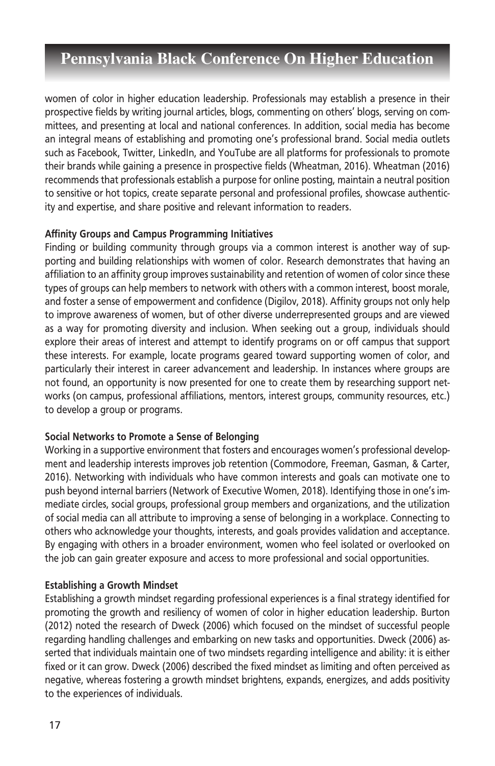women of color in higher education leadership. Professionals may establish a presence in their prospective fields by writing journal articles, blogs, commenting on others' blogs, serving on committees, and presenting at local and national conferences. In addition, social media has become an integral means of establishing and promoting one's professional brand. Social media outlets such as Facebook, Twitter, LinkedIn, and YouTube are all platforms for professionals to promote their brands while gaining a presence in prospective fields (Wheatman, 2016). Wheatman (2016) recommends that professionals establish a purpose for online posting, maintain a neutral position to sensitive or hot topics, create separate personal and professional profiles, showcase authenticity and expertise, and share positive and relevant information to readers.

**Affinity Groups and Campus Programming Initiatives**

Finding or building community through groups via a common interest is another way of supporting and building relationships with women of color. Research demonstrates that having an affiliation to an affinity group improves sustainability and retention of women of color since these types of groups can help members to network with others with a common interest, boost morale, and foster a sense of empowerment and confidence (Digilov, 2018). Affinity groups not only help to improve awareness of women, but of other diverse underrepresented groups and are viewed as a way for promoting diversity and inclusion. When seeking out a group, individuals should explore their areas of interest and attempt to identify programs on or off campus that support these interests. For example, locate programs geared toward supporting women of color, and particularly their interest in career advancement and leadership. In instances where groups are not found, an opportunity is now presented for one to create them by researching support networks (on campus, professional affiliations, mentors, interest groups, community resources, etc.) to develop a group or programs.

**Social Networks to Promote a Sense of Belonging**

Working in a supportive environment that fosters and encourages women's professional development and leadership interests improves job retention (Commodore, Freeman, Gasman, & Carter, 2016). Networking with individuals who have common interests and goals can motivate one to push beyond internal barriers (Network of Executive Women, 2018). Identifying those in one's immediate circles, social groups, professional group members and organizations, and the utilization of social media can all attribute to improving a sense of belonging in a workplace. Connecting to others who acknowledge your thoughts, interests, and goals provides validation and acceptance. By engaging with others in a broader environment, women who feel isolated or overlooked on the job can gain greater exposure and access to more professional and social opportunities.

**Establishing a Growth Mindset**

Establishing a growth mindset regarding professional experiences is a final strategy identified for promoting the growth and resiliency of women of color in higher education leadership. Burton (2012) noted the research of Dweck (2006) which focused on the mindset of successful people regarding handling challenges and embarking on new tasks and opportunities. Dweck (2006) asserted that individuals maintain one of two mindsets regarding intelligence and ability: it is either fixed or it can grow. Dweck (2006) described the fixed mindset as limiting and often perceived as negative, whereas fostering a growth mindset brightens, expands, energizes, and adds positivity to the experiences of individuals.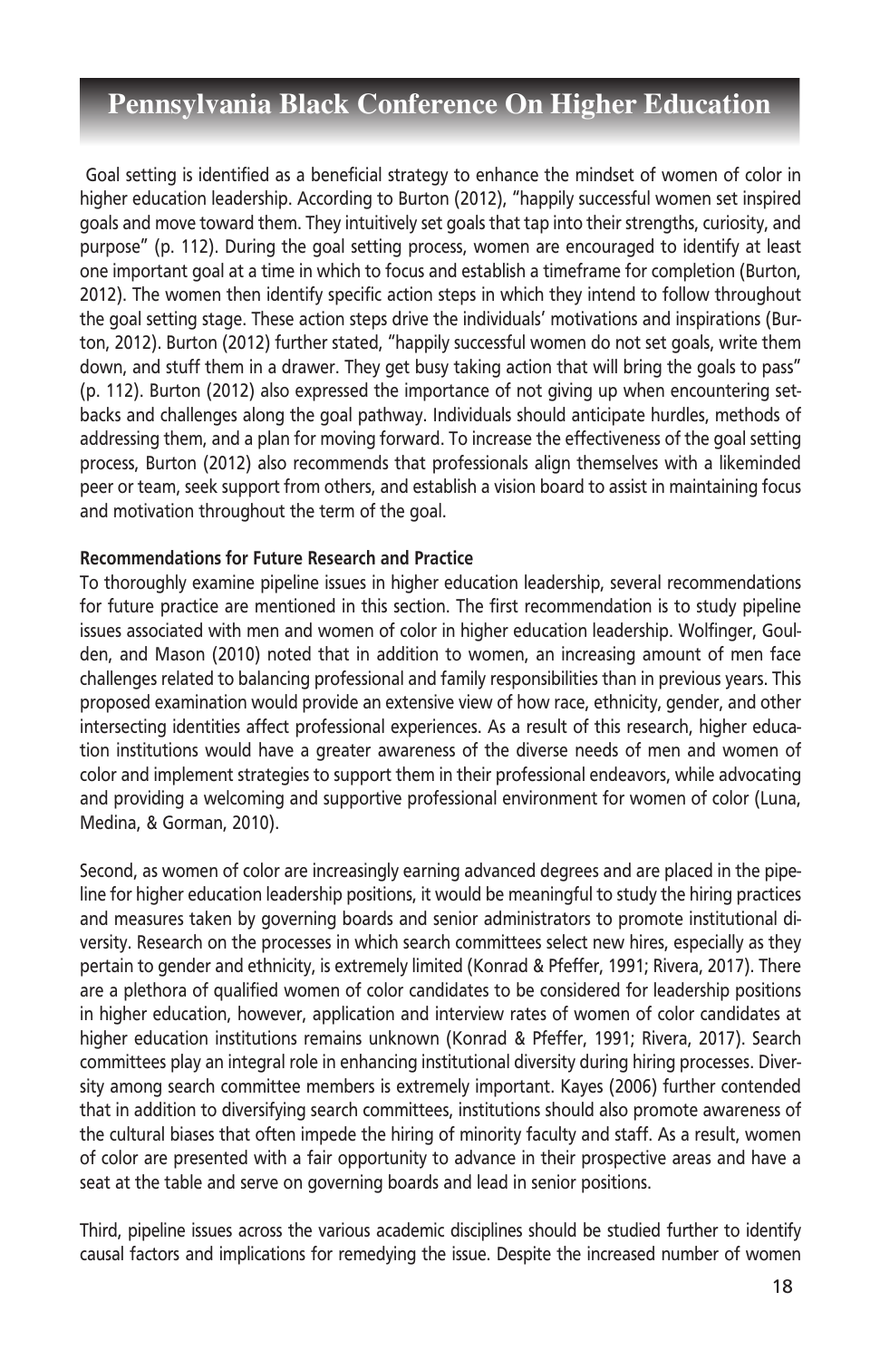Goal setting is identified as a beneficial strategy to enhance the mindset of women of color in higher education leadership. According to Burton (2012), "happily successful women set inspired goals and move toward them. They intuitively set goals that tap into their strengths, curiosity, and purpose" (p. 112). During the goal setting process, women are encouraged to identify at least one important goal at a time in which to focus and establish a timeframe for completion (Burton, 2012). The women then identify specific action steps in which they intend to follow throughout the goal setting stage. These action steps drive the individuals' motivations and inspirations (Burton, 2012). Burton (2012) further stated, "happily successful women do not set goals, write them down, and stuff them in a drawer. They get busy taking action that will bring the goals to pass" (p. 112). Burton (2012) also expressed the importance of not giving up when encountering setbacks and challenges along the goal pathway. Individuals should anticipate hurdles, methods of addressing them, and a plan for moving forward. To increase the effectiveness of the goal setting process, Burton (2012) also recommends that professionals align themselves with a likeminded peer or team, seek support from others, and establish a vision board to assist in maintaining focus and motivation throughout the term of the goal.

**Recommendations for Future Research and Practice**

To thoroughly examine pipeline issues in higher education leadership, several recommendations for future practice are mentioned in this section. The first recommendation is to study pipeline issues associated with men and women of color in higher education leadership. Wolfinger, Goulden, and Mason (2010) noted that in addition to women, an increasing amount of men face challenges related to balancing professional and family responsibilities than in previous years. This proposed examination would provide an extensive view of how race, ethnicity, gender, and other intersecting identities affect professional experiences. As a result of this research, higher education institutions would have a greater awareness of the diverse needs of men and women of color and implement strategies to support them in their professional endeavors, while advocating and providing a welcoming and supportive professional environment for women of color (Luna, Medina, & Gorman, 2010).

Second, as women of color are increasingly earning advanced degrees and are placed in the pipeline for higher education leadership positions, it would be meaningful to study the hiring practices and measures taken by governing boards and senior administrators to promote institutional diversity. Research on the processes in which search committees select new hires, especially as they pertain to gender and ethnicity, is extremely limited (Konrad & Pfeffer, 1991; Rivera, 2017). There are a plethora of qualified women of color candidates to be considered for leadership positions in higher education, however, application and interview rates of women of color candidates at higher education institutions remains unknown (Konrad & Pfeffer, 1991; Rivera, 2017). Search committees play an integral role in enhancing institutional diversity during hiring processes. Diversity among search committee members is extremely important. Kayes (2006) further contended that in addition to diversifying search committees, institutions should also promote awareness of the cultural biases that often impede the hiring of minority faculty and staff. As a result, women of color are presented with a fair opportunity to advance in their prospective areas and have a seat at the table and serve on governing boards and lead in senior positions.

Third, pipeline issues across the various academic disciplines should be studied further to identify causal factors and implications for remedying the issue. Despite the increased number of women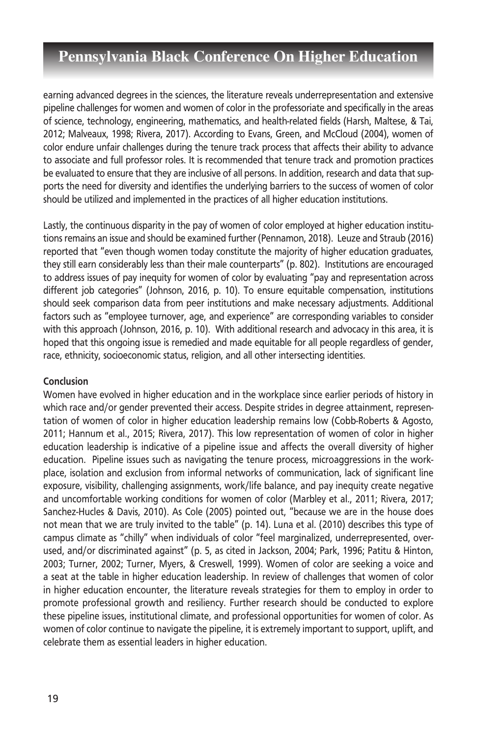earning advanced degrees in the sciences, the literature reveals underrepresentation and extensive pipeline challenges for women and women of color in the professoriate and specifically in the areas of science, technology, engineering, mathematics, and health-related fields (Harsh, Maltese, & Tai, 2012; Malveaux, 1998; Rivera, 2017). According to Evans, Green, and McCloud (2004), women of color endure unfair challenges during the tenure track process that affects their ability to advance to associate and full professor roles. It is recommended that tenure track and promotion practices be evaluated to ensure that they are inclusive of all persons. In addition, research and data that supports the need for diversity and identifies the underlying barriers to the success of women of color should be utilized and implemented in the practices of all higher education institutions.

Lastly, the continuous disparity in the pay of women of color employed at higher education institutions remains an issue and should be examined further (Pennamon, 2018). Leuze and Straub (2016) reported that "even though women today constitute the majority of higher education graduates, they still earn considerably less than their male counterparts" (p. 802). Institutions are encouraged to address issues of pay inequity for women of color by evaluating "pay and representation across different job categories" (Johnson, 2016, p. 10). To ensure equitable compensation, institutions should seek comparison data from peer institutions and make necessary adjustments. Additional factors such as "employee turnover, age, and experience" are corresponding variables to consider with this approach (Johnson, 2016, p. 10). With additional research and advocacy in this area, it is hoped that this ongoing issue is remedied and made equitable for all people regardless of gender, race, ethnicity, socioeconomic status, religion, and all other intersecting identities.

**Conclusion**

Women have evolved in higher education and in the workplace since earlier periods of history in which race and/or gender prevented their access. Despite strides in degree attainment, representation of women of color in higher education leadership remains low (Cobb-Roberts & Agosto, 2011; Hannum et al., 2015; Rivera, 2017). This low representation of women of color in higher education leadership is indicative of a pipeline issue and affects the overall diversity of higher education. Pipeline issues such as navigating the tenure process, microaggressions in the workplace, isolation and exclusion from informal networks of communication, lack of significant line exposure, visibility, challenging assignments, work/life balance, and pay inequity create negative and uncomfortable working conditions for women of color (Marbley et al., 2011; Rivera, 2017; Sanchez-Hucles & Davis, 2010). As Cole (2005) pointed out, "because we are in the house does not mean that we are truly invited to the table" (p. 14). Luna et al. (2010) describes this type of campus climate as "chilly" when individuals of color "feel marginalized, underrepresented, overused, and/or discriminated against" (p. 5, as cited in Jackson, 2004; Park, 1996; Patitu & Hinton, 2003; Turner, 2002; Turner, Myers, & Creswell, 1999). Women of color are seeking a voice and a seat at the table in higher education leadership. In review of challenges that women of color in higher education encounter, the literature reveals strategies for them to employ in order to promote professional growth and resiliency. Further research should be conducted to explore these pipeline issues, institutional climate, and professional opportunities for women of color. As women of color continue to navigate the pipeline, it is extremely important to support, uplift, and celebrate them as essential leaders in higher education.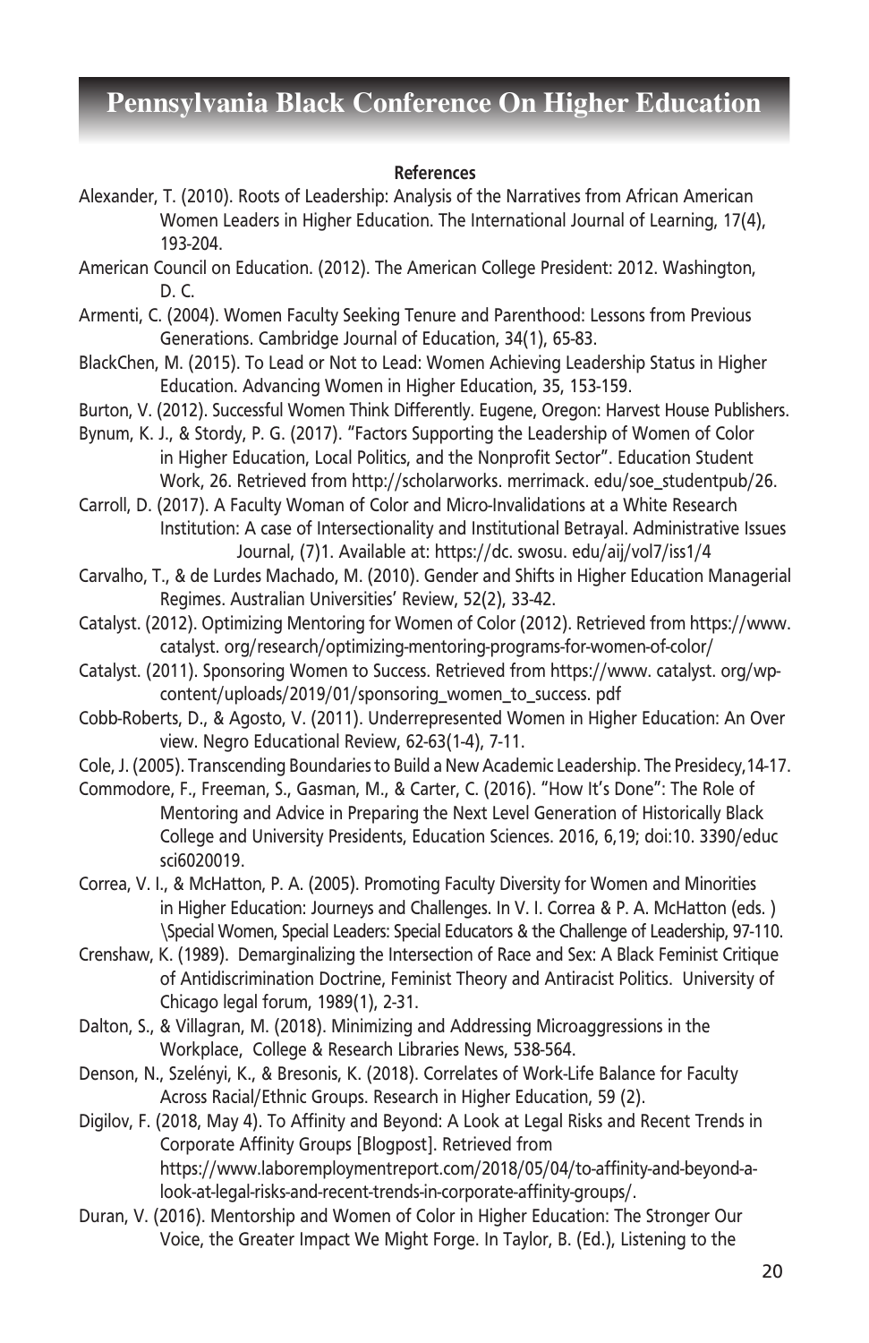**References**

Alexander, T. (2010). Roots of Leadership: Analysis of the Narratives from African American Women Leaders in Higher Education. The International Journal of Learning, 17(4), 193-204.

American Council on Education. (2012). The American College President: 2012. Washington, D. C.

Armenti, C. (2004). Women Faculty Seeking Tenure and Parenthood: Lessons from Previous Generations. Cambridge Journal of Education, 34(1), 65-83.

BlackChen, M. (2015). To Lead or Not to Lead: Women Achieving Leadership Status in Higher Education. Advancing Women in Higher Education, 35, 153-159.

Burton, V. (2012). Successful Women Think Differently. Eugene, Oregon: Harvest House Publishers.

Bynum, K. J., & Stordy, P. G. (2017). "Factors Supporting the Leadership of Women of Color in Higher Education, Local Politics, and the Nonprofit Sector". Education Student Work, 26. Retrieved from http://scholarworks. merrimack. edu/soe_studentpub/26.

Carroll, D. (2017). A Faculty Woman of Color and Micro-Invalidations at a White Research Institution: A case of Intersectionality and Institutional Betrayal. Administrative Issues Journal, (7)1. Available at: https://dc. swosu. edu/aij/vol7/iss1/4

Carvalho, T., & de Lurdes Machado, M. (2010). Gender and Shifts in Higher Education Managerial Regimes. Australian Universities' Review, 52(2), 33-42.

Catalyst. (2012). Optimizing Mentoring for Women of Color (2012). Retrieved from https://www. catalyst. org/research/optimizing-mentoring-programs-for-women-of-color/

Catalyst. (2011). Sponsoring Women to Success. Retrieved from https://www. catalyst. org/wp-content/uploads/2019/01/sponsoring_women_to_success. pdf

Cobb-Roberts, D., & Agosto, V. (2011). Underrepresented Women in Higher Education: An Over view. Negro Educational Review, 62-63(1-4), 7-11.

Cole, J. (2005). Transcending Boundaries to Build a New Academic Leadership. The Presidecy,14-17.

Commodore, F., Freeman, S., Gasman, M., & Carter, C. (2016). "How It's Done": The Role of Mentoring and Advice in Preparing the Next Level Generation of Historically Black College and University Presidents, Education Sciences. 2016, 6,19; doi:10. 3390/educ sci6020019.

Correa, V. I., & McHatton, P. A. (2005). Promoting Faculty Diversity for Women and Minorities in Higher Education: Journeys and Challenges. In V. I. Correa & P. A. McHatton (eds. ) \Special Women, Special Leaders: Special Educators & the Challenge of Leadership, 97-110.

Crenshaw, K. (1989). Demarginalizing the Intersection of Race and Sex: A Black Feminist Critique of Antidiscrimination Doctrine, Feminist Theory and Antiracist Politics. University of Chicago legal forum, 1989(1), 2-31.

Dalton, S., & Villagran, M. (2018). Minimizing and Addressing Microaggressions in the Workplace, College & Research Libraries News, 538-564.

Denson, N., Szelényi, K., & Bresonis, K. (2018). Correlates of Work-Life Balance for Faculty Across Racial/Ethnic Groups. Research in Higher Education, 59 (2).

Digilov, F. (2018, May 4). To Affinity and Beyond: A Look at Legal Risks and Recent Trends in Corporate Affinity Groups [Blogpost]. Retrieved from https://www.laboremploymentreport.com/2018/05/04/to-affinity-and-beyond-a-look-at-legal-risks-and-recent-trends-in-corporate-affinity-groups/.

Duran, V. (2016). Mentorship and Women of Color in Higher Education: The Stronger Our Voice, the Greater Impact We Might Forge. In Taylor, B. (Ed.), Listening to the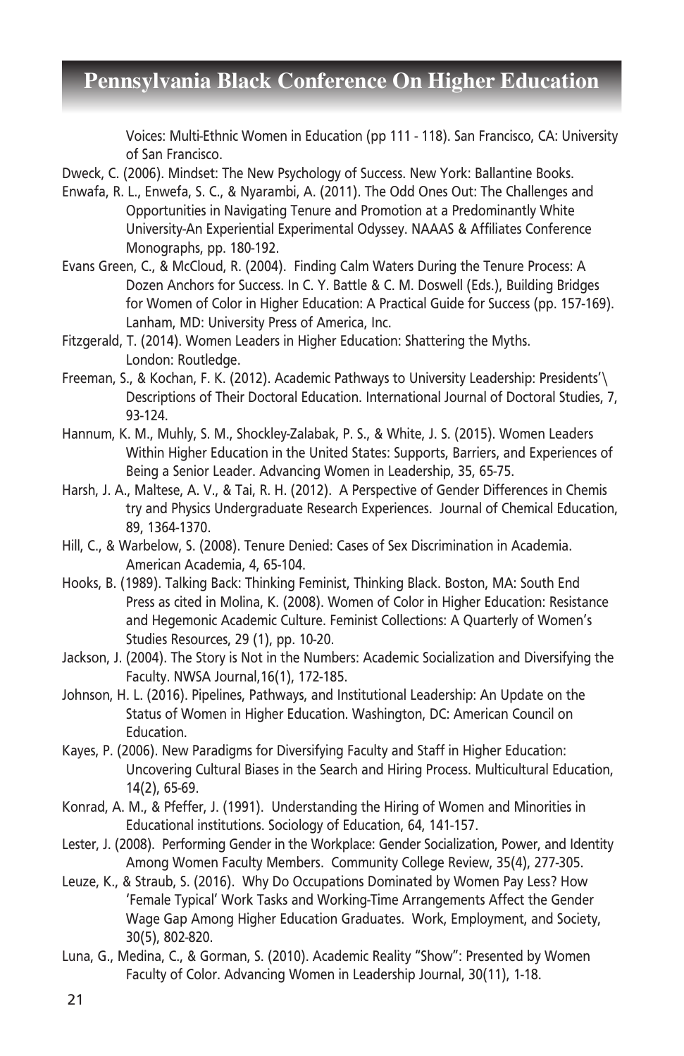Voices: Multi-Ethnic Women in Education (pp 111 - 118). San Francisco, CA: University of San Francisco.

Dweck, C. (2006). Mindset: The New Psychology of Success. New York: Ballantine Books.

Enwafa, R. L., Enwefa, S. C., & Nyarambi, A. (2011). The Odd Ones Out: The Challenges and Opportunities in Navigating Tenure and Promotion at a Predominantly White University-An Experiential Experimental Odyssey. NAAAS & Affiliates Conference Monographs, pp. 180-192.

Evans Green, C., & McCloud, R. (2004). Finding Calm Waters During the Tenure Process: A Dozen Anchors for Success. In C. Y. Battle & C. M. Doswell (Eds.), Building Bridges for Women of Color in Higher Education: A Practical Guide for Success (pp. 157-169). Lanham, MD: University Press of America, Inc.

Fitzgerald, T. (2014). Women Leaders in Higher Education: Shattering the Myths. London: Routledge.

Freeman, S., & Kochan, F. K. (2012). Academic Pathways to University Leadership: Presidents'\ Descriptions of Their Doctoral Education. International Journal of Doctoral Studies, 7, 93-124.

Hannum, K. M., Muhly, S. M., Shockley-Zalabak, P. S., & White, J. S. (2015). Women Leaders Within Higher Education in the United States: Supports, Barriers, and Experiences of Being a Senior Leader. Advancing Women in Leadership, 35, 65-75.

Harsh, J. A., Maltese, A. V., & Tai, R. H. (2012). A Perspective of Gender Differences in Chemis try and Physics Undergraduate Research Experiences. Journal of Chemical Education, 89, 1364-1370.

Hill, C., & Warbelow, S. (2008). Tenure Denied: Cases of Sex Discrimination in Academia. American Academia, 4, 65-104.

Hooks, B. (1989). Talking Back: Thinking Feminist, Thinking Black. Boston, MA: South End Press as cited in Molina, K. (2008). Women of Color in Higher Education: Resistance and Hegemonic Academic Culture. Feminist Collections: A Quarterly of Women's Studies Resources, 29 (1), pp. 10-20.

Jackson, J. (2004). The Story is Not in the Numbers: Academic Socialization and Diversifying the Faculty. NWSA Journal,16(1), 172-185.

Johnson, H. L. (2016). Pipelines, Pathways, and Institutional Leadership: An Update on the Status of Women in Higher Education. Washington, DC: American Council on Education.

Kayes, P. (2006). New Paradigms for Diversifying Faculty and Staff in Higher Education: Uncovering Cultural Biases in the Search and Hiring Process. Multicultural Education, 14(2), 65-69.

Konrad, A. M., & Pfeffer, J. (1991). Understanding the Hiring of Women and Minorities in Educational institutions. Sociology of Education, 64, 141-157.

Lester, J. (2008). Performing Gender in the Workplace: Gender Socialization, Power, and Identity Among Women Faculty Members. Community College Review, 35(4), 277-305.

Leuze, K., & Straub, S. (2016). Why Do Occupations Dominated by Women Pay Less? How 'Female Typical' Work Tasks and Working-Time Arrangements Affect the Gender Wage Gap Among Higher Education Graduates. Work, Employment, and Society, 30(5), 802-820.

Luna, G., Medina, C., & Gorman, S. (2010). Academic Reality "Show": Presented by Women Faculty of Color. Advancing Women in Leadership Journal, 30(11), 1-18.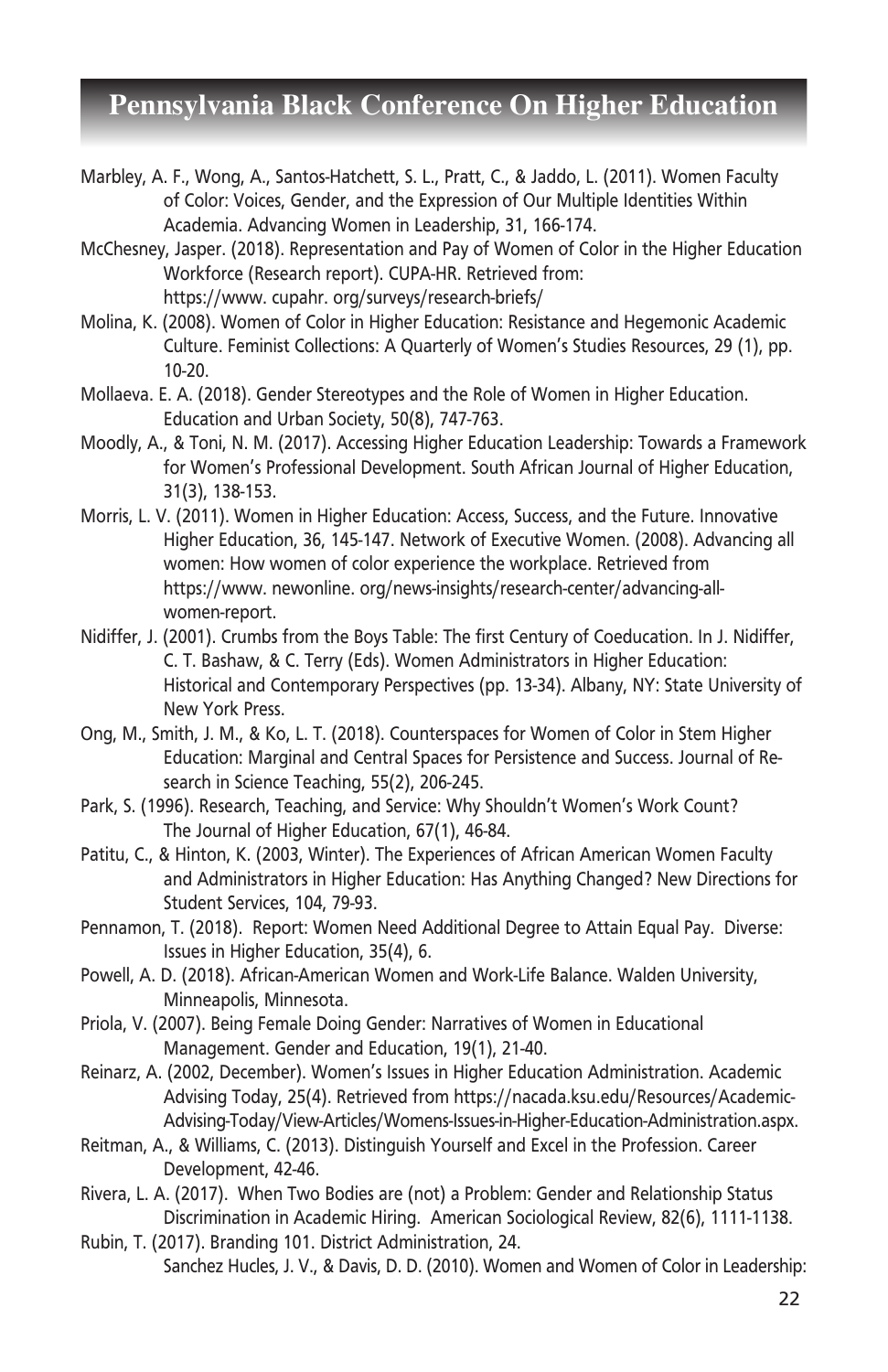Marbley, A. F., Wong, A., Santos-Hatchett, S. L., Pratt, C., & Jaddo, L. (2011). Women Faculty of Color: Voices, Gender, and the Expression of Our Multiple Identities Within Academia. Advancing Women in Leadership, 31, 166-174.

McChesney, Jasper. (2018). Representation and Pay of Women of Color in the Higher Education Workforce (Research report). CUPA-HR. Retrieved from: https://www. cupahr. org/surveys/research-briefs/

Molina, K. (2008). Women of Color in Higher Education: Resistance and Hegemonic Academic Culture. Feminist Collections: A Quarterly of Women's Studies Resources, 29 (1), pp. 10-20.

Mollaeva. E. A. (2018). Gender Stereotypes and the Role of Women in Higher Education. Education and Urban Society, 50(8), 747-763.

Moodly, A., & Toni, N. M. (2017). Accessing Higher Education Leadership: Towards a Framework for Women's Professional Development. South African Journal of Higher Education, 31(3), 138-153.

Morris, L. V. (2011). Women in Higher Education: Access, Success, and the Future. Innovative Higher Education, 36, 145-147. Network of Executive Women. (2008). Advancing all women: How women of color experience the workplace. Retrieved from https://www. newonline. org/news-insights/research-center/advancing-all-women-report.

Nidiffer, J. (2001). Crumbs from the Boys Table: The first Century of Coeducation. In J. Nidiffer, C. T. Bashaw, & C. Terry (Eds). Women Administrators in Higher Education: Historical and Contemporary Perspectives (pp. 13-34). Albany, NY: State University of New York Press.

Ong, M., Smith, J. M., & Ko, L. T. (2018). Counterspaces for Women of Color in Stem Higher Education: Marginal and Central Spaces for Persistence and Success. Journal of Research in Science Teaching, 55(2), 206-245.

Park, S. (1996). Research, Teaching, and Service: Why Shouldn't Women's Work Count? The Journal of Higher Education, 67(1), 46-84.

Patitu, C., & Hinton, K. (2003, Winter). The Experiences of African American Women Faculty and Administrators in Higher Education: Has Anything Changed? New Directions for Student Services, 104, 79-93.

Pennamon, T. (2018). Report: Women Need Additional Degree to Attain Equal Pay. Diverse: Issues in Higher Education, 35(4), 6.

Powell, A. D. (2018). African-American Women and Work-Life Balance. Walden University, Minneapolis, Minnesota.

Priola, V. (2007). Being Female Doing Gender: Narratives of Women in Educational Management. Gender and Education, 19(1), 21-40.

Reinarz, A. (2002, December). Women's Issues in Higher Education Administration. Academic Advising Today, 25(4). Retrieved from https://nacada.ksu.edu/Resources/Academic-Advising-Today/View-Articles/Womens-Issues-in-Higher-Education-Administration.aspx.

Reitman, A., & Williams, C. (2013). Distinguish Yourself and Excel in the Profession. Career Development, 42-46.

Rivera, L. A. (2017). When Two Bodies are (not) a Problem: Gender and Relationship Status Discrimination in Academic Hiring. American Sociological Review, 82(6), 1111-1138.

Rubin, T. (2017). Branding 101. District Administration, 24.

Sanchez Hucles, J. V., & Davis, D. D. (2010). Women and Women of Color in Leadership: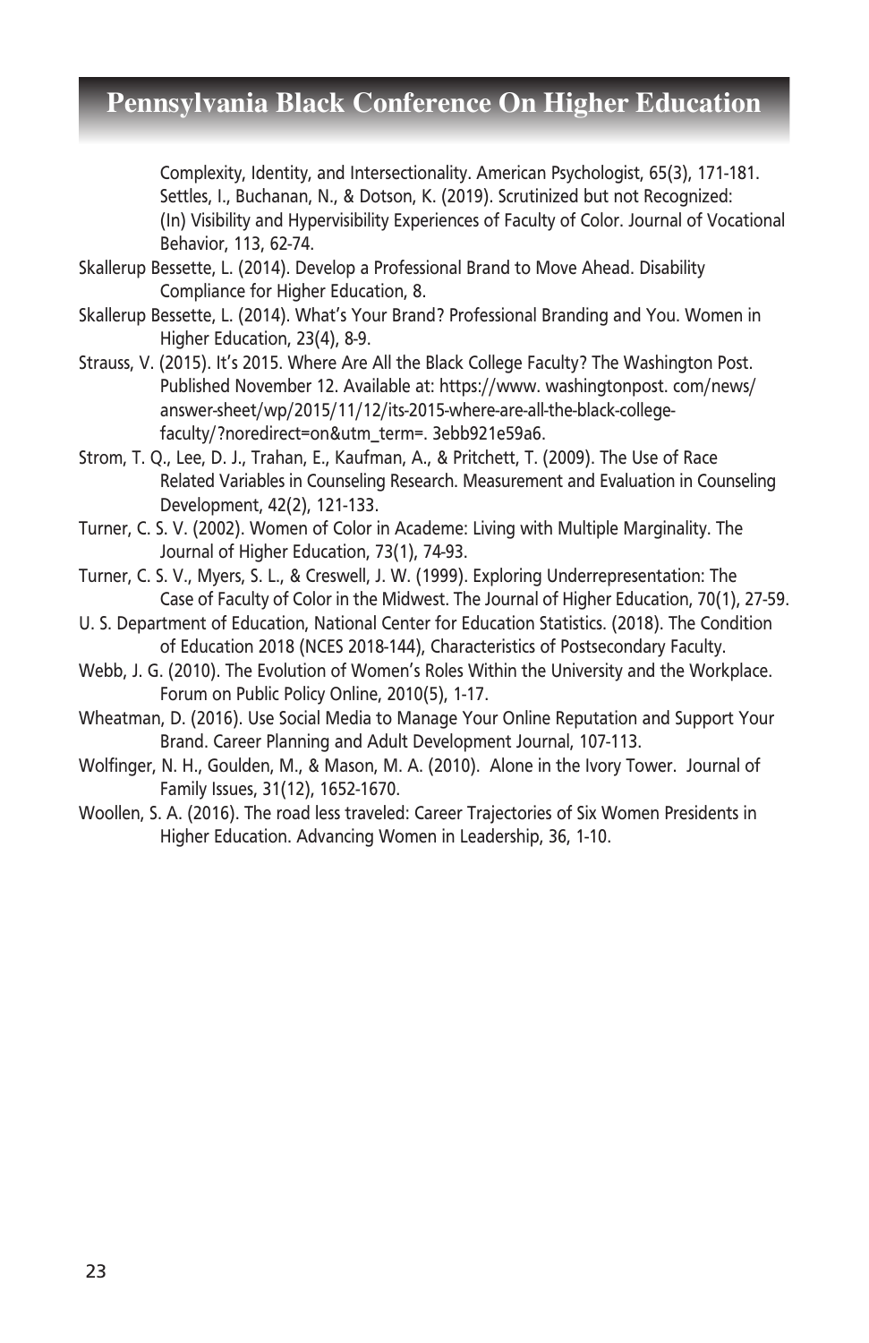Complexity, Identity, and Intersectionality. American Psychologist, 65(3), 171-181.

Settles, I., Buchanan, N., & Dotson, K. (2019). Scrutinized but not Recognized: (In) Visibility and Hypervisibility Experiences of Faculty of Color. Journal of Vocational Behavior, 113, 62-74.

Skallerup Bessette, L. (2014). Develop a Professional Brand to Move Ahead. Disability Compliance for Higher Education, 8.

Skallerup Bessette, L. (2014). What's Your Brand? Professional Branding and You. Women in Higher Education, 23(4), 8-9.

Strauss, V. (2015). It's 2015. Where Are All the Black College Faculty? The Washington Post. Published November 12. Available at: https://www. washingtonpost. com/news/answer-sheet/wp/2015/11/12/its-2015-where-are-all-the-black-college-faculty/?noredirect=on&utm_term=. 3ebb921e59a6.

Strom, T. Q., Lee, D. J., Trahan, E., Kaufman, A., & Pritchett, T. (2009). The Use of Race Related Variables in Counseling Research. Measurement and Evaluation in Counseling Development, 42(2), 121-133.

Turner, C. S. V. (2002). Women of Color in Academe: Living with Multiple Marginality. The Journal of Higher Education, 73(1), 74-93.

Turner, C. S. V., Myers, S. L., & Creswell, J. W. (1999). Exploring Underrepresentation: The Case of Faculty of Color in the Midwest. The Journal of Higher Education, 70(1), 27-59.

U. S. Department of Education, National Center for Education Statistics. (2018). The Condition of Education 2018 (NCES 2018-144), Characteristics of Postsecondary Faculty.

Webb, J. G. (2010). The Evolution of Women's Roles Within the University and the Workplace. Forum on Public Policy Online, 2010(5), 1-17.

Wheatman, D. (2016). Use Social Media to Manage Your Online Reputation and Support Your Brand. Career Planning and Adult Development Journal, 107-113.

Wolfinger, N. H., Goulden, M., & Mason, M. A. (2010). Alone in the Ivory Tower. Journal of Family Issues, 31(12), 1652-1670.

Woollen, S. A. (2016). The road less traveled: Career Trajectories of Six Women Presidents in Higher Education. Advancing Women in Leadership, 36, 1-10.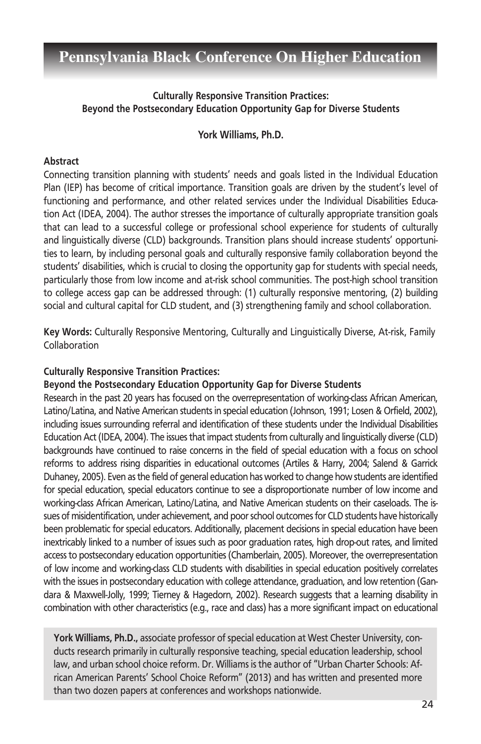### Culturally Responsive Transition Practices: Beyond the Postsecondary Education Opportunity Gap for Diverse Students

**York Williams, Ph.D.**

**Abstract**

Connecting transition planning with students' needs and goals listed in the Individual Education Plan (IEP) has become of critical importance. Transition goals are driven by the student's level of functioning and performance, and other related services under the Individual Disabilities Education Act (IDEA, 2004). The author stresses the importance of culturally appropriate transition goals that can lead to a successful college or professional school experience for students of culturally and linguistically diverse (CLD) backgrounds. Transition plans should increase students' opportunities to learn, by including personal goals and culturally responsive family collaboration beyond the students' disabilities, which is crucial to closing the opportunity gap for students with special needs, particularly those from low income and at-risk school communities. The post-high school transition to college access gap can be addressed through: (1) culturally responsive mentoring, (2) building social and cultural capital for CLD student, and (3) strengthening family and school collaboration.

**Key Words:** Culturally Responsive Mentoring, Culturally and Linguistically Diverse, At-risk, Family Collaboration

**Culturally Responsive Transition Practices:**
**Beyond the Postsecondary Education Opportunity Gap for Diverse Students**

Research in the past 20 years has focused on the overrepresentation of working-class African American, Latino/Latina, and Native American students in special education (Johnson, 1991; Losen & Orfield, 2002), including issues surrounding referral and identification of these students under the Individual Disabilities Education Act (IDEA, 2004). The issues that impact students from culturally and linguistically diverse (CLD) backgrounds have continued to raise concerns in the field of special education with a focus on school reforms to address rising disparities in educational outcomes (Artiles & Harry, 2004; Salend & Garrick Duhaney, 2005). Even as the field of general education has worked to change how students are identified for special education, special educators continue to see a disproportionate number of low income and working-class African American, Latino/Latina, and Native American students on their caseloads. The issues of misidentification, under achievement, and poor school outcomes for CLD students have historically been problematic for special educators. Additionally, placement decisions in special education have been inextricably linked to a number of issues such as poor graduation rates, high drop-out rates, and limited access to postsecondary education opportunities (Chamberlain, 2005). Moreover, the overrepresentation of low income and working-class CLD students with disabilities in special education positively correlates with the issues in postsecondary education with college attendance, graduation, and low retention (Gandara & Maxwell-Jolly, 1999; Tierney & Hagedorn, 2002). Research suggests that a learning disability in combination with other characteristics (e.g., race and class) has a more significant impact on educational

**York Williams, Ph.D.,** associate professor of special education at West Chester University, conducts research primarily in culturally responsive teaching, special education leadership, school law, and urban school choice reform. Dr. Williams is the author of "Urban Charter Schools: African American Parents' School Choice Reform" (2013) and has written and presented more than two dozen papers at conferences and workshops nationwide.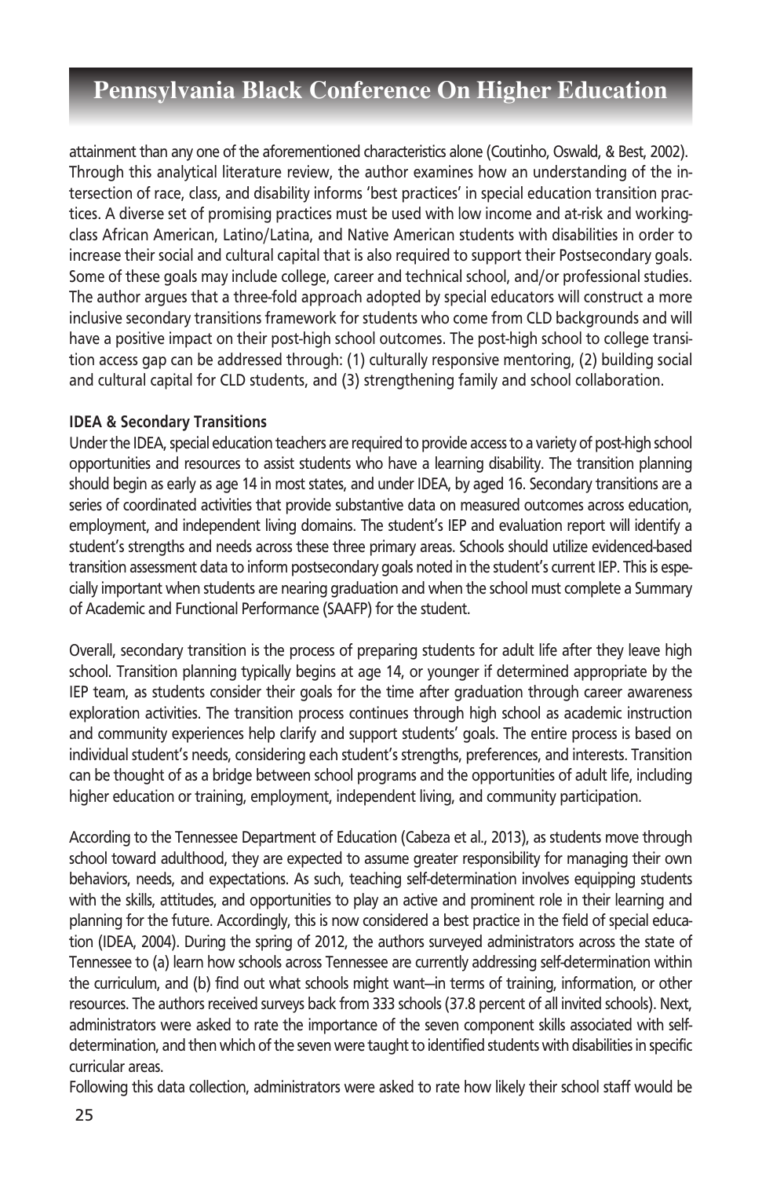attainment than any one of the aforementioned characteristics alone (Coutinho, Oswald, & Best, 2002). Through this analytical literature review, the author examines how an understanding of the intersection of race, class, and disability informs 'best practices' in special education transition practices. A diverse set of promising practices must be used with low income and at-risk and working-class African American, Latino/Latina, and Native American students with disabilities in order to increase their social and cultural capital that is also required to support their Postsecondary goals. Some of these goals may include college, career and technical school, and/or professional studies. The author argues that a three-fold approach adopted by special educators will construct a more inclusive secondary transitions framework for students who come from CLD backgrounds and will have a positive impact on their post-high school outcomes. The post-high school to college transition access gap can be addressed through: (1) culturally responsive mentoring, (2) building social and cultural capital for CLD students, and (3) strengthening family and school collaboration.

**IDEA & Secondary Transitions**

Under the IDEA, special education teachers are required to provide access to a variety of post-high school opportunities and resources to assist students who have a learning disability. The transition planning should begin as early as age 14 in most states, and under IDEA, by aged 16. Secondary transitions are a series of coordinated activities that provide substantive data on measured outcomes across education, employment, and independent living domains. The student's IEP and evaluation report will identify a student's strengths and needs across these three primary areas. Schools should utilize evidenced-based transition assessment data to inform postsecondary goals noted in the student's current IEP. This is especially important when students are nearing graduation and when the school must complete a Summary of Academic and Functional Performance (SAAFP) for the student.

Overall, secondary transition is the process of preparing students for adult life after they leave high school. Transition planning typically begins at age 14, or younger if determined appropriate by the IEP team, as students consider their goals for the time after graduation through career awareness exploration activities. The transition process continues through high school as academic instruction and community experiences help clarify and support students' goals. The entire process is based on individual student's needs, considering each student's strengths, preferences, and interests. Transition can be thought of as a bridge between school programs and the opportunities of adult life, including higher education or training, employment, independent living, and community participation.

According to the Tennessee Department of Education (Cabeza et al., 2013), as students move through school toward adulthood, they are expected to assume greater responsibility for managing their own behaviors, needs, and expectations. As such, teaching self-determination involves equipping students with the skills, attitudes, and opportunities to play an active and prominent role in their learning and planning for the future. Accordingly, this is now considered a best practice in the field of special education (IDEA, 2004). During the spring of 2012, the authors surveyed administrators across the state of Tennessee to (a) learn how schools across Tennessee are currently addressing self-determination within the curriculum, and (b) find out what schools might want—in terms of training, information, or other resources. The authors received surveys back from 333 schools (37.8 percent of all invited schools). Next, administrators were asked to rate the importance of the seven component skills associated with self-determination, and then which of the seven were taught to identified students with disabilities in specific curricular areas.

Following this data collection, administrators were asked to rate how likely their school staff would be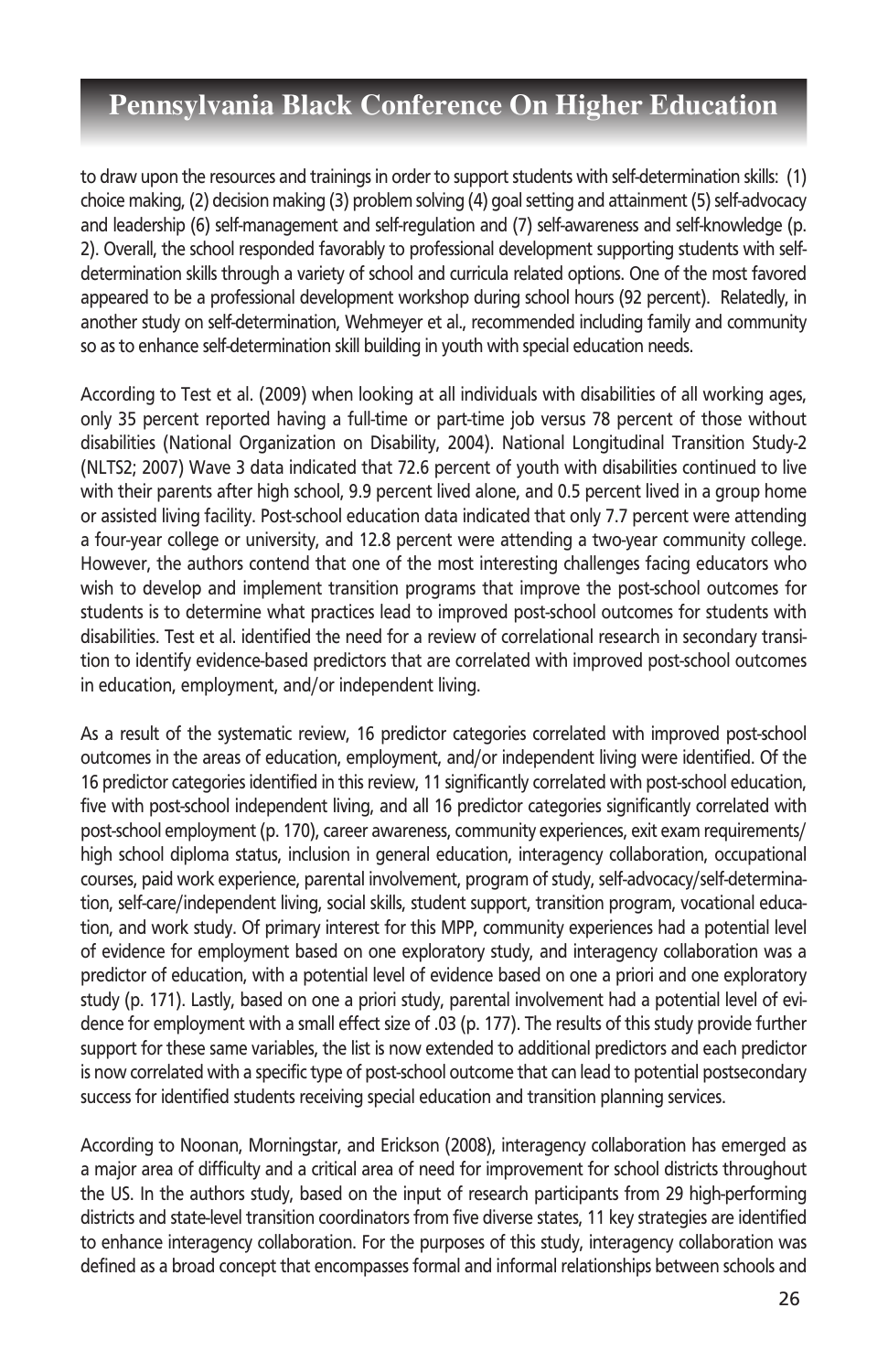to draw upon the resources and trainings in order to support students with self-determination skills: (1) choice making, (2) decision making (3) problem solving (4) goal setting and attainment (5) self-advocacy and leadership (6) self-management and self-regulation and (7) self-awareness and self-knowledge (p. 2). Overall, the school responded favorably to professional development supporting students with self-determination skills through a variety of school and curricula related options. One of the most favored appeared to be a professional development workshop during school hours (92 percent). Relatedly, in another study on self-determination, Wehmeyer et al., recommended including family and community so as to enhance self-determination skill building in youth with special education needs.

According to Test et al. (2009) when looking at all individuals with disabilities of all working ages, only 35 percent reported having a full-time or part-time job versus 78 percent of those without disabilities (National Organization on Disability, 2004). National Longitudinal Transition Study-2 (NLTS2; 2007) Wave 3 data indicated that 72.6 percent of youth with disabilities continued to live with their parents after high school, 9.9 percent lived alone, and 0.5 percent lived in a group home or assisted living facility. Post-school education data indicated that only 7.7 percent were attending a four-year college or university, and 12.8 percent were attending a two-year community college. However, the authors contend that one of the most interesting challenges facing educators who wish to develop and implement transition programs that improve the post-school outcomes for students is to determine what practices lead to improved post-school outcomes for students with disabilities. Test et al. identified the need for a review of correlational research in secondary transition to identify evidence-based predictors that are correlated with improved post-school outcomes in education, employment, and/or independent living.

As a result of the systematic review, 16 predictor categories correlated with improved post-school outcomes in the areas of education, employment, and/or independent living were identified. Of the 16 predictor categories identified in this review, 11 significantly correlated with post-school education, five with post-school independent living, and all 16 predictor categories significantly correlated with post-school employment (p. 170), career awareness, community experiences, exit exam requirements/ high school diploma status, inclusion in general education, interagency collaboration, occupational courses, paid work experience, parental involvement, program of study, self-advocacy/self-determination, self-care/independent living, social skills, student support, transition program, vocational education, and work study. Of primary interest for this MPP, community experiences had a potential level of evidence for employment based on one exploratory study, and interagency collaboration was a predictor of education, with a potential level of evidence based on one a priori and one exploratory study (p. 171). Lastly, based on one a priori study, parental involvement had a potential level of evidence for employment with a small effect size of .03 (p. 177). The results of this study provide further support for these same variables, the list is now extended to additional predictors and each predictor is now correlated with a specific type of post-school outcome that can lead to potential postsecondary success for identified students receiving special education and transition planning services.

According to Noonan, Morningstar, and Erickson (2008), interagency collaboration has emerged as a major area of difficulty and a critical area of need for improvement for school districts throughout the US. In the authors study, based on the input of research participants from 29 high-performing districts and state-level transition coordinators from five diverse states, 11 key strategies are identified to enhance interagency collaboration. For the purposes of this study, interagency collaboration was defined as a broad concept that encompasses formal and informal relationships between schools and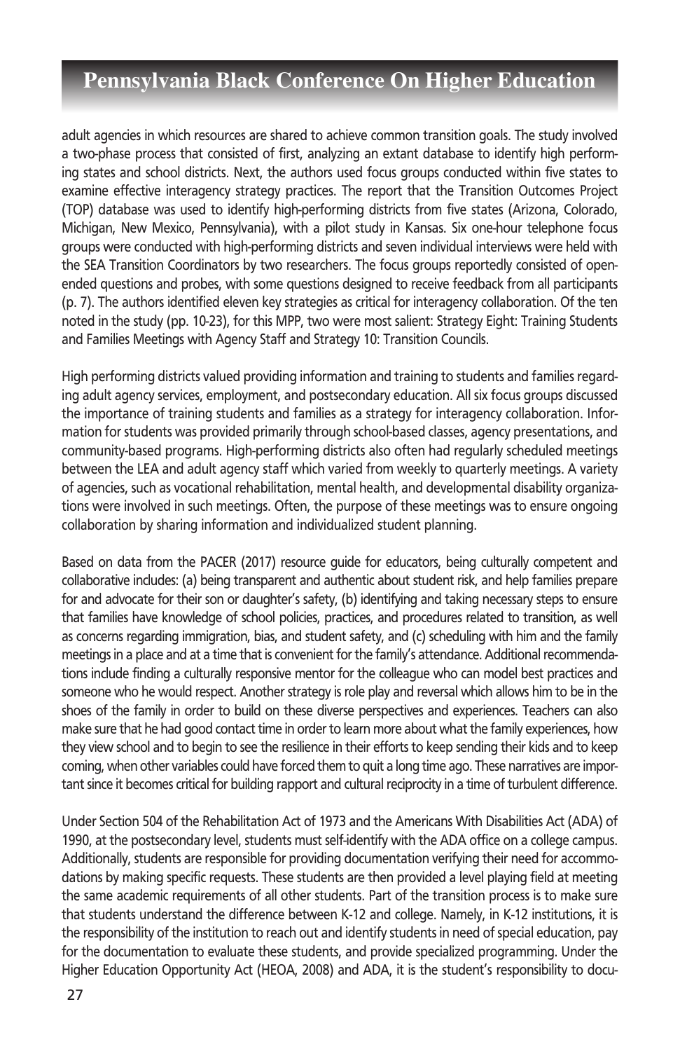adult agencies in which resources are shared to achieve common transition goals. The study involved a two-phase process that consisted of first, analyzing an extant database to identify high performing states and school districts. Next, the authors used focus groups conducted within five states to examine effective interagency strategy practices. The report that the Transition Outcomes Project (TOP) database was used to identify high-performing districts from five states (Arizona, Colorado, Michigan, New Mexico, Pennsylvania), with a pilot study in Kansas. Six one-hour telephone focus groups were conducted with high-performing districts and seven individual interviews were held with the SEA Transition Coordinators by two researchers. The focus groups reportedly consisted of open-ended questions and probes, with some questions designed to receive feedback from all participants (p. 7). The authors identified eleven key strategies as critical for interagency collaboration. Of the ten noted in the study (pp. 10-23), for this MPP, two were most salient: Strategy Eight: Training Students and Families Meetings with Agency Staff and Strategy 10: Transition Councils.

High performing districts valued providing information and training to students and families regarding adult agency services, employment, and postsecondary education. All six focus groups discussed the importance of training students and families as a strategy for interagency collaboration. Information for students was provided primarily through school-based classes, agency presentations, and community-based programs. High-performing districts also often had regularly scheduled meetings between the LEA and adult agency staff which varied from weekly to quarterly meetings. A variety of agencies, such as vocational rehabilitation, mental health, and developmental disability organizations were involved in such meetings. Often, the purpose of these meetings was to ensure ongoing collaboration by sharing information and individualized student planning.

Based on data from the PACER (2017) resource guide for educators, being culturally competent and collaborative includes: (a) being transparent and authentic about student risk, and help families prepare for and advocate for their son or daughter's safety, (b) identifying and taking necessary steps to ensure that families have knowledge of school policies, practices, and procedures related to transition, as well as concerns regarding immigration, bias, and student safety, and (c) scheduling with him and the family meetings in a place and at a time that is convenient for the family's attendance. Additional recommendations include finding a culturally responsive mentor for the colleague who can model best practices and someone who he would respect. Another strategy is role play and reversal which allows him to be in the shoes of the family in order to build on these diverse perspectives and experiences. Teachers can also make sure that he had good contact time in order to learn more about what the family experiences, how they view school and to begin to see the resilience in their efforts to keep sending their kids and to keep coming, when other variables could have forced them to quit a long time ago. These narratives are important since it becomes critical for building rapport and cultural reciprocity in a time of turbulent difference.

Under Section 504 of the Rehabilitation Act of 1973 and the Americans With Disabilities Act (ADA) of 1990, at the postsecondary level, students must self-identify with the ADA office on a college campus. Additionally, students are responsible for providing documentation verifying their need for accommodations by making specific requests. These students are then provided a level playing field at meeting the same academic requirements of all other students. Part of the transition process is to make sure that students understand the difference between K-12 and college. Namely, in K-12 institutions, it is the responsibility of the institution to reach out and identify students in need of special education, pay for the documentation to evaluate these students, and provide specialized programming. Under the Higher Education Opportunity Act (HEOA, 2008) and ADA, it is the student's responsibility to docu-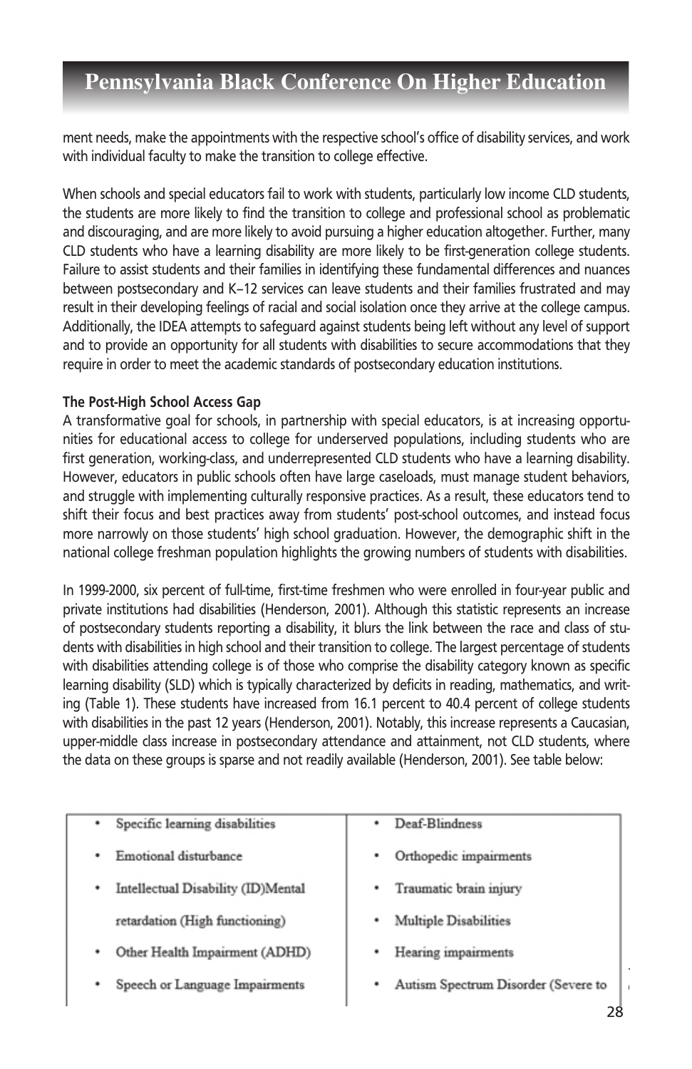ment needs, make the appointments with the respective school's office of disability services, and work with individual faculty to make the transition to college effective.

When schools and special educators fail to work with students, particularly low income CLD students, the students are more likely to find the transition to college and professional school as problematic and discouraging, and are more likely to avoid pursuing a higher education altogether. Further, many CLD students who have a learning disability are more likely to be first-generation college students. Failure to assist students and their families in identifying these fundamental differences and nuances between postsecondary and K–12 services can leave students and their families frustrated and may result in their developing feelings of racial and social isolation once they arrive at the college campus. Additionally, the IDEA attempts to safeguard against students being left without any level of support and to provide an opportunity for all students with disabilities to secure accommodations that they require in order to meet the academic standards of postsecondary education institutions.

**The Post-High School Access Gap**

A transformative goal for schools, in partnership with special educators, is at increasing opportunities for educational access to college for underserved populations, including students who are first generation, working-class, and underrepresented CLD students who have a learning disability. However, educators in public schools often have large caseloads, must manage student behaviors, and struggle with implementing culturally responsive practices. As a result, these educators tend to shift their focus and best practices away from students' post-school outcomes, and instead focus more narrowly on those students' high school graduation. However, the demographic shift in the national college freshman population highlights the growing numbers of students with disabilities.

In 1999-2000, six percent of full-time, first-time freshmen who were enrolled in four-year public and private institutions had disabilities (Henderson, 2001). Although this statistic represents an increase of postsecondary students reporting a disability, it blurs the link between the race and class of students with disabilities in high school and their transition to college. The largest percentage of students with disabilities attending college is of those who comprise the disability category known as specific learning disability (SLD) which is typically characterized by deficits in reading, mathematics, and writing (Table 1). These students have increased from 16.1 percent to 40.4 percent of college students with disabilities in the past 12 years (Henderson, 2001). Notably, this increase represents a Caucasian, upper-middle class increase in postsecondary attendance and attainment, not CLD students, where the data on these groups is sparse and not readily available (Henderson, 2001). See table below:

| | |
|---|---|
| • Specific learning disabilities | • Deaf-Blindness |
| • Emotional disturbance | • Orthopedic impairments |
| • Intellectual Disability (ID)Mental retardation (High functioning) | • Traumatic brain injury |
| | • Multiple Disabilities |
| • Other Health Impairment (ADHD) | • Hearing impairments |
| • Speech or Language Impairments | • Autism Spectrum Disorder (Severe to |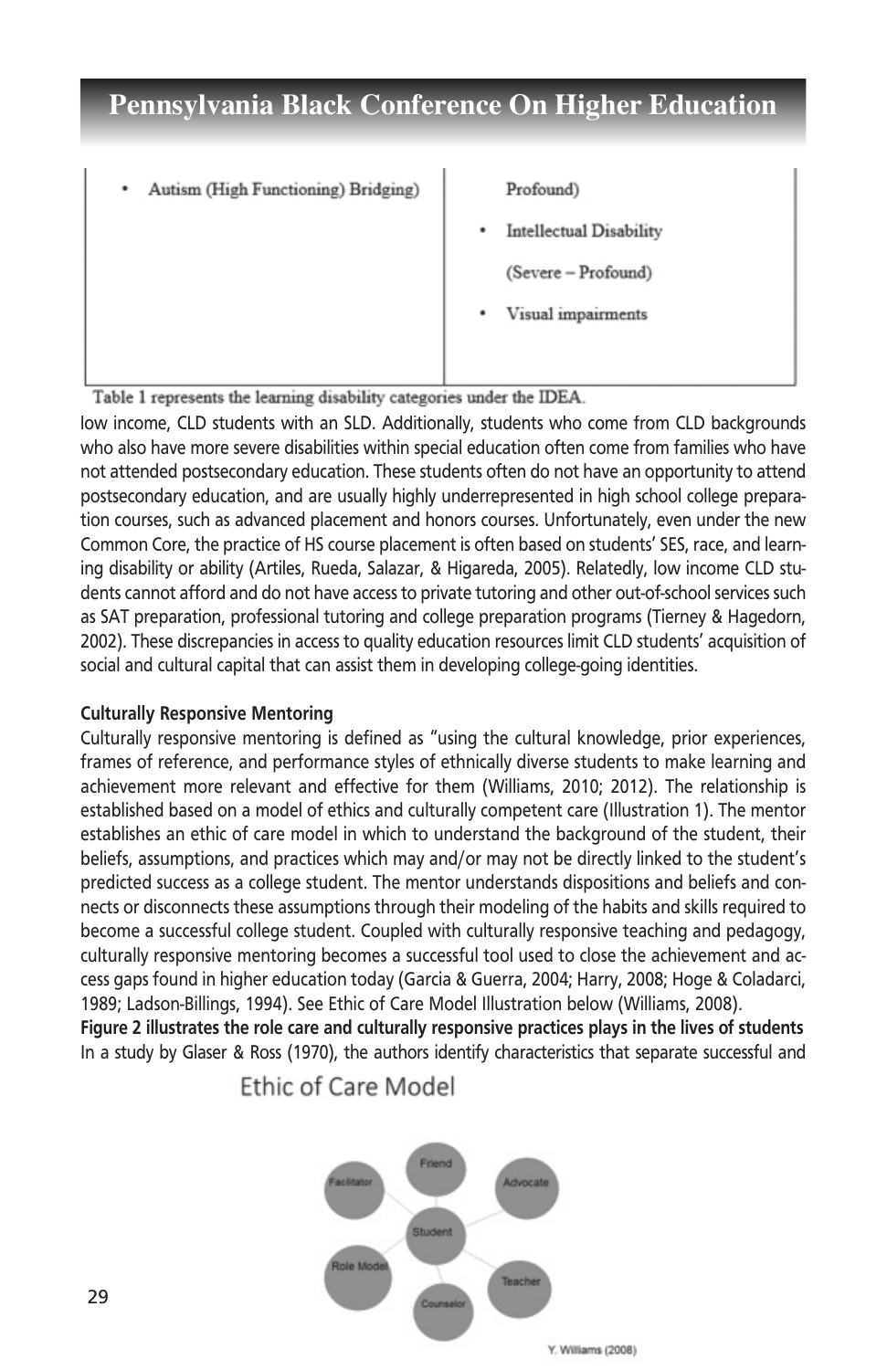| | |
|---|---|
| • Autism (High Functioning) Bridging) | Profound)<br>• Intellectual Disability<br>(Severe – Profound)<br>• Visual impairments |

Table 1 represents the learning disability categories under the IDEA.

low income, CLD students with an SLD. Additionally, students who come from CLD backgrounds who also have more severe disabilities within special education often come from families who have not attended postsecondary education. These students often do not have an opportunity to attend postsecondary education, and are usually highly underrepresented in high school college preparation courses, such as advanced placement and honors courses. Unfortunately, even under the new Common Core, the practice of HS course placement is often based on students' SES, race, and learning disability or ability (Artiles, Rueda, Salazar, & Higareda, 2005). Relatedly, low income CLD students cannot afford and do not have access to private tutoring and other out-of-school services such as SAT preparation, professional tutoring and college preparation programs (Tierney & Hagedorn, 2002). These discrepancies in access to quality education resources limit CLD students' acquisition of social and cultural capital that can assist them in developing college-going identities.

**Culturally Responsive Mentoring**

Culturally responsive mentoring is defined as "using the cultural knowledge, prior experiences, frames of reference, and performance styles of ethnically diverse students to make learning and achievement more relevant and effective for them (Williams, 2010; 2012). The relationship is established based on a model of ethics and culturally competent care (Illustration 1). The mentor establishes an ethic of care model in which to understand the background of the student, their beliefs, assumptions, and practices which may and/or may not be directly linked to the student's predicted success as a college student. The mentor understands dispositions and beliefs and connects or disconnects these assumptions through their modeling of the habits and skills required to become a successful college student. Coupled with culturally responsive teaching and pedagogy, culturally responsive mentoring becomes a successful tool used to close the achievement and access gaps found in higher education today (Garcia & Guerra, 2004; Harry, 2008; Hoge & Coladarci, 1989; Ladson-Billings, 1994). See Ethic of Care Model Illustration below (Williams, 2008).

**Figure 2 illustrates the role care and culturally responsive practices plays in the lives of students**

In a study by Glaser & Ross (1970), the authors identify characteristics that separate successful and

Ethic of Care Model

Friend, Facilitator, Advocate, Student, Role Model, Teacher, Counselor

Y. Williams (2008)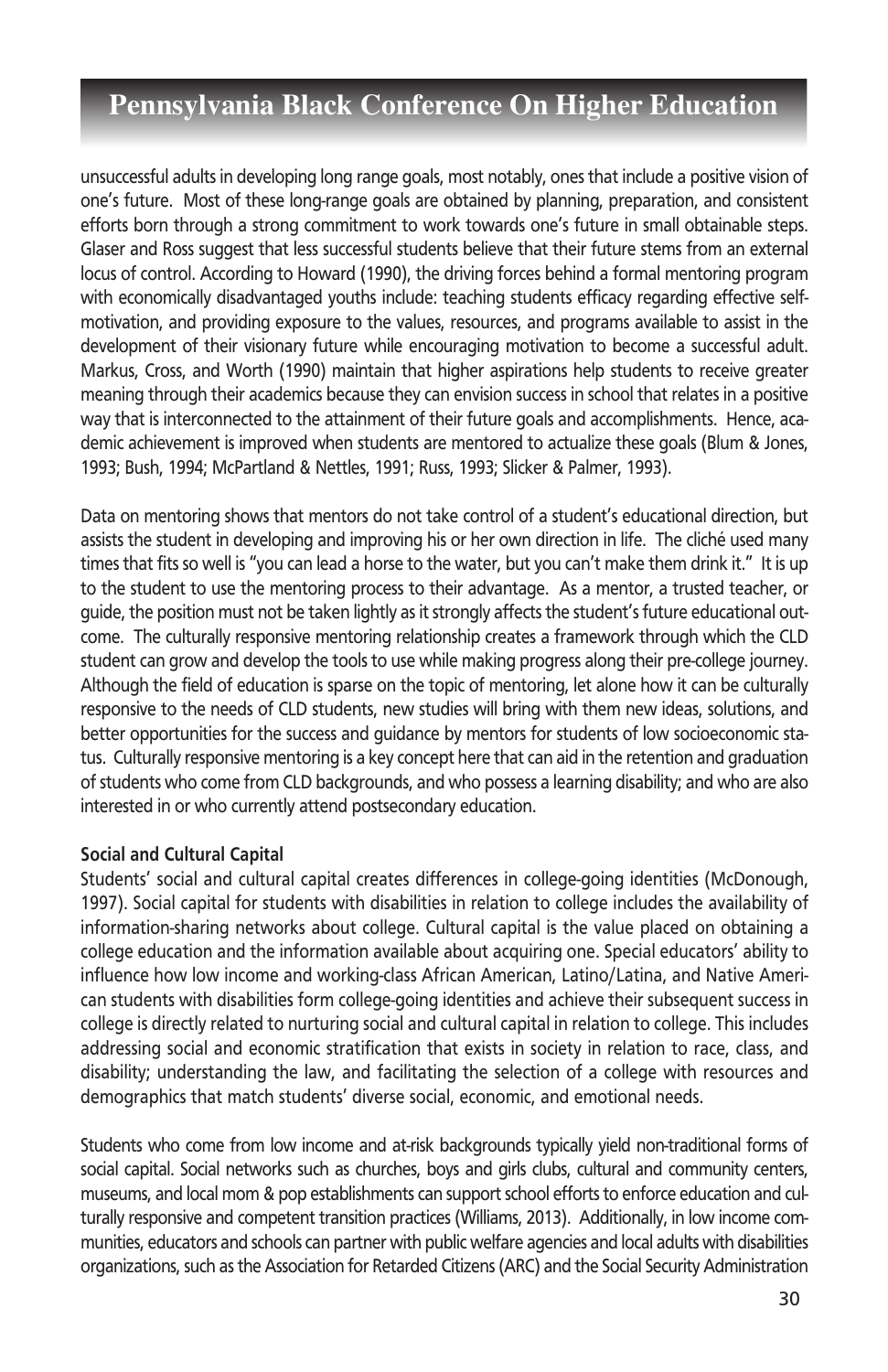unsuccessful adults in developing long range goals, most notably, ones that include a positive vision of one's future. Most of these long-range goals are obtained by planning, preparation, and consistent efforts born through a strong commitment to work towards one's future in small obtainable steps. Glaser and Ross suggest that less successful students believe that their future stems from an external locus of control. According to Howard (1990), the driving forces behind a formal mentoring program with economically disadvantaged youths include: teaching students efficacy regarding effective self-motivation, and providing exposure to the values, resources, and programs available to assist in the development of their visionary future while encouraging motivation to become a successful adult. Markus, Cross, and Worth (1990) maintain that higher aspirations help students to receive greater meaning through their academics because they can envision success in school that relates in a positive way that is interconnected to the attainment of their future goals and accomplishments. Hence, academic achievement is improved when students are mentored to actualize these goals (Blum & Jones, 1993; Bush, 1994; McPartland & Nettles, 1991; Russ, 1993; Slicker & Palmer, 1993).

Data on mentoring shows that mentors do not take control of a student's educational direction, but assists the student in developing and improving his or her own direction in life. The cliché used many times that fits so well is "you can lead a horse to the water, but you can't make them drink it." It is up to the student to use the mentoring process to their advantage. As a mentor, a trusted teacher, or guide, the position must not be taken lightly as it strongly affects the student's future educational outcome. The culturally responsive mentoring relationship creates a framework through which the CLD student can grow and develop the tools to use while making progress along their pre-college journey. Although the field of education is sparse on the topic of mentoring, let alone how it can be culturally responsive to the needs of CLD students, new studies will bring with them new ideas, solutions, and better opportunities for the success and guidance by mentors for students of low socioeconomic status. Culturally responsive mentoring is a key concept here that can aid in the retention and graduation of students who come from CLD backgrounds, and who possess a learning disability; and who are also interested in or who currently attend postsecondary education.

**Social and Cultural Capital**

Students' social and cultural capital creates differences in college-going identities (McDonough, 1997). Social capital for students with disabilities in relation to college includes the availability of information-sharing networks about college. Cultural capital is the value placed on obtaining a college education and the information available about acquiring one. Special educators' ability to influence how low income and working-class African American, Latino/Latina, and Native American students with disabilities form college-going identities and achieve their subsequent success in college is directly related to nurturing social and cultural capital in relation to college. This includes addressing social and economic stratification that exists in society in relation to race, class, and disability; understanding the law, and facilitating the selection of a college with resources and demographics that match students' diverse social, economic, and emotional needs.

Students who come from low income and at-risk backgrounds typically yield non-traditional forms of social capital. Social networks such as churches, boys and girls clubs, cultural and community centers, museums, and local mom & pop establishments can support school efforts to enforce education and culturally responsive and competent transition practices (Williams, 2013). Additionally, in low income communities, educators and schools can partner with public welfare agencies and local adults with disabilities organizations, such as the Association for Retarded Citizens (ARC) and the Social Security Administration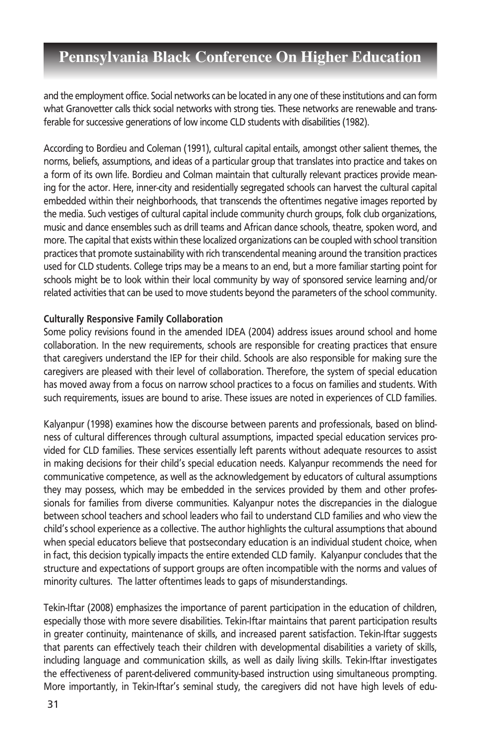and the employment office. Social networks can be located in any one of these institutions and can form what Granovetter calls thick social networks with strong ties. These networks are renewable and transferable for successive generations of low income CLD students with disabilities (1982).

According to Bordieu and Coleman (1991), cultural capital entails, amongst other salient themes, the norms, beliefs, assumptions, and ideas of a particular group that translates into practice and takes on a form of its own life. Bordieu and Colman maintain that culturally relevant practices provide meaning for the actor. Here, inner-city and residentially segregated schools can harvest the cultural capital embedded within their neighborhoods, that transcends the oftentimes negative images reported by the media. Such vestiges of cultural capital include community church groups, folk club organizations, music and dance ensembles such as drill teams and African dance schools, theatre, spoken word, and more. The capital that exists within these localized organizations can be coupled with school transition practices that promote sustainability with rich transcendental meaning around the transition practices used for CLD students. College trips may be a means to an end, but a more familiar starting point for schools might be to look within their local community by way of sponsored service learning and/or related activities that can be used to move students beyond the parameters of the school community.

**Culturally Responsive Family Collaboration**

Some policy revisions found in the amended IDEA (2004) address issues around school and home collaboration. In the new requirements, schools are responsible for creating practices that ensure that caregivers understand the IEP for their child. Schools are also responsible for making sure the caregivers are pleased with their level of collaboration. Therefore, the system of special education has moved away from a focus on narrow school practices to a focus on families and students. With such requirements, issues are bound to arise. These issues are noted in experiences of CLD families.

Kalyanpur (1998) examines how the discourse between parents and professionals, based on blindness of cultural differences through cultural assumptions, impacted special education services provided for CLD families. These services essentially left parents without adequate resources to assist in making decisions for their child's special education needs. Kalyanpur recommends the need for communicative competence, as well as the acknowledgement by educators of cultural assumptions they may possess, which may be embedded in the services provided by them and other professionals for families from diverse communities. Kalyanpur notes the discrepancies in the dialogue between school teachers and school leaders who fail to understand CLD families and who view the child's school experience as a collective. The author highlights the cultural assumptions that abound when special educators believe that postsecondary education is an individual student choice, when in fact, this decision typically impacts the entire extended CLD family. Kalyanpur concludes that the structure and expectations of support groups are often incompatible with the norms and values of minority cultures. The latter oftentimes leads to gaps of misunderstandings.

Tekin-Iftar (2008) emphasizes the importance of parent participation in the education of children, especially those with more severe disabilities. Tekin-Iftar maintains that parent participation results in greater continuity, maintenance of skills, and increased parent satisfaction. Tekin-Iftar suggests that parents can effectively teach their children with developmental disabilities a variety of skills, including language and communication skills, as well as daily living skills. Tekin-Iftar investigates the effectiveness of parent-delivered community-based instruction using simultaneous prompting. More importantly, in Tekin-Iftar's seminal study, the caregivers did not have high levels of edu-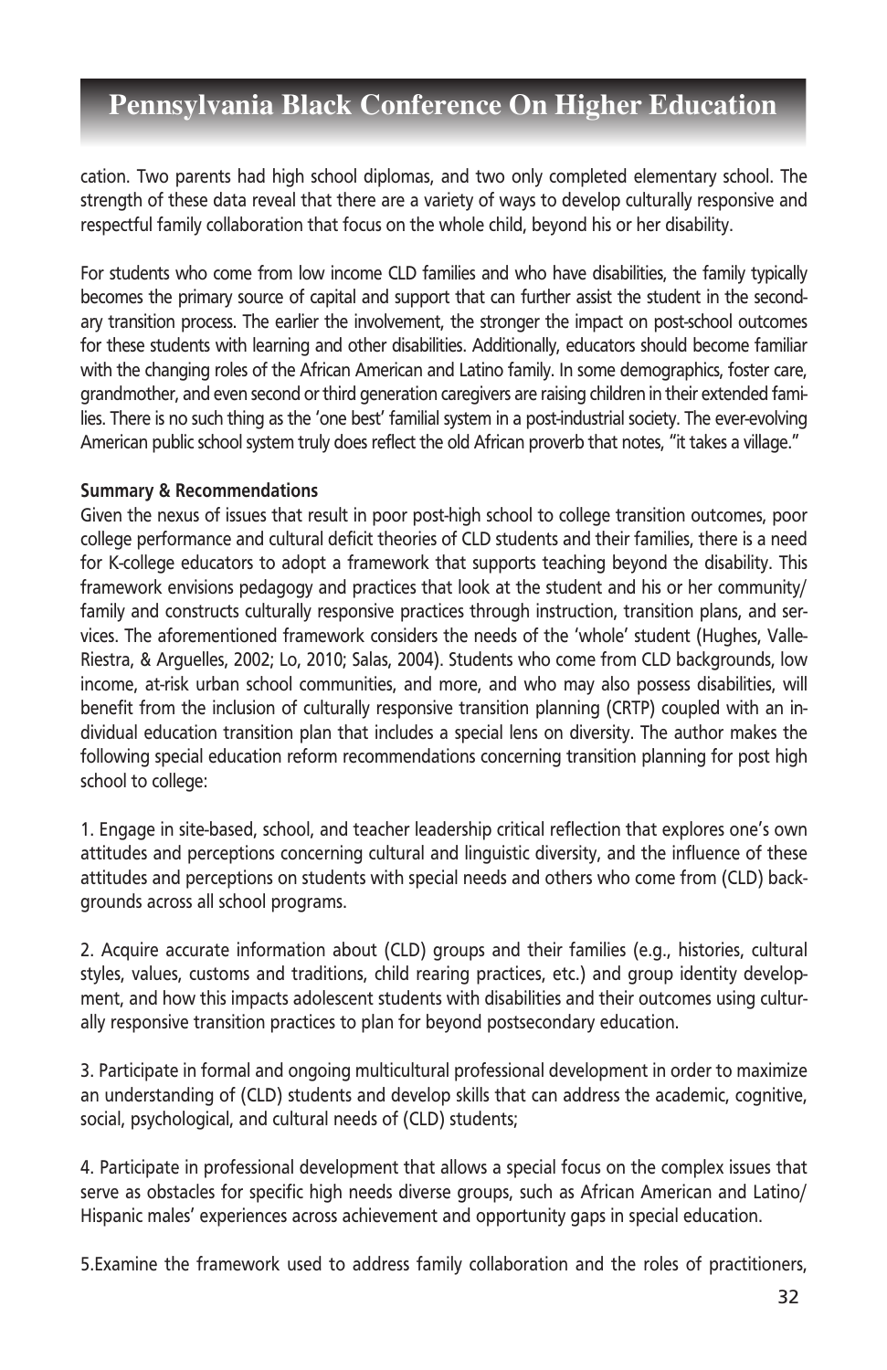cation. Two parents had high school diplomas, and two only completed elementary school. The strength of these data reveal that there are a variety of ways to develop culturally responsive and respectful family collaboration that focus on the whole child, beyond his or her disability.

For students who come from low income CLD families and who have disabilities, the family typically becomes the primary source of capital and support that can further assist the student in the secondary transition process. The earlier the involvement, the stronger the impact on post-school outcomes for these students with learning and other disabilities. Additionally, educators should become familiar with the changing roles of the African American and Latino family. In some demographics, foster care, grandmother, and even second or third generation caregivers are raising children in their extended families. There is no such thing as the 'one best' familial system in a post-industrial society. The ever-evolving American public school system truly does reflect the old African proverb that notes, "it takes a village."

**Summary & Recommendations**

Given the nexus of issues that result in poor post-high school to college transition outcomes, poor college performance and cultural deficit theories of CLD students and their families, there is a need for K-college educators to adopt a framework that supports teaching beyond the disability. This framework envisions pedagogy and practices that look at the student and his or her community/family and constructs culturally responsive practices through instruction, transition plans, and services. The aforementioned framework considers the needs of the 'whole' student (Hughes, Valle-Riestra, & Arguelles, 2002; Lo, 2010; Salas, 2004). Students who come from CLD backgrounds, low income, at-risk urban school communities, and more, and who may also possess disabilities, will benefit from the inclusion of culturally responsive transition planning (CRTP) coupled with an individual education transition plan that includes a special lens on diversity. The author makes the following special education reform recommendations concerning transition planning for post high school to college:

1. Engage in site-based, school, and teacher leadership critical reflection that explores one's own attitudes and perceptions concerning cultural and linguistic diversity, and the influence of these attitudes and perceptions on students with special needs and others who come from (CLD) backgrounds across all school programs.

2. Acquire accurate information about (CLD) groups and their families (e.g., histories, cultural styles, values, customs and traditions, child rearing practices, etc.) and group identity development, and how this impacts adolescent students with disabilities and their outcomes using culturally responsive transition practices to plan for beyond postsecondary education.

3. Participate in formal and ongoing multicultural professional development in order to maximize an understanding of (CLD) students and develop skills that can address the academic, cognitive, social, psychological, and cultural needs of (CLD) students;

4. Participate in professional development that allows a special focus on the complex issues that serve as obstacles for specific high needs diverse groups, such as African American and Latino/Hispanic males' experiences across achievement and opportunity gaps in special education.

5.Examine the framework used to address family collaboration and the roles of practitioners,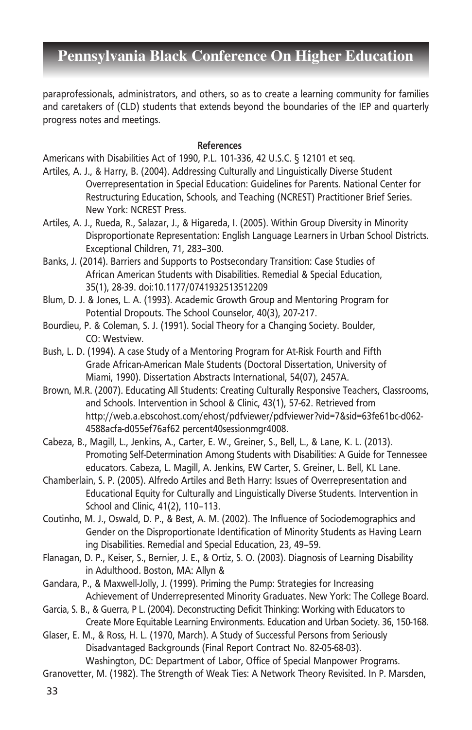paraprofessionals, administrators, and others, so as to create a learning community for families and caretakers of (CLD) students that extends beyond the boundaries of the IEP and quarterly progress notes and meetings.

**References**

Americans with Disabilities Act of 1990, P.L. 101-336, 42 U.S.C. § 12101 et seq.

Artiles, A. J., & Harry, B. (2004). Addressing Culturally and Linguistically Diverse Student Overrepresentation in Special Education: Guidelines for Parents. National Center for Restructuring Education, Schools, and Teaching (NCREST) Practitioner Brief Series. New York: NCREST Press.

Artiles, A. J., Rueda, R., Salazar, J., & Higareda, I. (2005). Within Group Diversity in Minority Disproportionate Representation: English Language Learners in Urban School Districts. Exceptional Children, 71, 283–300.

Banks, J. (2014). Barriers and Supports to Postsecondary Transition: Case Studies of African American Students with Disabilities. Remedial & Special Education, 35(1), 28-39. doi:10.1177/0741932513512209

Blum, D. J. & Jones, L. A. (1993). Academic Growth Group and Mentoring Program for Potential Dropouts. The School Counselor, 40(3), 207-217.

Bourdieu, P. & Coleman, S. J. (1991). Social Theory for a Changing Society. Boulder, CO: Westview.

Bush, L. D. (1994). A case Study of a Mentoring Program for At-Risk Fourth and Fifth Grade African-American Male Students (Doctoral Dissertation, University of Miami, 1990). Dissertation Abstracts International, 54(07), 2457A.

Brown, M.R. (2007). Educating All Students: Creating Culturally Responsive Teachers, Classrooms, and Schools. Intervention in School & Clinic, 43(1), 57-62. Retrieved from http://web.a.ebscohost.com/ehost/pdfviewer/pdfviewer?vid=7&sid=63fe61bc-d062-4588acfa-d055ef76af62 percent40sessionmgr4008.

Cabeza, B., Magill, L., Jenkins, A., Carter, E. W., Greiner, S., Bell, L., & Lane, K. L. (2013). Promoting Self-Determination Among Students with Disabilities: A Guide for Tennessee educators. Cabeza, L. Magill, A. Jenkins, EW Carter, S. Greiner, L. Bell, KL Lane.

Chamberlain, S. P. (2005). Alfredo Artiles and Beth Harry: Issues of Overrepresentation and Educational Equity for Culturally and Linguistically Diverse Students. Intervention in School and Clinic, 41(2), 110–113.

Coutinho, M. J., Oswald, D. P., & Best, A. M. (2002). The Influence of Sociodemographics and Gender on the Disproportionate Identification of Minority Students as Having Learn ing Disabilities. Remedial and Special Education, 23, 49–59.

Flanagan, D. P., Keiser, S., Bernier, J. E., & Ortiz, S. O. (2003). Diagnosis of Learning Disability in Adulthood. Boston, MA: Allyn &

Gandara, P., & Maxwell-Jolly, J. (1999). Priming the Pump: Strategies for Increasing Achievement of Underrepresented Minority Graduates. New York: The College Board.

Garcia, S. B., & Guerra, P L. (2004). Deconstructing Deficit Thinking: Working with Educators to Create More Equitable Learning Environments. Education and Urban Society. 36, 150-168.

Glaser, E. M., & Ross, H. L. (1970, March). A Study of Successful Persons from Seriously Disadvantaged Backgrounds (Final Report Contract No. 82-05-68-03). Washington, DC: Department of Labor, Office of Special Manpower Programs.

Granovetter, M. (1982). The Strength of Weak Ties: A Network Theory Revisited. In P. Marsden,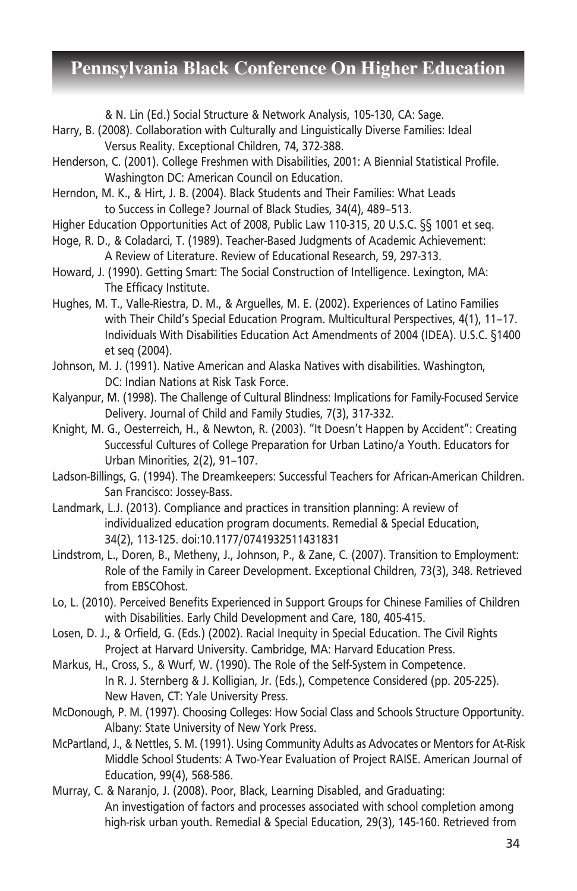& N. Lin (Ed.) Social Structure & Network Analysis, 105-130, CA: Sage.

Harry, B. (2008). Collaboration with Culturally and Linguistically Diverse Families: Ideal Versus Reality. Exceptional Children, 74, 372-388.

Henderson, C. (2001). College Freshmen with Disabilities, 2001: A Biennial Statistical Profile. Washington DC: American Council on Education.

Herndon, M. K., & Hirt, J. B. (2004). Black Students and Their Families: What Leads to Success in College? Journal of Black Studies, 34(4), 489–513.

Higher Education Opportunities Act of 2008, Public Law 110-315, 20 U.S.C. §§ 1001 et seq.

Hoge, R. D., & Coladarci, T. (1989). Teacher-Based Judgments of Academic Achievement: A Review of Literature. Review of Educational Research, 59, 297-313.

Howard, J. (1990). Getting Smart: The Social Construction of Intelligence. Lexington, MA: The Efficacy Institute.

Hughes, M. T., Valle-Riestra, D. M., & Arguelles, M. E. (2002). Experiences of Latino Families with Their Child's Special Education Program. Multicultural Perspectives, 4(1), 11–17. Individuals With Disabilities Education Act Amendments of 2004 (IDEA). U.S.C. §1400 et seq (2004).

Johnson, M. J. (1991). Native American and Alaska Natives with disabilities. Washington, DC: Indian Nations at Risk Task Force.

Kalyanpur, M. (1998). The Challenge of Cultural Blindness: Implications for Family-Focused Service Delivery. Journal of Child and Family Studies, 7(3), 317-332.

Knight, M. G., Oesterreich, H., & Newton, R. (2003). "It Doesn't Happen by Accident": Creating Successful Cultures of College Preparation for Urban Latino/a Youth. Educators for Urban Minorities, 2(2), 91–107.

Ladson-Billings, G. (1994). The Dreamkeepers: Successful Teachers for African-American Children. San Francisco: Jossey-Bass.

Landmark, L.J. (2013). Compliance and practices in transition planning: A review of individualized education program documents. Remedial & Special Education, 34(2), 113-125. doi:10.1177/0741932511431831

Lindstrom, L., Doren, B., Metheny, J., Johnson, P., & Zane, C. (2007). Transition to Employment: Role of the Family in Career Development. Exceptional Children, 73(3), 348. Retrieved from EBSCOhost.

Lo, L. (2010). Perceived Benefits Experienced in Support Groups for Chinese Families of Children with Disabilities. Early Child Development and Care, 180, 405-415.

Losen, D. J., & Orfield, G. (Eds.) (2002). Racial Inequity in Special Education. The Civil Rights Project at Harvard University. Cambridge, MA: Harvard Education Press.

Markus, H., Cross, S., & Wurf, W. (1990). The Role of the Self-System in Competence. In R. J. Sternberg & J. Kolligian, Jr. (Eds.), Competence Considered (pp. 205-225). New Haven, CT: Yale University Press.

McDonough, P. M. (1997). Choosing Colleges: How Social Class and Schools Structure Opportunity. Albany: State University of New York Press.

McPartland, J., & Nettles, S. M. (1991). Using Community Adults as Advocates or Mentors for At-Risk Middle School Students: A Two-Year Evaluation of Project RAISE. American Journal of Education, 99(4), 568-586.

Murray, C. & Naranjo, J. (2008). Poor, Black, Learning Disabled, and Graduating: An investigation of factors and processes associated with school completion among high-risk urban youth. Remedial & Special Education, 29(3), 145-160. Retrieved from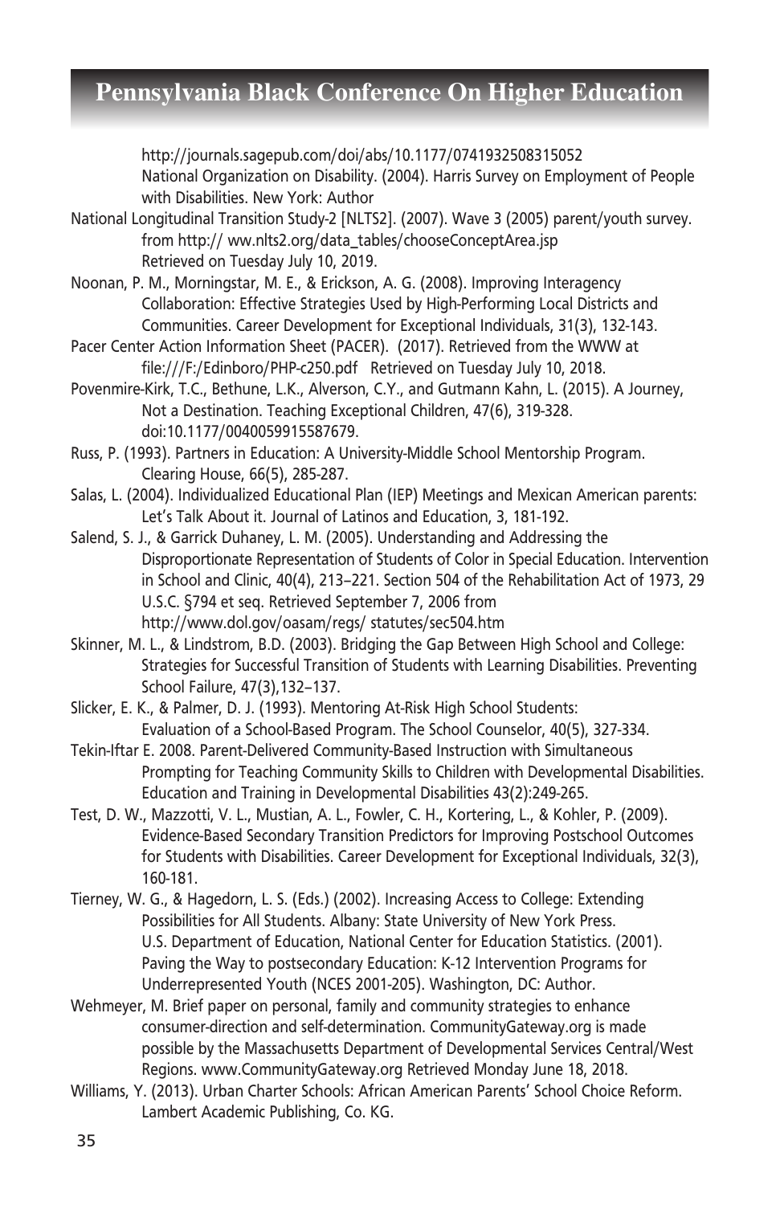http://journals.sagepub.com/doi/abs/10.1177/0741932508315052

National Organization on Disability. (2004). Harris Survey on Employment of People with Disabilities. New York: Author

National Longitudinal Transition Study-2 [NLTS2]. (2007). Wave 3 (2005) parent/youth survey. from http:// ww.nlts2.org/data_tables/chooseConceptArea.jsp Retrieved on Tuesday July 10, 2019.

Noonan, P. M., Morningstar, M. E., & Erickson, A. G. (2008). Improving Interagency Collaboration: Effective Strategies Used by High-Performing Local Districts and Communities. Career Development for Exceptional Individuals, 31(3), 132-143.

Pacer Center Action Information Sheet (PACER). (2017). Retrieved from the WWW at file:///F:/Edinboro/PHP-c250.pdf Retrieved on Tuesday July 10, 2018.

Povenmire-Kirk, T.C., Bethune, L.K., Alverson, C.Y., and Gutmann Kahn, L. (2015). A Journey, Not a Destination. Teaching Exceptional Children, 47(6), 319-328. doi:10.1177/0040059915587679.

Russ, P. (1993). Partners in Education: A University-Middle School Mentorship Program. Clearing House, 66(5), 285-287.

Salas, L. (2004). Individualized Educational Plan (IEP) Meetings and Mexican American parents: Let's Talk About it. Journal of Latinos and Education, 3, 181-192.

Salend, S. J., & Garrick Duhaney, L. M. (2005). Understanding and Addressing the Disproportionate Representation of Students of Color in Special Education. Intervention in School and Clinic, 40(4), 213–221. Section 504 of the Rehabilitation Act of 1973, 29 U.S.C. §794 et seq. Retrieved September 7, 2006 from http://www.dol.gov/oasam/regs/ statutes/sec504.htm

Skinner, M. L., & Lindstrom, B.D. (2003). Bridging the Gap Between High School and College: Strategies for Successful Transition of Students with Learning Disabilities. Preventing School Failure, 47(3),132–137.

Slicker, E. K., & Palmer, D. J. (1993). Mentoring At-Risk High School Students: Evaluation of a School-Based Program. The School Counselor, 40(5), 327-334.

Tekin-Iftar E. 2008. Parent-Delivered Community-Based Instruction with Simultaneous Prompting for Teaching Community Skills to Children with Developmental Disabilities. Education and Training in Developmental Disabilities 43(2):249-265.

Test, D. W., Mazzotti, V. L., Mustian, A. L., Fowler, C. H., Kortering, L., & Kohler, P. (2009). Evidence-Based Secondary Transition Predictors for Improving Postschool Outcomes for Students with Disabilities. Career Development for Exceptional Individuals, 32(3), 160-181.

Tierney, W. G., & Hagedorn, L. S. (Eds.) (2002). Increasing Access to College: Extending Possibilities for All Students. Albany: State University of New York Press. U.S. Department of Education, National Center for Education Statistics. (2001). Paving the Way to postsecondary Education: K-12 Intervention Programs for Underrepresented Youth (NCES 2001-205). Washington, DC: Author.

Wehmeyer, M. Brief paper on personal, family and community strategies to enhance consumer-direction and self-determination. CommunityGateway.org is made possible by the Massachusetts Department of Developmental Services Central/West Regions. www.CommunityGateway.org Retrieved Monday June 18, 2018.

Williams, Y. (2013). Urban Charter Schools: African American Parents' School Choice Reform. Lambert Academic Publishing, Co. KG.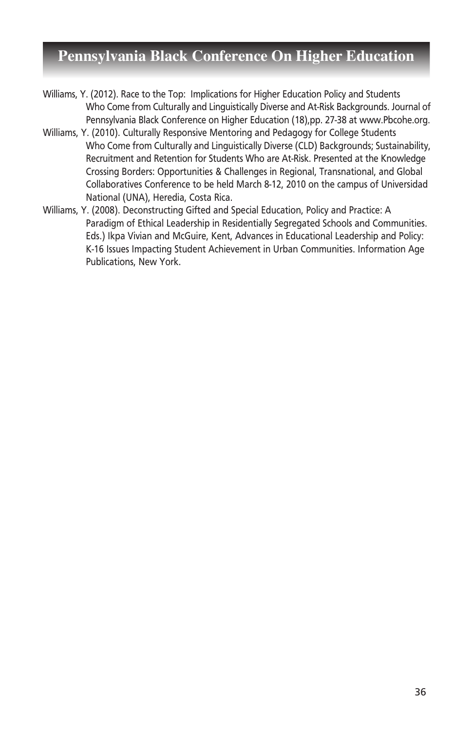Williams, Y. (2012). Race to the Top: Implications for Higher Education Policy and Students Who Come from Culturally and Linguistically Diverse and At-Risk Backgrounds. Journal of Pennsylvania Black Conference on Higher Education (18),pp. 27-38 at www.Pbcohe.org.

Williams, Y. (2010). Culturally Responsive Mentoring and Pedagogy for College Students Who Come from Culturally and Linguistically Diverse (CLD) Backgrounds; Sustainability, Recruitment and Retention for Students Who are At-Risk. Presented at the Knowledge Crossing Borders: Opportunities & Challenges in Regional, Transnational, and Global Collaboratives Conference to be held March 8-12, 2010 on the campus of Universidad National (UNA), Heredia, Costa Rica.

Williams, Y. (2008). Deconstructing Gifted and Special Education, Policy and Practice: A Paradigm of Ethical Leadership in Residentially Segregated Schools and Communities. Eds.) Ikpa Vivian and McGuire, Kent, Advances in Educational Leadership and Policy: K-16 Issues Impacting Student Achievement in Urban Communities. Information Age Publications, New York.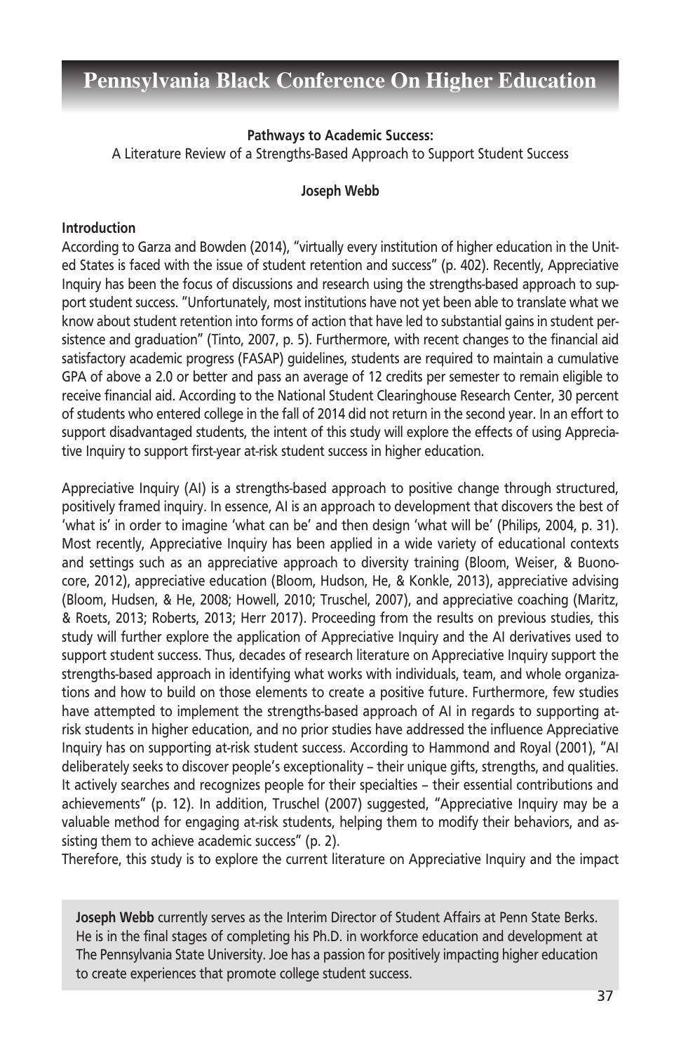**Pathways to Academic Success:**
A Literature Review of a Strengths-Based Approach to Support Student Success

**Joseph Webb**

**Introduction**

According to Garza and Bowden (2014), "virtually every institution of higher education in the United States is faced with the issue of student retention and success" (p. 402). Recently, Appreciative Inquiry has been the focus of discussions and research using the strengths-based approach to support student success. "Unfortunately, most institutions have not yet been able to translate what we know about student retention into forms of action that have led to substantial gains in student persistence and graduation" (Tinto, 2007, p. 5). Furthermore, with recent changes to the financial aid satisfactory academic progress (FASAP) guidelines, students are required to maintain a cumulative GPA of above a 2.0 or better and pass an average of 12 credits per semester to remain eligible to receive financial aid. According to the National Student Clearinghouse Research Center, 30 percent of students who entered college in the fall of 2014 did not return in the second year. In an effort to support disadvantaged students, the intent of this study will explore the effects of using Appreciative Inquiry to support first-year at-risk student success in higher education.

Appreciative Inquiry (AI) is a strengths-based approach to positive change through structured, positively framed inquiry. In essence, AI is an approach to development that discovers the best of 'what is' in order to imagine 'what can be' and then design 'what will be' (Philips, 2004, p. 31). Most recently, Appreciative Inquiry has been applied in a wide variety of educational contexts and settings such as an appreciative approach to diversity training (Bloom, Weiser, & Buonocore, 2012), appreciative education (Bloom, Hudson, He, & Konkle, 2013), appreciative advising (Bloom, Hudsen, & He, 2008; Howell, 2010; Truschel, 2007), and appreciative coaching (Maritz, & Roets, 2013; Roberts, 2013; Herr 2017). Proceeding from the results on previous studies, this study will further explore the application of Appreciative Inquiry and the AI derivatives used to support student success. Thus, decades of research literature on Appreciative Inquiry support the strengths-based approach in identifying what works with individuals, team, and whole organizations and how to build on those elements to create a positive future. Furthermore, few studies have attempted to implement the strengths-based approach of AI in regards to supporting at-risk students in higher education, and no prior studies have addressed the influence Appreciative Inquiry has on supporting at-risk student success. According to Hammond and Royal (2001), "AI deliberately seeks to discover people's exceptionality – their unique gifts, strengths, and qualities. It actively searches and recognizes people for their specialties – their essential contributions and achievements" (p. 12). In addition, Truschel (2007) suggested, "Appreciative Inquiry may be a valuable method for engaging at-risk students, helping them to modify their behaviors, and assisting them to achieve academic success" (p. 2).

Therefore, this study is to explore the current literature on Appreciative Inquiry and the impact

**Joseph Webb** currently serves as the Interim Director of Student Affairs at Penn State Berks. He is in the final stages of completing his Ph.D. in workforce education and development at The Pennsylvania State University. Joe has a passion for positively impacting higher education to create experiences that promote college student success.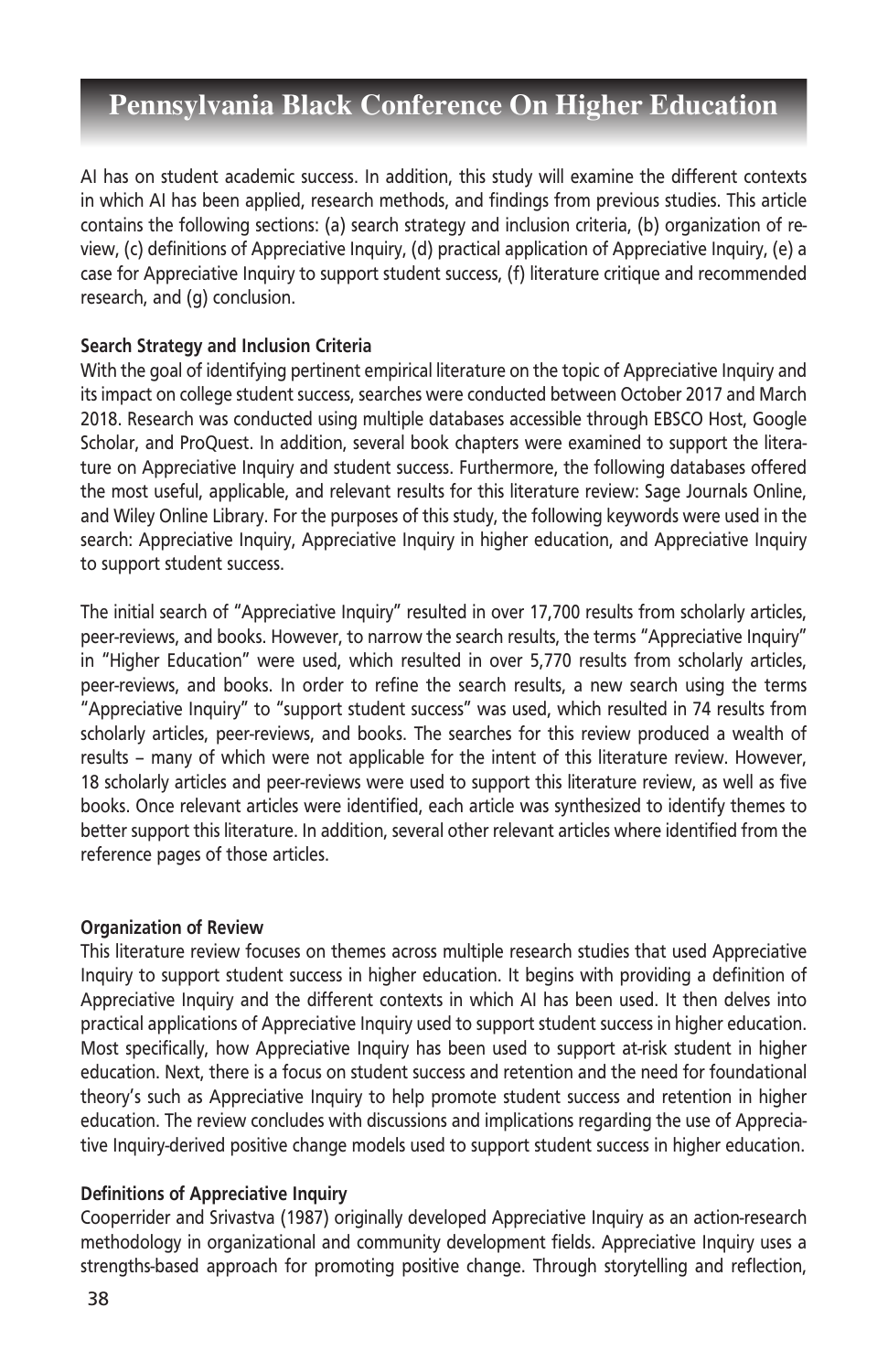AI has on student academic success. In addition, this study will examine the different contexts in which AI has been applied, research methods, and findings from previous studies. This article contains the following sections: (a) search strategy and inclusion criteria, (b) organization of review, (c) definitions of Appreciative Inquiry, (d) practical application of Appreciative Inquiry, (e) a case for Appreciative Inquiry to support student success, (f) literature critique and recommended research, and (g) conclusion.

**Search Strategy and Inclusion Criteria**

With the goal of identifying pertinent empirical literature on the topic of Appreciative Inquiry and its impact on college student success, searches were conducted between October 2017 and March 2018. Research was conducted using multiple databases accessible through EBSCO Host, Google Scholar, and ProQuest. In addition, several book chapters were examined to support the literature on Appreciative Inquiry and student success. Furthermore, the following databases offered the most useful, applicable, and relevant results for this literature review: Sage Journals Online, and Wiley Online Library. For the purposes of this study, the following keywords were used in the search: Appreciative Inquiry, Appreciative Inquiry in higher education, and Appreciative Inquiry to support student success.

The initial search of "Appreciative Inquiry" resulted in over 17,700 results from scholarly articles, peer-reviews, and books. However, to narrow the search results, the terms "Appreciative Inquiry" in "Higher Education" were used, which resulted in over 5,770 results from scholarly articles, peer-reviews, and books. In order to refine the search results, a new search using the terms "Appreciative Inquiry" to "support student success" was used, which resulted in 74 results from scholarly articles, peer-reviews, and books. The searches for this review produced a wealth of results – many of which were not applicable for the intent of this literature review. However, 18 scholarly articles and peer-reviews were used to support this literature review, as well as five books. Once relevant articles were identified, each article was synthesized to identify themes to better support this literature. In addition, several other relevant articles where identified from the reference pages of those articles.

**Organization of Review**

This literature review focuses on themes across multiple research studies that used Appreciative Inquiry to support student success in higher education. It begins with providing a definition of Appreciative Inquiry and the different contexts in which AI has been used. It then delves into practical applications of Appreciative Inquiry used to support student success in higher education. Most specifically, how Appreciative Inquiry has been used to support at-risk student in higher education. Next, there is a focus on student success and retention and the need for foundational theory's such as Appreciative Inquiry to help promote student success and retention in higher education. The review concludes with discussions and implications regarding the use of Appreciative Inquiry-derived positive change models used to support student success in higher education.

**Definitions of Appreciative Inquiry**

Cooperrider and Srivastva (1987) originally developed Appreciative Inquiry as an action-research methodology in organizational and community development fields. Appreciative Inquiry uses a strengths-based approach for promoting positive change. Through storytelling and reflection,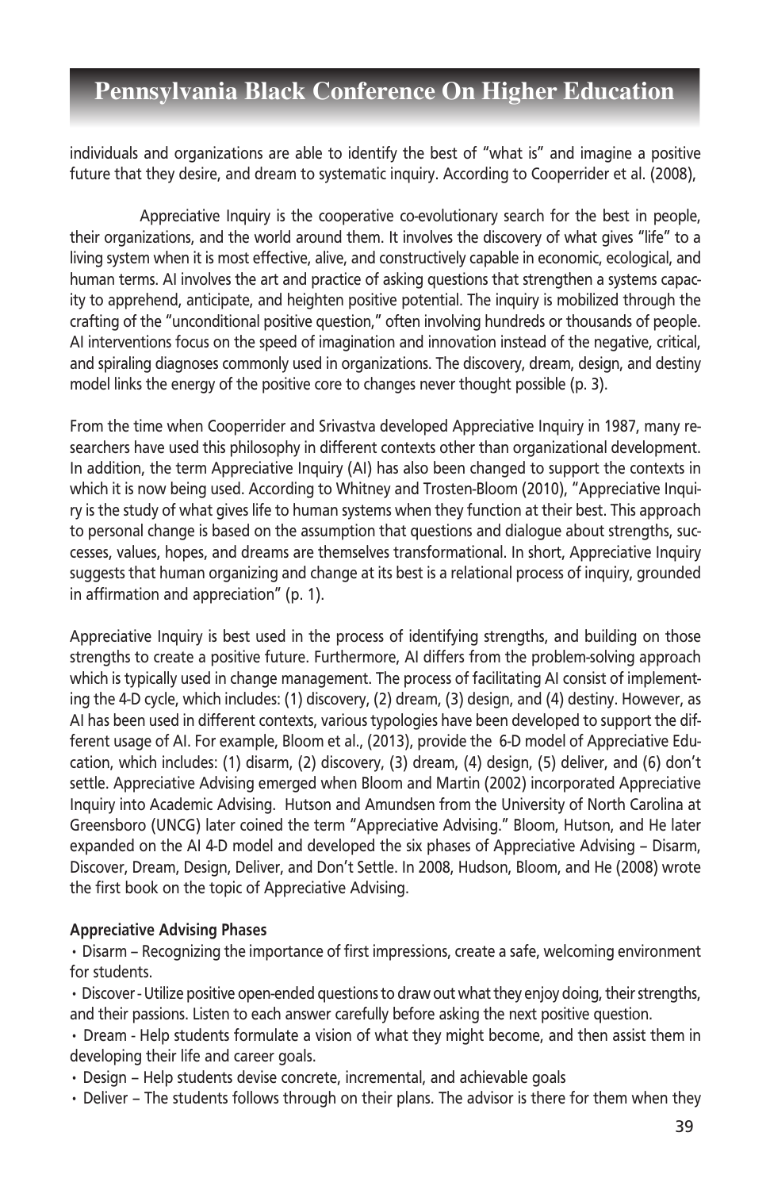individuals and organizations are able to identify the best of "what is" and imagine a positive future that they desire, and dream to systematic inquiry. According to Cooperrider et al. (2008),

> Appreciative Inquiry is the cooperative co-evolutionary search for the best in people, their organizations, and the world around them. It involves the discovery of what gives "life" to a living system when it is most effective, alive, and constructively capable in economic, ecological, and human terms. AI involves the art and practice of asking questions that strengthen a systems capacity to apprehend, anticipate, and heighten positive potential. The inquiry is mobilized through the crafting of the "unconditional positive question," often involving hundreds or thousands of people. AI interventions focus on the speed of imagination and innovation instead of the negative, critical, and spiraling diagnoses commonly used in organizations. The discovery, dream, design, and destiny model links the energy of the positive core to changes never thought possible (p. 3).

From the time when Cooperrider and Srivastva developed Appreciative Inquiry in 1987, many researchers have used this philosophy in different contexts other than organizational development. In addition, the term Appreciative Inquiry (AI) has also been changed to support the contexts in which it is now being used. According to Whitney and Trosten-Bloom (2010), "Appreciative Inquiry is the study of what gives life to human systems when they function at their best. This approach to personal change is based on the assumption that questions and dialogue about strengths, successes, values, hopes, and dreams are themselves transformational. In short, Appreciative Inquiry suggests that human organizing and change at its best is a relational process of inquiry, grounded in affirmation and appreciation" (p. 1).

Appreciative Inquiry is best used in the process of identifying strengths, and building on those strengths to create a positive future. Furthermore, AI differs from the problem-solving approach which is typically used in change management. The process of facilitating AI consist of implementing the 4-D cycle, which includes: (1) discovery, (2) dream, (3) design, and (4) destiny. However, as AI has been used in different contexts, various typologies have been developed to support the different usage of AI. For example, Bloom et al., (2013), provide the 6-D model of Appreciative Education, which includes: (1) disarm, (2) discovery, (3) dream, (4) design, (5) deliver, and (6) don't settle. Appreciative Advising emerged when Bloom and Martin (2002) incorporated Appreciative Inquiry into Academic Advising. Hutson and Amundsen from the University of North Carolina at Greensboro (UNCG) later coined the term "Appreciative Advising." Bloom, Hutson, and He later expanded on the AI 4-D model and developed the six phases of Appreciative Advising – Disarm, Discover, Dream, Design, Deliver, and Don't Settle. In 2008, Hudson, Bloom, and He (2008) wrote the first book on the topic of Appreciative Advising.

**Appreciative Advising Phases**

- Disarm – Recognizing the importance of first impressions, create a safe, welcoming environment for students.
- Discover - Utilize positive open-ended questions to draw out what they enjoy doing, their strengths, and their passions. Listen to each answer carefully before asking the next positive question.
- Dream - Help students formulate a vision of what they might become, and then assist them in developing their life and career goals.
- Design – Help students devise concrete, incremental, and achievable goals
- Deliver – The students follows through on their plans. The advisor is there for them when they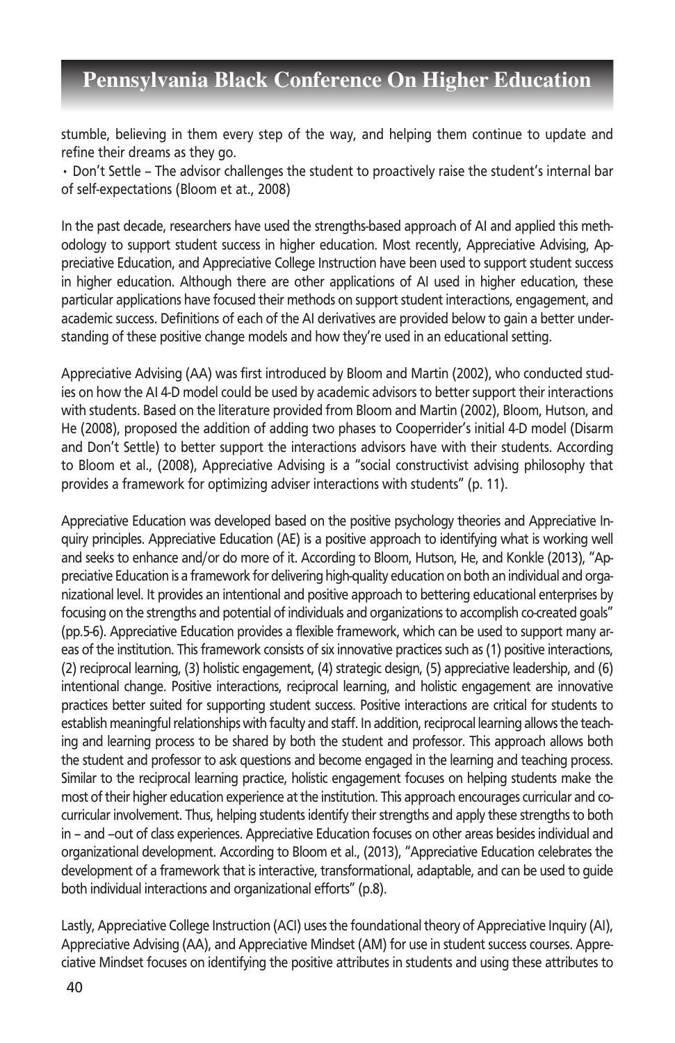stumble, believing in them every step of the way, and helping them continue to update and refine their dreams as they go.

• Don't Settle – The advisor challenges the student to proactively raise the student's internal bar of self-expectations (Bloom et at., 2008)

In the past decade, researchers have used the strengths-based approach of AI and applied this methodology to support student success in higher education. Most recently, Appreciative Advising, Appreciative Education, and Appreciative College Instruction have been used to support student success in higher education. Although there are other applications of AI used in higher education, these particular applications have focused their methods on support student interactions, engagement, and academic success. Definitions of each of the AI derivatives are provided below to gain a better understanding of these positive change models and how they're used in an educational setting.

Appreciative Advising (AA) was first introduced by Bloom and Martin (2002), who conducted studies on how the AI 4-D model could be used by academic advisors to better support their interactions with students. Based on the literature provided from Bloom and Martin (2002), Bloom, Hutson, and He (2008), proposed the addition of adding two phases to Cooperrider's initial 4-D model (Disarm and Don't Settle) to better support the interactions advisors have with their students. According to Bloom et al., (2008), Appreciative Advising is a "social constructivist advising philosophy that provides a framework for optimizing adviser interactions with students" (p. 11).

Appreciative Education was developed based on the positive psychology theories and Appreciative Inquiry principles. Appreciative Education (AE) is a positive approach to identifying what is working well and seeks to enhance and/or do more of it. According to Bloom, Hutson, He, and Konkle (2013), "Appreciative Education is a framework for delivering high-quality education on both an individual and organizational level. It provides an intentional and positive approach to bettering educational enterprises by focusing on the strengths and potential of individuals and organizations to accomplish co-created goals" (pp.5-6). Appreciative Education provides a flexible framework, which can be used to support many areas of the institution. This framework consists of six innovative practices such as (1) positive interactions, (2) reciprocal learning, (3) holistic engagement, (4) strategic design, (5) appreciative leadership, and (6) intentional change. Positive interactions, reciprocal learning, and holistic engagement are innovative practices better suited for supporting student success. Positive interactions are critical for students to establish meaningful relationships with faculty and staff. In addition, reciprocal learning allows the teaching and learning process to be shared by both the student and professor. This approach allows both the student and professor to ask questions and become engaged in the learning and teaching process. Similar to the reciprocal learning practice, holistic engagement focuses on helping students make the most of their higher education experience at the institution. This approach encourages curricular and co-curricular involvement. Thus, helping students identify their strengths and apply these strengths to both in – and –out of class experiences. Appreciative Education focuses on other areas besides individual and organizational development. According to Bloom et al., (2013), "Appreciative Education celebrates the development of a framework that is interactive, transformational, adaptable, and can be used to guide both individual interactions and organizational efforts" (p.8).

Lastly, Appreciative College Instruction (ACI) uses the foundational theory of Appreciative Inquiry (AI), Appreciative Advising (AA), and Appreciative Mindset (AM) for use in student success courses. Appreciative Mindset focuses on identifying the positive attributes in students and using these attributes to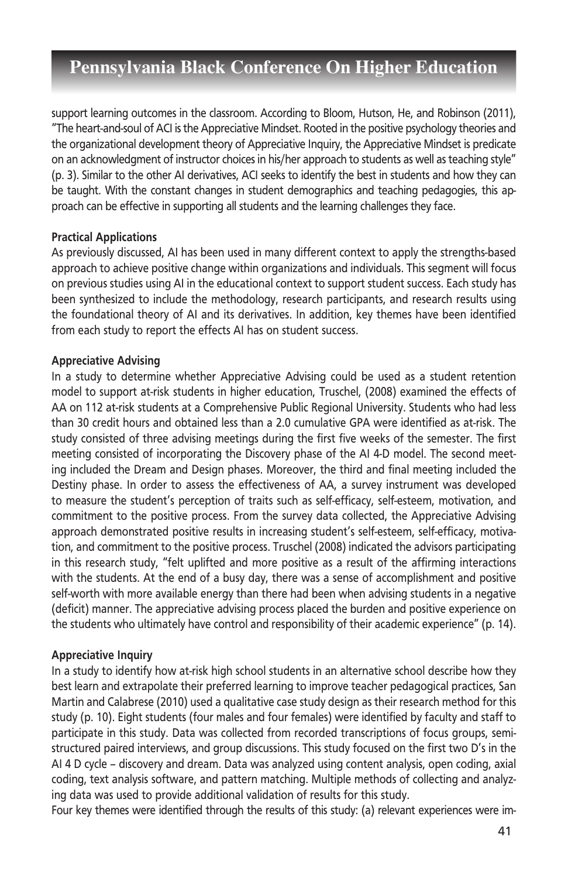support learning outcomes in the classroom. According to Bloom, Hutson, He, and Robinson (2011), "The heart-and-soul of ACI is the Appreciative Mindset. Rooted in the positive psychology theories and the organizational development theory of Appreciative Inquiry, the Appreciative Mindset is predicate on an acknowledgment of instructor choices in his/her approach to students as well as teaching style" (p. 3). Similar to the other AI derivatives, ACI seeks to identify the best in students and how they can be taught. With the constant changes in student demographics and teaching pedagogies, this approach can be effective in supporting all students and the learning challenges they face.

**Practical Applications**

As previously discussed, AI has been used in many different context to apply the strengths-based approach to achieve positive change within organizations and individuals. This segment will focus on previous studies using AI in the educational context to support student success. Each study has been synthesized to include the methodology, research participants, and research results using the foundational theory of AI and its derivatives. In addition, key themes have been identified from each study to report the effects AI has on student success.

**Appreciative Advising**

In a study to determine whether Appreciative Advising could be used as a student retention model to support at-risk students in higher education, Truschel, (2008) examined the effects of AA on 112 at-risk students at a Comprehensive Public Regional University. Students who had less than 30 credit hours and obtained less than a 2.0 cumulative GPA were identified as at-risk. The study consisted of three advising meetings during the first five weeks of the semester. The first meeting consisted of incorporating the Discovery phase of the AI 4-D model. The second meeting included the Dream and Design phases. Moreover, the third and final meeting included the Destiny phase. In order to assess the effectiveness of AA, a survey instrument was developed to measure the student's perception of traits such as self-efficacy, self-esteem, motivation, and commitment to the positive process. From the survey data collected, the Appreciative Advising approach demonstrated positive results in increasing student's self-esteem, self-efficacy, motivation, and commitment to the positive process. Truschel (2008) indicated the advisors participating in this research study, "felt uplifted and more positive as a result of the affirming interactions with the students. At the end of a busy day, there was a sense of accomplishment and positive self-worth with more available energy than there had been when advising students in a negative (deficit) manner. The appreciative advising process placed the burden and positive experience on the students who ultimately have control and responsibility of their academic experience" (p. 14).

**Appreciative Inquiry**

In a study to identify how at-risk high school students in an alternative school describe how they best learn and extrapolate their preferred learning to improve teacher pedagogical practices, San Martin and Calabrese (2010) used a qualitative case study design as their research method for this study (p. 10). Eight students (four males and four females) were identified by faculty and staff to participate in this study. Data was collected from recorded transcriptions of focus groups, semi-structured paired interviews, and group discussions. This study focused on the first two D's in the AI 4 D cycle – discovery and dream. Data was analyzed using content analysis, open coding, axial coding, text analysis software, and pattern matching. Multiple methods of collecting and analyzing data was used to provide additional validation of results for this study.

Four key themes were identified through the results of this study: (a) relevant experiences were im-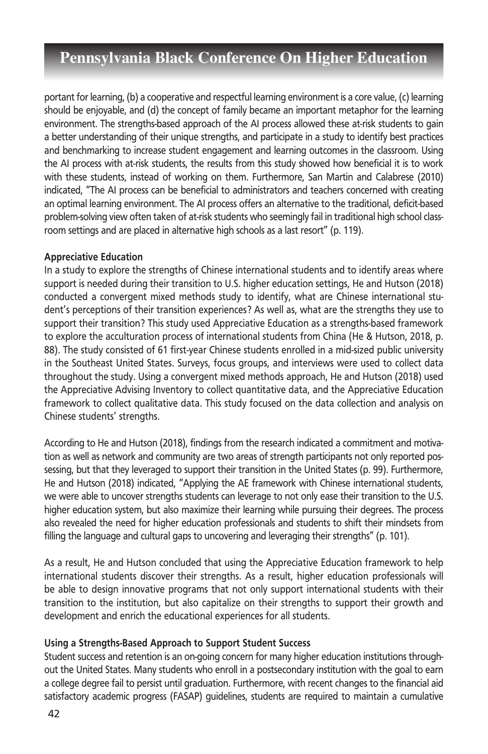portant for learning, (b) a cooperative and respectful learning environment is a core value, (c) learning should be enjoyable, and (d) the concept of family became an important metaphor for the learning environment. The strengths-based approach of the AI process allowed these at-risk students to gain a better understanding of their unique strengths, and participate in a study to identify best practices and benchmarking to increase student engagement and learning outcomes in the classroom. Using the AI process with at-risk students, the results from this study showed how beneficial it is to work with these students, instead of working on them. Furthermore, San Martin and Calabrese (2010) indicated, "The AI process can be beneficial to administrators and teachers concerned with creating an optimal learning environment. The AI process offers an alternative to the traditional, deficit-based problem-solving view often taken of at-risk students who seemingly fail in traditional high school classroom settings and are placed in alternative high schools as a last resort" (p. 119).

**Appreciative Education**

In a study to explore the strengths of Chinese international students and to identify areas where support is needed during their transition to U.S. higher education settings, He and Hutson (2018) conducted a convergent mixed methods study to identify, what are Chinese international student's perceptions of their transition experiences? As well as, what are the strengths they use to support their transition? This study used Appreciative Education as a strengths-based framework to explore the acculturation process of international students from China (He & Hutson, 2018, p. 88). The study consisted of 61 first-year Chinese students enrolled in a mid-sized public university in the Southeast United States. Surveys, focus groups, and interviews were used to collect data throughout the study. Using a convergent mixed methods approach, He and Hutson (2018) used the Appreciative Advising Inventory to collect quantitative data, and the Appreciative Education framework to collect qualitative data. This study focused on the data collection and analysis on Chinese students' strengths.

According to He and Hutson (2018), findings from the research indicated a commitment and motivation as well as network and community are two areas of strength participants not only reported possessing, but that they leveraged to support their transition in the United States (p. 99). Furthermore, He and Hutson (2018) indicated, "Applying the AE framework with Chinese international students, we were able to uncover strengths students can leverage to not only ease their transition to the U.S. higher education system, but also maximize their learning while pursuing their degrees. The process also revealed the need for higher education professionals and students to shift their mindsets from filling the language and cultural gaps to uncovering and leveraging their strengths" (p. 101).

As a result, He and Hutson concluded that using the Appreciative Education framework to help international students discover their strengths. As a result, higher education professionals will be able to design innovative programs that not only support international students with their transition to the institution, but also capitalize on their strengths to support their growth and development and enrich the educational experiences for all students.

**Using a Strengths-Based Approach to Support Student Success**

Student success and retention is an on-going concern for many higher education institutions throughout the United States. Many students who enroll in a postsecondary institution with the goal to earn a college degree fail to persist until graduation. Furthermore, with recent changes to the financial aid satisfactory academic progress (FASAP) guidelines, students are required to maintain a cumulative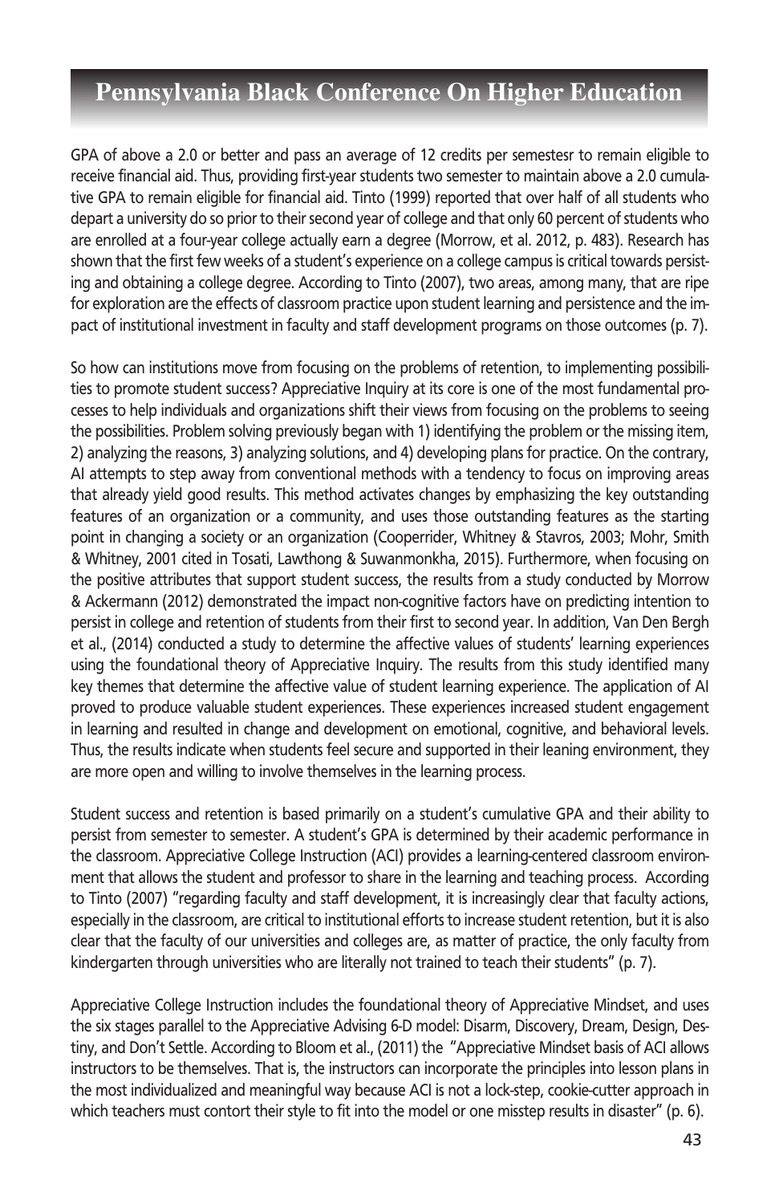GPA of above a 2.0 or better and pass an average of 12 credits per semestesr to remain eligible to receive financial aid. Thus, providing first-year students two semester to maintain above a 2.0 cumulative GPA to remain eligible for financial aid. Tinto (1999) reported that over half of all students who depart a university do so prior to their second year of college and that only 60 percent of students who are enrolled at a four-year college actually earn a degree (Morrow, et al. 2012, p. 483). Research has shown that the first few weeks of a student's experience on a college campus is critical towards persisting and obtaining a college degree. According to Tinto (2007), two areas, among many, that are ripe for exploration are the effects of classroom practice upon student learning and persistence and the impact of institutional investment in faculty and staff development programs on those outcomes (p. 7).

So how can institutions move from focusing on the problems of retention, to implementing possibilities to promote student success? Appreciative Inquiry at its core is one of the most fundamental processes to help individuals and organizations shift their views from focusing on the problems to seeing the possibilities. Problem solving previously began with 1) identifying the problem or the missing item, 2) analyzing the reasons, 3) analyzing solutions, and 4) developing plans for practice. On the contrary, AI attempts to step away from conventional methods with a tendency to focus on improving areas that already yield good results. This method activates changes by emphasizing the key outstanding features of an organization or a community, and uses those outstanding features as the starting point in changing a society or an organization (Cooperrider, Whitney & Stavros, 2003; Mohr, Smith & Whitney, 2001 cited in Tosati, Lawthong & Suwanmonkha, 2015). Furthermore, when focusing on the positive attributes that support student success, the results from a study conducted by Morrow & Ackermann (2012) demonstrated the impact non-cognitive factors have on predicting intention to persist in college and retention of students from their first to second year. In addition, Van Den Bergh et al., (2014) conducted a study to determine the affective values of students' learning experiences using the foundational theory of Appreciative Inquiry. The results from this study identified many key themes that determine the affective value of student learning experience. The application of AI proved to produce valuable student experiences. These experiences increased student engagement in learning and resulted in change and development on emotional, cognitive, and behavioral levels. Thus, the results indicate when students feel secure and supported in their leaning environment, they are more open and willing to involve themselves in the learning process.

Student success and retention is based primarily on a student's cumulative GPA and their ability to persist from semester to semester. A student's GPA is determined by their academic performance in the classroom. Appreciative College Instruction (ACI) provides a learning-centered classroom environment that allows the student and professor to share in the learning and teaching process. According to Tinto (2007) "regarding faculty and staff development, it is increasingly clear that faculty actions, especially in the classroom, are critical to institutional efforts to increase student retention, but it is also clear that the faculty of our universities and colleges are, as matter of practice, the only faculty from kindergarten through universities who are literally not trained to teach their students" (p. 7).

Appreciative College Instruction includes the foundational theory of Appreciative Mindset, and uses the six stages parallel to the Appreciative Advising 6-D model: Disarm, Discovery, Dream, Design, Destiny, and Don't Settle. According to Bloom et al., (2011) the "Appreciative Mindset basis of ACI allows instructors to be themselves. That is, the instructors can incorporate the principles into lesson plans in the most individualized and meaningful way because ACI is not a lock-step, cookie-cutter approach in which teachers must contort their style to fit into the model or one misstep results in disaster" (p. 6).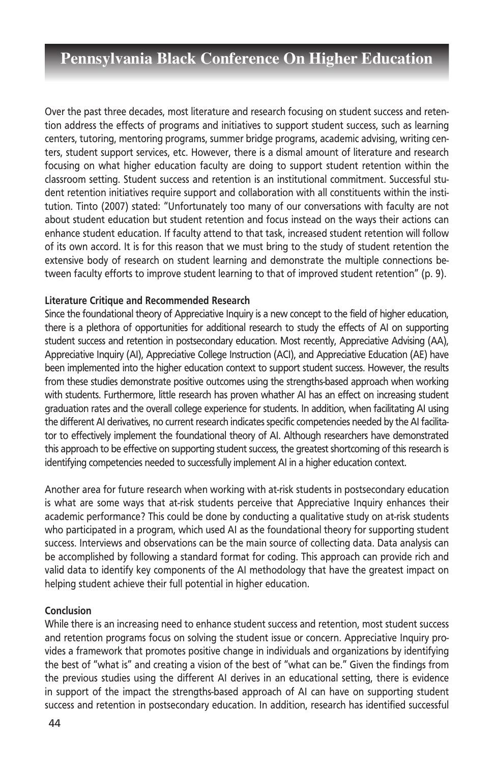Over the past three decades, most literature and research focusing on student success and retention address the effects of programs and initiatives to support student success, such as learning centers, tutoring, mentoring programs, summer bridge programs, academic advising, writing centers, student support services, etc. However, there is a dismal amount of literature and research focusing on what higher education faculty are doing to support student retention within the classroom setting. Student success and retention is an institutional commitment. Successful student retention initiatives require support and collaboration with all constituents within the institution. Tinto (2007) stated: "Unfortunately too many of our conversations with faculty are not about student education but student retention and focus instead on the ways their actions can enhance student education. If faculty attend to that task, increased student retention will follow of its own accord. It is for this reason that we must bring to the study of student retention the extensive body of research on student learning and demonstrate the multiple connections between faculty efforts to improve student learning to that of improved student retention" (p. 9).

**Literature Critique and Recommended Research**

Since the foundational theory of Appreciative Inquiry is a new concept to the field of higher education, there is a plethora of opportunities for additional research to study the effects of AI on supporting student success and retention in postsecondary education. Most recently, Appreciative Advising (AA), Appreciative Inquiry (AI), Appreciative College Instruction (ACI), and Appreciative Education (AE) have been implemented into the higher education context to support student success. However, the results from these studies demonstrate positive outcomes using the strengths-based approach when working with students. Furthermore, little research has proven whather AI has an effect on increasing student graduation rates and the overall college experience for students. In addition, when facilitating AI using the different AI derivatives, no current research indicates specific competencies needed by the AI facilitator to effectively implement the foundational theory of AI. Although researchers have demonstrated this approach to be effective on supporting student success, the greatest shortcoming of this research is identifying competencies needed to successfully implement AI in a higher education context.

Another area for future research when working with at-risk students in postsecondary education is what are some ways that at-risk students perceive that Appreciative Inquiry enhances their academic performance? This could be done by conducting a qualitative study on at-risk students who participated in a program, which used AI as the foundational theory for supporting student success. Interviews and observations can be the main source of collecting data. Data analysis can be accomplished by following a standard format for coding. This approach can provide rich and valid data to identify key components of the AI methodology that have the greatest impact on helping student achieve their full potential in higher education.

**Conclusion**

While there is an increasing need to enhance student success and retention, most student success and retention programs focus on solving the student issue or concern. Appreciative Inquiry provides a framework that promotes positive change in individuals and organizations by identifying the best of "what is" and creating a vision of the best of "what can be." Given the findings from the previous studies using the different AI derives in an educational setting, there is evidence in support of the impact the strengths-based approach of AI can have on supporting student success and retention in postsecondary education. In addition, research has identified successful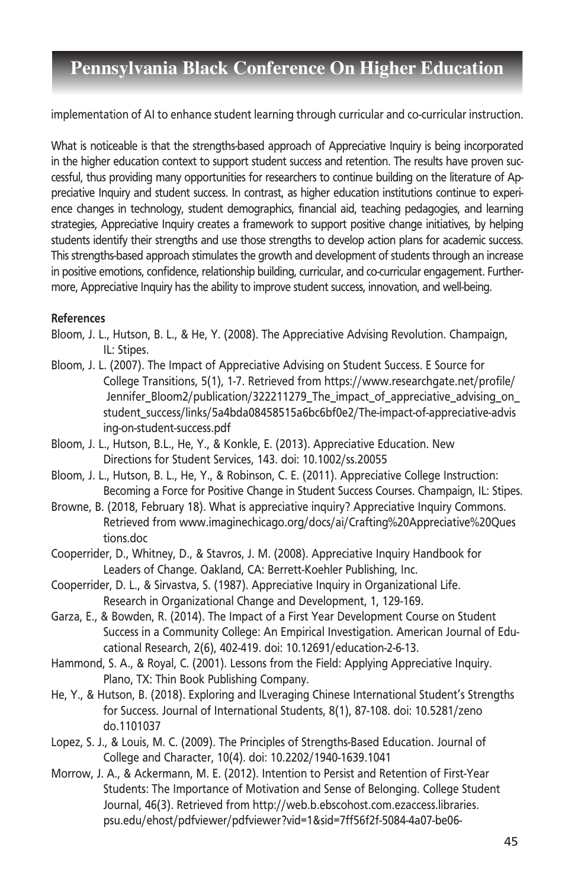implementation of AI to enhance student learning through curricular and co-curricular instruction.

What is noticeable is that the strengths-based approach of Appreciative Inquiry is being incorporated in the higher education context to support student success and retention. The results have proven successful, thus providing many opportunities for researchers to continue building on the literature of Appreciative Inquiry and student success. In contrast, as higher education institutions continue to experience changes in technology, student demographics, financial aid, teaching pedagogies, and learning strategies, Appreciative Inquiry creates a framework to support positive change initiatives, by helping students identify their strengths and use those strengths to develop action plans for academic success. This strengths-based approach stimulates the growth and development of students through an increase in positive emotions, confidence, relationship building, curricular, and co-curricular engagement. Furthermore, Appreciative Inquiry has the ability to improve student success, innovation, and well-being.

**References**

Bloom, J. L., Hutson, B. L., & He, Y. (2008). The Appreciative Advising Revolution. Champaign, IL: Stipes.

Bloom, J. L. (2007). The Impact of Appreciative Advising on Student Success. E Source for College Transitions, 5(1), 1-7. Retrieved from https://www.researchgate.net/profile/Jennifer_Bloom2/publication/322211279_The_impact_of_appreciative_advising_on_student_success/links/5a4bda08458515a6bc6bf0e2/The-impact-of-appreciative-advising-on-student-success.pdf

Bloom, J. L., Hutson, B.L., He, Y., & Konkle, E. (2013). Appreciative Education. New Directions for Student Services, 143. doi: 10.1002/ss.20055

Bloom, J. L., Hutson, B. L., He, Y., & Robinson, C. E. (2011). Appreciative College Instruction: Becoming a Force for Positive Change in Student Success Courses. Champaign, IL: Stipes.

Browne, B. (2018, February 18). What is appreciative inquiry? Appreciative Inquiry Commons. Retrieved from www.imaginechicago.org/docs/ai/Crafting%20Appreciative%20Questions.doc

Cooperrider, D., Whitney, D., & Stavros, J. M. (2008). Appreciative Inquiry Handbook for Leaders of Change. Oakland, CA: Berrett-Koehler Publishing, Inc.

Cooperrider, D. L., & Sirvastva, S. (1987). Appreciative Inquiry in Organizational Life. Research in Organizational Change and Development, 1, 129-169.

Garza, E., & Bowden, R. (2014). The Impact of a First Year Development Course on Student Success in a Community College: An Empirical Investigation. American Journal of Educational Research, 2(6), 402-419. doi: 10.12691/education-2-6-13.

Hammond, S. A., & Royal, C. (2001). Lessons from the Field: Applying Appreciative Inquiry. Plano, TX: Thin Book Publishing Company.

He, Y., & Hutson, B. (2018). Exploring and lLveraging Chinese International Student's Strengths for Success. Journal of International Students, 8(1), 87-108. doi: 10.5281/zenodo.1101037

Lopez, S. J., & Louis, M. C. (2009). The Principles of Strengths-Based Education. Journal of College and Character, 10(4). doi: 10.2202/1940-1639.1041

Morrow, J. A., & Ackermann, M. E. (2012). Intention to Persist and Retention of First-Year Students: The Importance of Motivation and Sense of Belonging. College Student Journal, 46(3). Retrieved from http://web.b.ebscohost.com.ezaccess.libraries.psu.edu/ehost/pdfviewer/pdfviewer?vid=1&sid=7ff56f2f-5084-4a07-be06-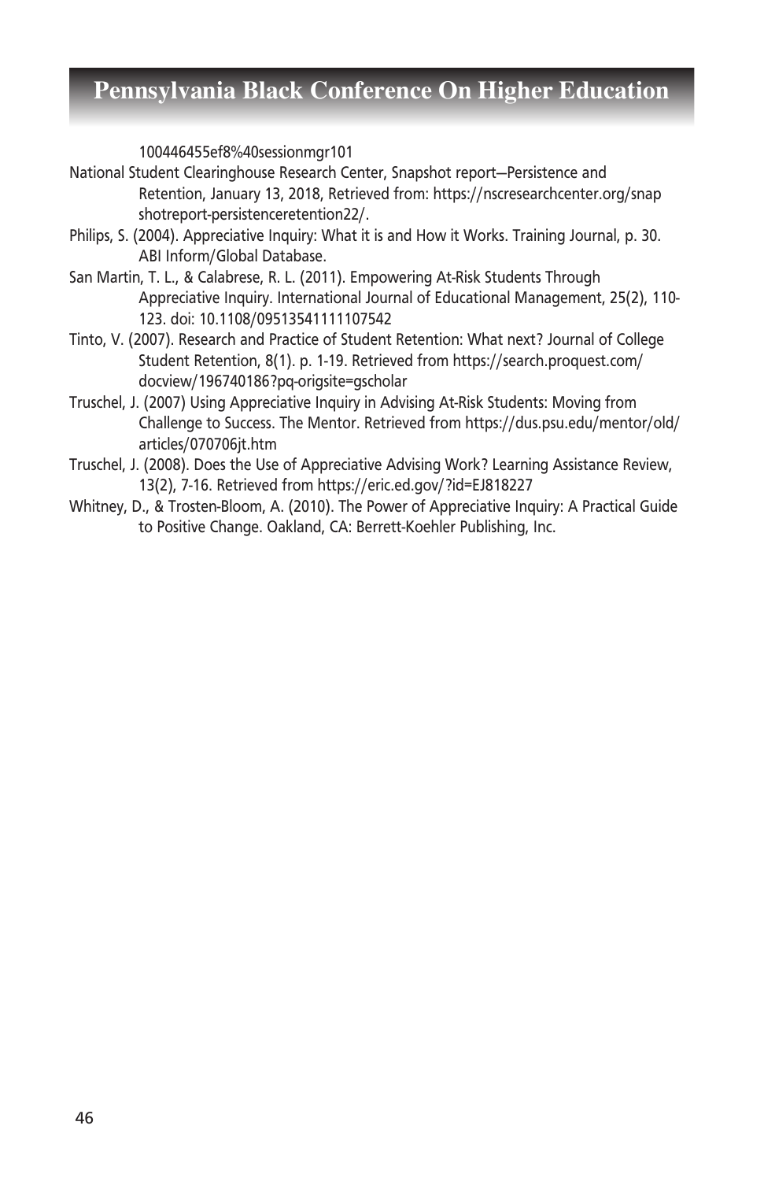100446455ef8%40sessionmgr101

National Student Clearinghouse Research Center, Snapshot report—Persistence and Retention, January 13, 2018, Retrieved from: https://nscresearchcenter.org/snapshotreport-persistenceretention22/.

Philips, S. (2004). Appreciative Inquiry: What it is and How it Works. Training Journal, p. 30. ABI Inform/Global Database.

San Martin, T. L., & Calabrese, R. L. (2011). Empowering At-Risk Students Through Appreciative Inquiry. International Journal of Educational Management, 25(2), 110-123. doi: 10.1108/09513541111107542

Tinto, V. (2007). Research and Practice of Student Retention: What next? Journal of College Student Retention, 8(1). p. 1-19. Retrieved from https://search.proquest.com/docview/196740186?pq-origsite=gscholar

Truschel, J. (2007) Using Appreciative Inquiry in Advising At-Risk Students: Moving from Challenge to Success. The Mentor. Retrieved from https://dus.psu.edu/mentor/old/articles/070706jt.htm

Truschel, J. (2008). Does the Use of Appreciative Advising Work? Learning Assistance Review, 13(2), 7-16. Retrieved from https://eric.ed.gov/?id=EJ818227

Whitney, D., & Trosten-Bloom, A. (2010). The Power of Appreciative Inquiry: A Practical Guide to Positive Change. Oakland, CA: Berrett-Koehler Publishing, Inc.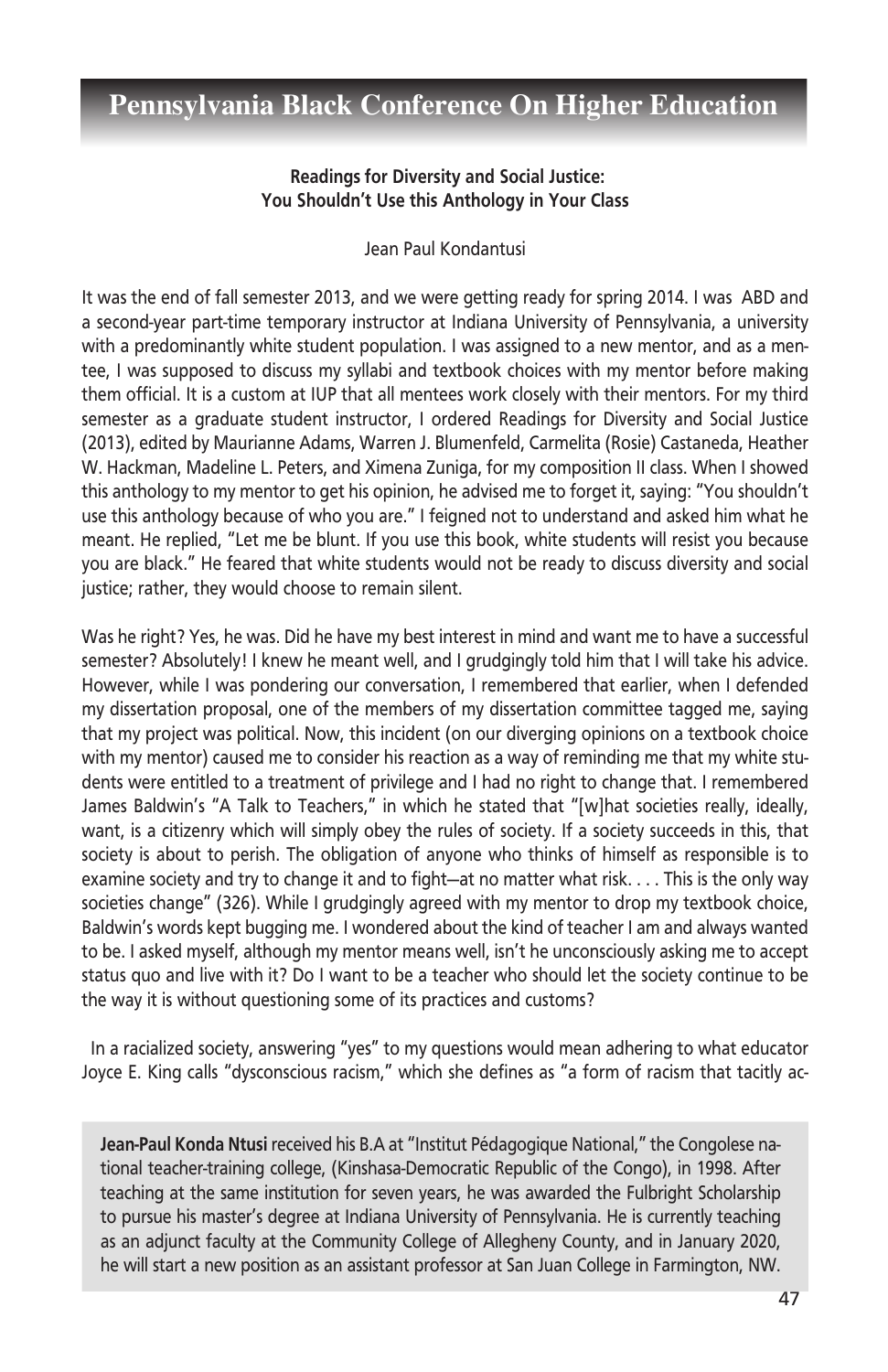**Readings for Diversity and Social Justice:**
**You Shouldn't Use this Anthology in Your Class**

Jean Paul Kondantusi

It was the end of fall semester 2013, and we were getting ready for spring 2014. I was ABD and a second-year part-time temporary instructor at Indiana University of Pennsylvania, a university with a predominantly white student population. I was assigned to a new mentor, and as a mentee, I was supposed to discuss my syllabi and textbook choices with my mentor before making them official. It is a custom at IUP that all mentees work closely with their mentors. For my third semester as a graduate student instructor, I ordered Readings for Diversity and Social Justice (2013), edited by Maurianne Adams, Warren J. Blumenfeld, Carmelita (Rosie) Castaneda, Heather W. Hackman, Madeline L. Peters, and Ximena Zuniga, for my composition II class. When I showed this anthology to my mentor to get his opinion, he advised me to forget it, saying: "You shouldn't use this anthology because of who you are." I feigned not to understand and asked him what he meant. He replied, "Let me be blunt. If you use this book, white students will resist you because you are black." He feared that white students would not be ready to discuss diversity and social justice; rather, they would choose to remain silent.

Was he right? Yes, he was. Did he have my best interest in mind and want me to have a successful semester? Absolutely! I knew he meant well, and I grudgingly told him that I will take his advice. However, while I was pondering our conversation, I remembered that earlier, when I defended my dissertation proposal, one of the members of my dissertation committee tagged me, saying that my project was political. Now, this incident (on our diverging opinions on a textbook choice with my mentor) caused me to consider his reaction as a way of reminding me that my white students were entitled to a treatment of privilege and I had no right to change that. I remembered James Baldwin's "A Talk to Teachers," in which he stated that "[w]hat societies really, ideally, want, is a citizenry which will simply obey the rules of society. If a society succeeds in this, that society is about to perish. The obligation of anyone who thinks of himself as responsible is to examine society and try to change it and to fight—at no matter what risk. . . . This is the only way societies change" (326). While I grudgingly agreed with my mentor to drop my textbook choice, Baldwin's words kept bugging me. I wondered about the kind of teacher I am and always wanted to be. I asked myself, although my mentor means well, isn't he unconsciously asking me to accept status quo and live with it? Do I want to be a teacher who should let the society continue to be the way it is without questioning some of its practices and customs?

In a racialized society, answering "yes" to my questions would mean adhering to what educator Joyce E. King calls "dysconscious racism," which she defines as "a form of racism that tacitly ac-

**Jean-Paul Konda Ntusi** received his B.A at "Institut Pédagogique National," the Congolese national teacher-training college, (Kinshasa-Democratic Republic of the Congo), in 1998. After teaching at the same institution for seven years, he was awarded the Fulbright Scholarship to pursue his master's degree at Indiana University of Pennsylvania. He is currently teaching as an adjunct faculty at the Community College of Allegheny County, and in January 2020, he will start a new position as an assistant professor at San Juan College in Farmington, NW.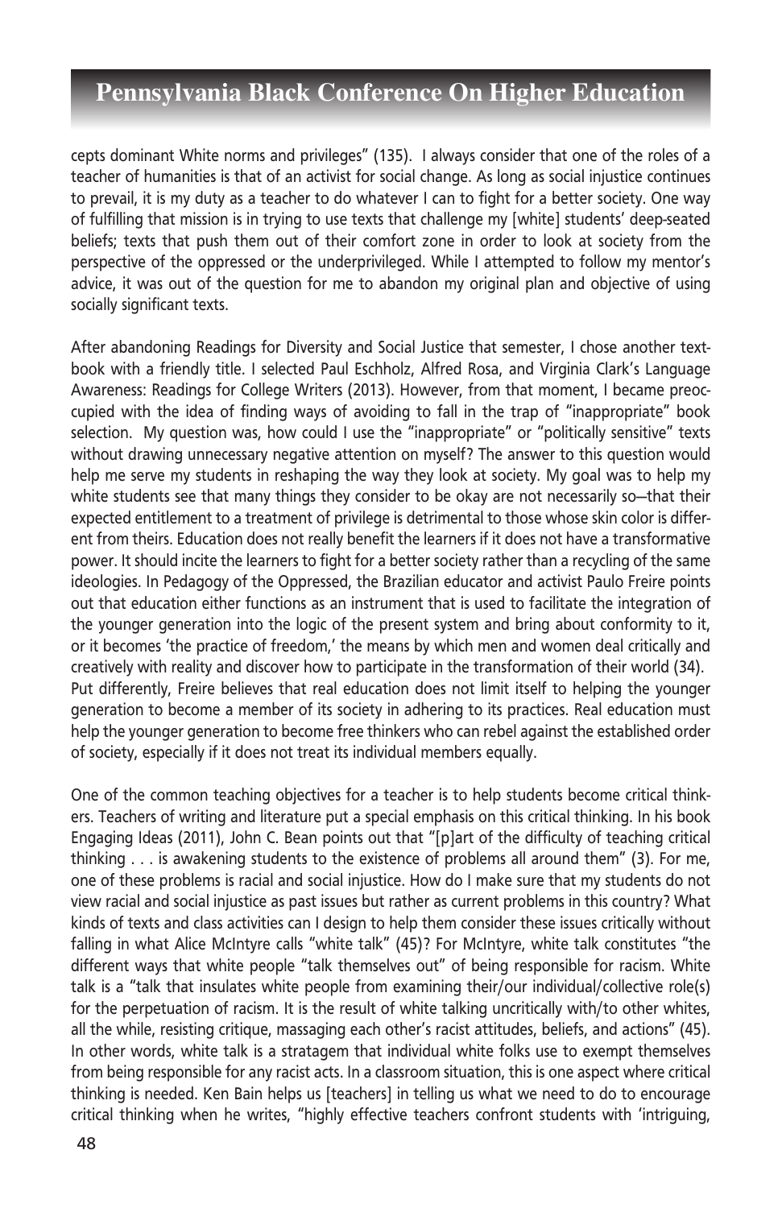cepts dominant White norms and privileges" (135). I always consider that one of the roles of a teacher of humanities is that of an activist for social change. As long as social injustice continues to prevail, it is my duty as a teacher to do whatever I can to fight for a better society. One way of fulfilling that mission is in trying to use texts that challenge my [white] students' deep-seated beliefs; texts that push them out of their comfort zone in order to look at society from the perspective of the oppressed or the underprivileged. While I attempted to follow my mentor's advice, it was out of the question for me to abandon my original plan and objective of using socially significant texts.

After abandoning Readings for Diversity and Social Justice that semester, I chose another textbook with a friendly title. I selected Paul Eschholz, Alfred Rosa, and Virginia Clark's Language Awareness: Readings for College Writers (2013). However, from that moment, I became preoccupied with the idea of finding ways of avoiding to fall in the trap of "inappropriate" book selection. My question was, how could I use the "inappropriate" or "politically sensitive" texts without drawing unnecessary negative attention on myself? The answer to this question would help me serve my students in reshaping the way they look at society. My goal was to help my white students see that many things they consider to be okay are not necessarily so—that their expected entitlement to a treatment of privilege is detrimental to those whose skin color is different from theirs. Education does not really benefit the learners if it does not have a transformative power. It should incite the learners to fight for a better society rather than a recycling of the same ideologies. In Pedagogy of the Oppressed, the Brazilian educator and activist Paulo Freire points out that education either functions as an instrument that is used to facilitate the integration of the younger generation into the logic of the present system and bring about conformity to it, or it becomes 'the practice of freedom,' the means by which men and women deal critically and creatively with reality and discover how to participate in the transformation of their world (34). Put differently, Freire believes that real education does not limit itself to helping the younger generation to become a member of its society in adhering to its practices. Real education must help the younger generation to become free thinkers who can rebel against the established order of society, especially if it does not treat its individual members equally.

One of the common teaching objectives for a teacher is to help students become critical thinkers. Teachers of writing and literature put a special emphasis on this critical thinking. In his book Engaging Ideas (2011), John C. Bean points out that "[p]art of the difficulty of teaching critical thinking . . . is awakening students to the existence of problems all around them" (3). For me, one of these problems is racial and social injustice. How do I make sure that my students do not view racial and social injustice as past issues but rather as current problems in this country? What kinds of texts and class activities can I design to help them consider these issues critically without falling in what Alice McIntyre calls "white talk" (45)? For McIntyre, white talk constitutes "the different ways that white people "talk themselves out" of being responsible for racism. White talk is a "talk that insulates white people from examining their/our individual/collective role(s) for the perpetuation of racism. It is the result of white talking uncritically with/to other whites, all the while, resisting critique, massaging each other's racist attitudes, beliefs, and actions" (45). In other words, white talk is a stratagem that individual white folks use to exempt themselves from being responsible for any racist acts. In a classroom situation, this is one aspect where critical thinking is needed. Ken Bain helps us [teachers] in telling us what we need to do to encourage critical thinking when he writes, "highly effective teachers confront students with 'intriguing,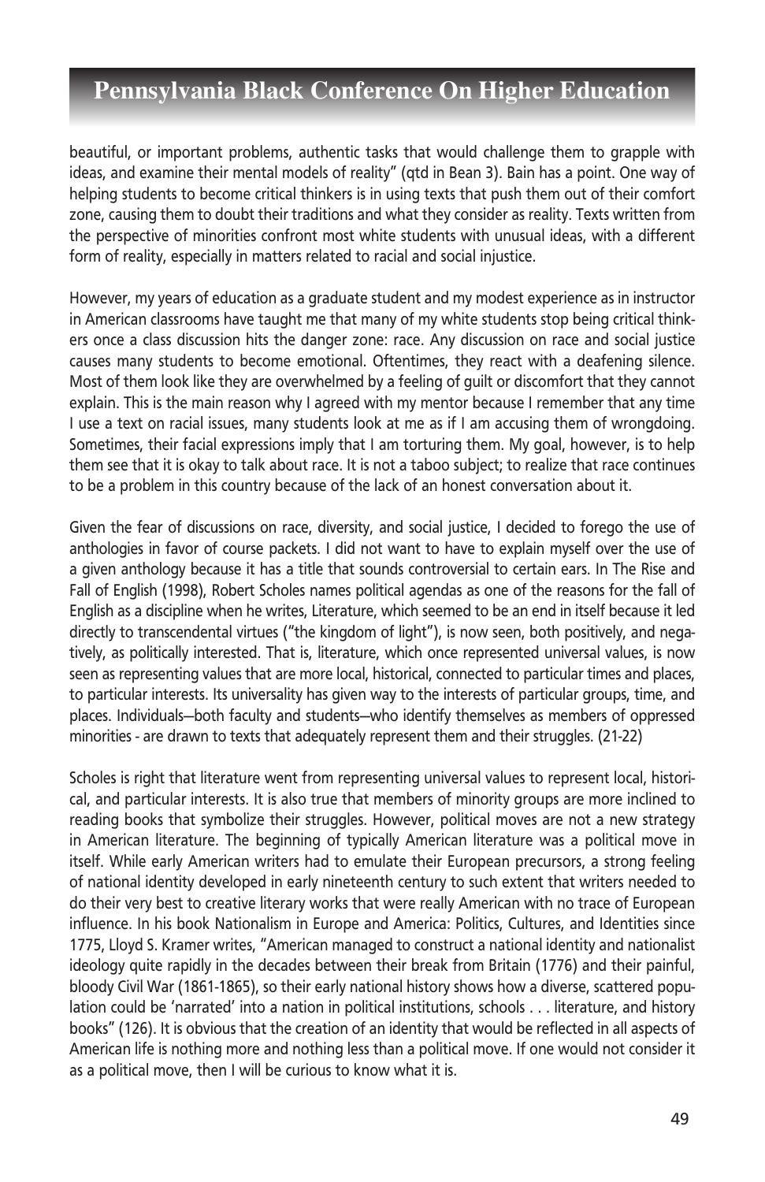beautiful, or important problems, authentic tasks that would challenge them to grapple with ideas, and examine their mental models of reality" (qtd in Bean 3). Bain has a point. One way of helping students to become critical thinkers is in using texts that push them out of their comfort zone, causing them to doubt their traditions and what they consider as reality. Texts written from the perspective of minorities confront most white students with unusual ideas, with a different form of reality, especially in matters related to racial and social injustice.

However, my years of education as a graduate student and my modest experience as in instructor in American classrooms have taught me that many of my white students stop being critical thinkers once a class discussion hits the danger zone: race. Any discussion on race and social justice causes many students to become emotional. Oftentimes, they react with a deafening silence. Most of them look like they are overwhelmed by a feeling of guilt or discomfort that they cannot explain. This is the main reason why I agreed with my mentor because I remember that any time I use a text on racial issues, many students look at me as if I am accusing them of wrongdoing. Sometimes, their facial expressions imply that I am torturing them. My goal, however, is to help them see that it is okay to talk about race. It is not a taboo subject; to realize that race continues to be a problem in this country because of the lack of an honest conversation about it.

Given the fear of discussions on race, diversity, and social justice, I decided to forego the use of anthologies in favor of course packets. I did not want to have to explain myself over the use of a given anthology because it has a title that sounds controversial to certain ears. In The Rise and Fall of English (1998), Robert Scholes names political agendas as one of the reasons for the fall of English as a discipline when he writes, Literature, which seemed to be an end in itself because it led directly to transcendental virtues ("the kingdom of light"), is now seen, both positively, and negatively, as politically interested. That is, literature, which once represented universal values, is now seen as representing values that are more local, historical, connected to particular times and places, to particular interests. Its universality has given way to the interests of particular groups, time, and places. Individuals—both faculty and students—who identify themselves as members of oppressed minorities - are drawn to texts that adequately represent them and their struggles. (21-22)

Scholes is right that literature went from representing universal values to represent local, historical, and particular interests. It is also true that members of minority groups are more inclined to reading books that symbolize their struggles. However, political moves are not a new strategy in American literature. The beginning of typically American literature was a political move in itself. While early American writers had to emulate their European precursors, a strong feeling of national identity developed in early nineteenth century to such extent that writers needed to do their very best to creative literary works that were really American with no trace of European influence. In his book Nationalism in Europe and America: Politics, Cultures, and Identities since 1775, Lloyd S. Kramer writes, "American managed to construct a national identity and nationalist ideology quite rapidly in the decades between their break from Britain (1776) and their painful, bloody Civil War (1861-1865), so their early national history shows how a diverse, scattered population could be 'narrated' into a nation in political institutions, schools . . . literature, and history books" (126). It is obvious that the creation of an identity that would be reflected in all aspects of American life is nothing more and nothing less than a political move. If one would not consider it as a political move, then I will be curious to know what it is.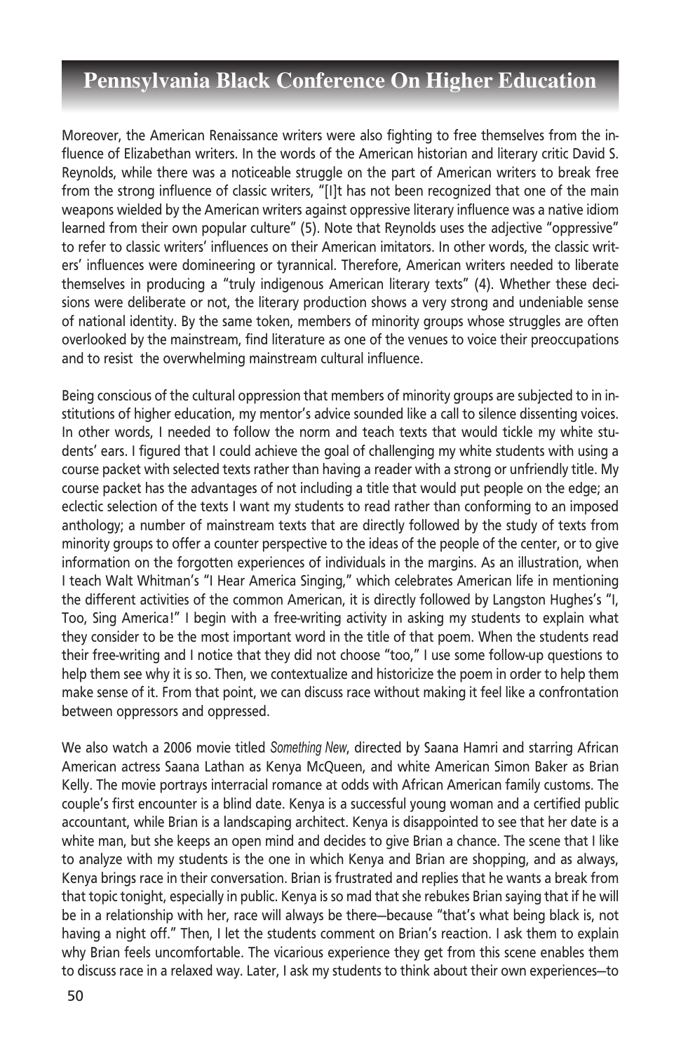Moreover, the American Renaissance writers were also fighting to free themselves from the influence of Elizabethan writers. In the words of the American historian and literary critic David S. Reynolds, while there was a noticeable struggle on the part of American writers to break free from the strong influence of classic writers, "[I]t has not been recognized that one of the main weapons wielded by the American writers against oppressive literary influence was a native idiom learned from their own popular culture" (5). Note that Reynolds uses the adjective "oppressive" to refer to classic writers' influences on their American imitators. In other words, the classic writers' influences were domineering or tyrannical. Therefore, American writers needed to liberate themselves in producing a "truly indigenous American literary texts" (4). Whether these decisions were deliberate or not, the literary production shows a very strong and undeniable sense of national identity. By the same token, members of minority groups whose struggles are often overlooked by the mainstream, find literature as one of the venues to voice their preoccupations and to resist the overwhelming mainstream cultural influence.

Being conscious of the cultural oppression that members of minority groups are subjected to in institutions of higher education, my mentor's advice sounded like a call to silence dissenting voices. In other words, I needed to follow the norm and teach texts that would tickle my white students' ears. I figured that I could achieve the goal of challenging my white students with using a course packet with selected texts rather than having a reader with a strong or unfriendly title. My course packet has the advantages of not including a title that would put people on the edge; an eclectic selection of the texts I want my students to read rather than conforming to an imposed anthology; a number of mainstream texts that are directly followed by the study of texts from minority groups to offer a counter perspective to the ideas of the people of the center, or to give information on the forgotten experiences of individuals in the margins. As an illustration, when I teach Walt Whitman's "I Hear America Singing," which celebrates American life in mentioning the different activities of the common American, it is directly followed by Langston Hughes's "I, Too, Sing America!" I begin with a free-writing activity in asking my students to explain what they consider to be the most important word in the title of that poem. When the students read their free-writing and I notice that they did not choose "too," I use some follow-up questions to help them see why it is so. Then, we contextualize and historicize the poem in order to help them make sense of it. From that point, we can discuss race without making it feel like a confrontation between oppressors and oppressed.

We also watch a 2006 movie titled *Something New*, directed by Saana Hamri and starring African American actress Saana Lathan as Kenya McQueen, and white American Simon Baker as Brian Kelly. The movie portrays interracial romance at odds with African American family customs. The couple's first encounter is a blind date. Kenya is a successful young woman and a certified public accountant, while Brian is a landscaping architect. Kenya is disappointed to see that her date is a white man, but she keeps an open mind and decides to give Brian a chance. The scene that I like to analyze with my students is the one in which Kenya and Brian are shopping, and as always, Kenya brings race in their conversation. Brian is frustrated and replies that he wants a break from that topic tonight, especially in public. Kenya is so mad that she rebukes Brian saying that if he will be in a relationship with her, race will always be there—because "that's what being black is, not having a night off." Then, I let the students comment on Brian's reaction. I ask them to explain why Brian feels uncomfortable. The vicarious experience they get from this scene enables them to discuss race in a relaxed way. Later, I ask my students to think about their own experiences—to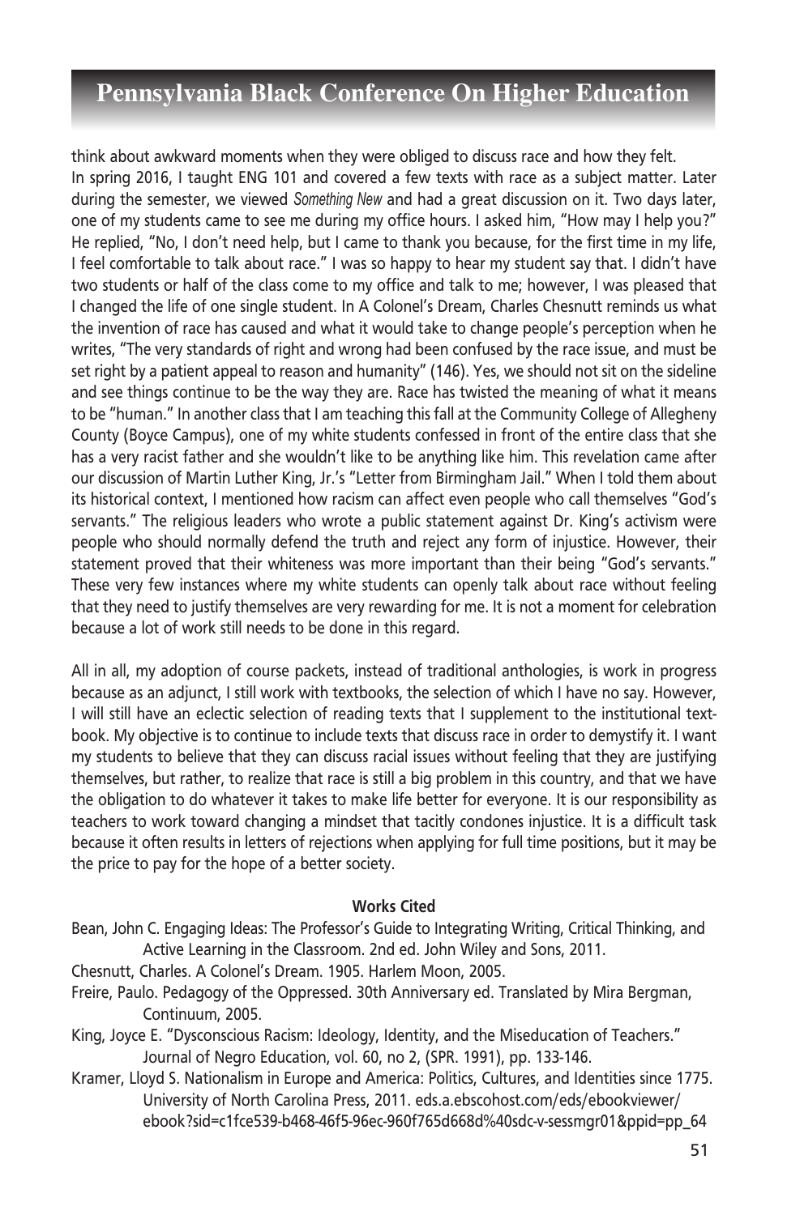think about awkward moments when they were obliged to discuss race and how they felt. In spring 2016, I taught ENG 101 and covered a few texts with race as a subject matter. Later during the semester, we viewed *Something New* and had a great discussion on it. Two days later, one of my students came to see me during my office hours. I asked him, "How may I help you?" He replied, "No, I don't need help, but I came to thank you because, for the first time in my life, I feel comfortable to talk about race." I was so happy to hear my student say that. I didn't have two students or half of the class come to my office and talk to me; however, I was pleased that I changed the life of one single student. In A Colonel's Dream, Charles Chesnutt reminds us what the invention of race has caused and what it would take to change people's perception when he writes, "The very standards of right and wrong had been confused by the race issue, and must be set right by a patient appeal to reason and humanity" (146). Yes, we should not sit on the sideline and see things continue to be the way they are. Race has twisted the meaning of what it means to be "human." In another class that I am teaching this fall at the Community College of Allegheny County (Boyce Campus), one of my white students confessed in front of the entire class that she has a very racist father and she wouldn't like to be anything like him. This revelation came after our discussion of Martin Luther King, Jr.'s "Letter from Birmingham Jail." When I told them about its historical context, I mentioned how racism can affect even people who call themselves "God's servants." The religious leaders who wrote a public statement against Dr. King's activism were people who should normally defend the truth and reject any form of injustice. However, their statement proved that their whiteness was more important than their being "God's servants." These very few instances where my white students can openly talk about race without feeling that they need to justify themselves are very rewarding for me. It is not a moment for celebration because a lot of work still needs to be done in this regard.

All in all, my adoption of course packets, instead of traditional anthologies, is work in progress because as an adjunct, I still work with textbooks, the selection of which I have no say. However, I will still have an eclectic selection of reading texts that I supplement to the institutional textbook. My objective is to continue to include texts that discuss race in order to demystify it. I want my students to believe that they can discuss racial issues without feeling that they are justifying themselves, but rather, to realize that race is still a big problem in this country, and that we have the obligation to do whatever it takes to make life better for everyone. It is our responsibility as teachers to work toward changing a mindset that tacitly condones injustice. It is a difficult task because it often results in letters of rejections when applying for full time positions, but it may be the price to pay for the hope of a better society.

**Works Cited**

Bean, John C. Engaging Ideas: The Professor's Guide to Integrating Writing, Critical Thinking, and Active Learning in the Classroom. 2nd ed. John Wiley and Sons, 2011.

Chesnutt, Charles. A Colonel's Dream. 1905. Harlem Moon, 2005.

Freire, Paulo. Pedagogy of the Oppressed. 30th Anniversary ed. Translated by Mira Bergman, Continuum, 2005.

King, Joyce E. "Dysconscious Racism: Ideology, Identity, and the Miseducation of Teachers." Journal of Negro Education, vol. 60, no 2, (SPR. 1991), pp. 133-146.

Kramer, Lloyd S. Nationalism in Europe and America: Politics, Cultures, and Identities since 1775. University of North Carolina Press, 2011. eds.a.ebscohost.com/eds/ebookviewer/ebook?sid=c1fce539-b468-46f5-96ec-960f765d668d%40sdc-v-sessmgr01&ppid=pp_64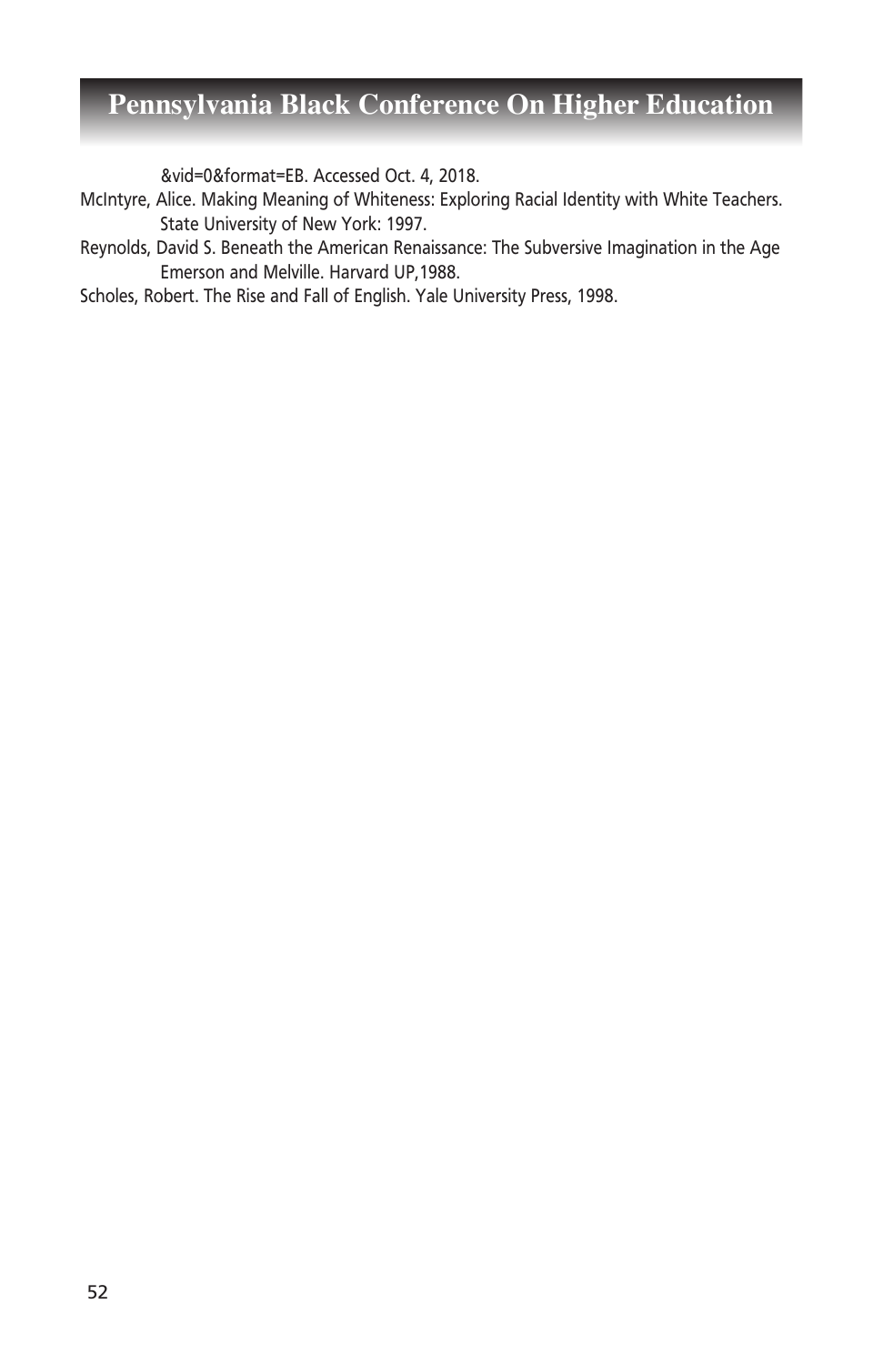&vid=0&format=EB. Accessed Oct. 4, 2018.

McIntyre, Alice. Making Meaning of Whiteness: Exploring Racial Identity with White Teachers. State University of New York: 1997.

Reynolds, David S. Beneath the American Renaissance: The Subversive Imagination in the Age Emerson and Melville. Harvard UP,1988.

Scholes, Robert. The Rise and Fall of English. Yale University Press, 1998.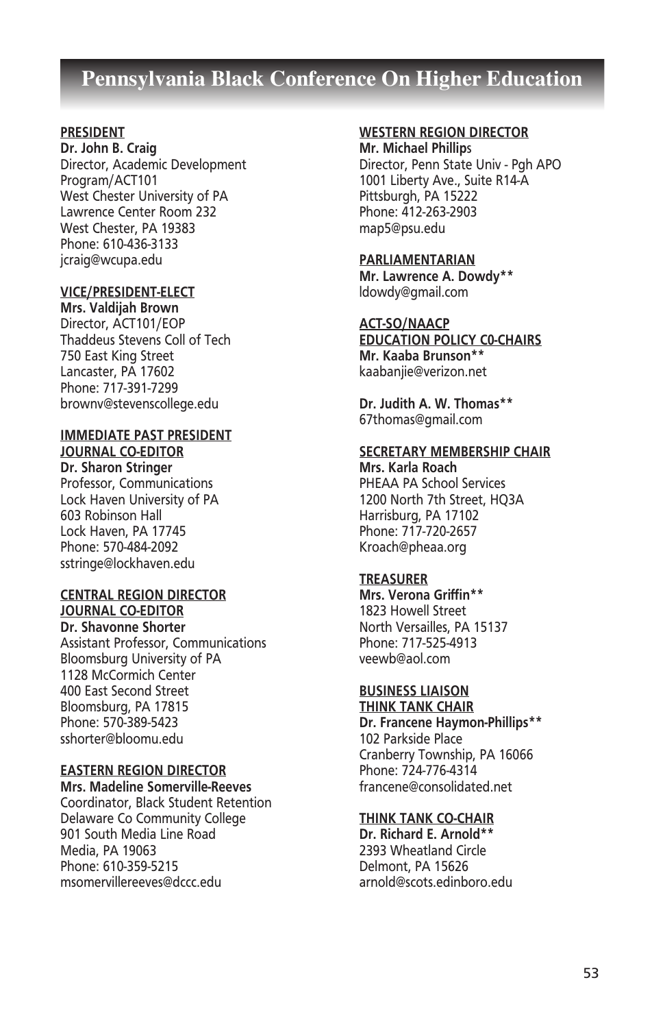# Pennsylvania Black Conference On Higher Education

**PRESIDENT**
**Dr. John B. Craig**
Director, Academic Development Program/ACT101
West Chester University of PA
Lawrence Center Room 232
West Chester, PA 19383
Phone: 610-436-3133
jcraig@wcupa.edu

**VICE/PRESIDENT-ELECT**
**Mrs. Valdijah Brown**
Director, ACT101/EOP
Thaddeus Stevens Coll of Tech
750 East King Street
Lancaster, PA 17602
Phone: 717-391-7299
brownv@stevenscollege.edu

**IMMEDIATE PAST PRESIDENT**
**JOURNAL CO-EDITOR**
**Dr. Sharon Stringer**
Professor, Communications
Lock Haven University of PA
603 Robinson Hall
Lock Haven, PA 17745
Phone: 570-484-2092
sstringe@lockhaven.edu

**CENTRAL REGION DIRECTOR**
**JOURNAL CO-EDITOR**
**Dr. Shavonne Shorter**
Assistant Professor, Communications
Bloomsburg University of PA
1128 McCormich Center
400 East Second Street
Bloomsburg, PA 17815
Phone: 570-389-5423
sshorter@bloomu.edu

**EASTERN REGION DIRECTOR**
**Mrs. Madeline Somerville-Reeves**
Coordinator, Black Student Retention
Delaware Co Community College
901 South Media Line Road
Media, PA 19063
Phone: 610-359-5215
msomervillereeves@dccc.edu

**WESTERN REGION DIRECTOR**
**Mr. Michael Phillips**
Director, Penn State Univ - Pgh APO
1001 Liberty Ave., Suite R14-A
Pittsburgh, PA 15222
Phone: 412-263-2903
map5@psu.edu

**PARLIAMENTARIAN**
**Mr. Lawrence A. Dowdy****
ldowdy@gmail.com

**ACT-SO/NAACP**
**EDUCATION POLICY C0-CHAIRS**
**Mr. Kaaba Brunson****
kaabanjie@verizon.net

**Dr. Judith A. W. Thomas****
67thomas@gmail.com

**SECRETARY MEMBERSHIP CHAIR**
**Mrs. Karla Roach**
PHEAA PA School Services
1200 North 7th Street, HQ3A
Harrisburg, PA 17102
Phone: 717-720-2657
Kroach@pheaa.org

**TREASURER**
**Mrs. Verona Griffin****
1823 Howell Street
North Versailles, PA 15137
Phone: 717-525-4913
veewb@aol.com

**BUSINESS LIAISON**
**THINK TANK CHAIR**
**Dr. Francene Haymon-Phillips****
102 Parkside Place
Cranberry Township, PA 16066
Phone: 724-776-4314
francene@consolidated.net

**THINK TANK CO-CHAIR**
**Dr. Richard E. Arnold****
2393 Wheatland Circle
Delmont, PA 15626
arnold@scots.edinboro.edu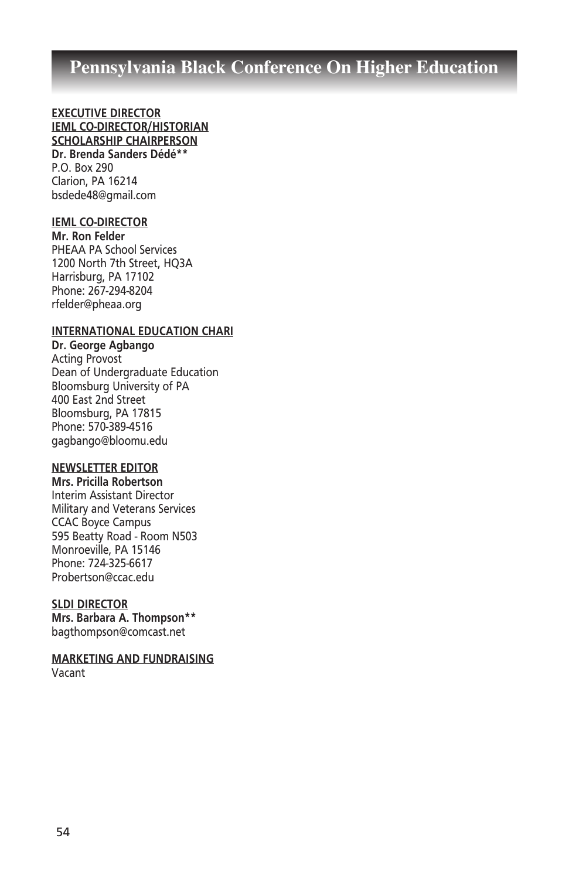**EXECUTIVE DIRECTOR**
**IEML CO-DIRECTOR/HISTORIAN**
**SCHOLARSHIP CHAIRPERSON**
**Dr. Brenda Sanders Dédé****
P.O. Box 290
Clarion, PA 16214
bsdede48@gmail.com

**IEML CO-DIRECTOR**
**Mr. Ron Felder**
PHEAA PA School Services
1200 North 7th Street, HQ3A
Harrisburg, PA 17102
Phone: 267-294-8204
rfelder@pheaa.org

**INTERNATIONAL EDUCATION CHARI**
**Dr. George Agbango**
Acting Provost
Dean of Undergraduate Education
Bloomsburg University of PA
400 East 2nd Street
Bloomsburg, PA 17815
Phone: 570-389-4516
gagbango@bloomu.edu

**NEWSLETTER EDITOR**
**Mrs. Pricilla Robertson**
Interim Assistant Director
Military and Veterans Services
CCAC Boyce Campus
595 Beatty Road - Room N503
Monroeville, PA 15146
Phone: 724-325-6617
Probertson@ccac.edu

**SLDI DIRECTOR**
**Mrs. Barbara A. Thompson****
bagthompson@comcast.net

**MARKETING AND FUNDRAISING**
Vacant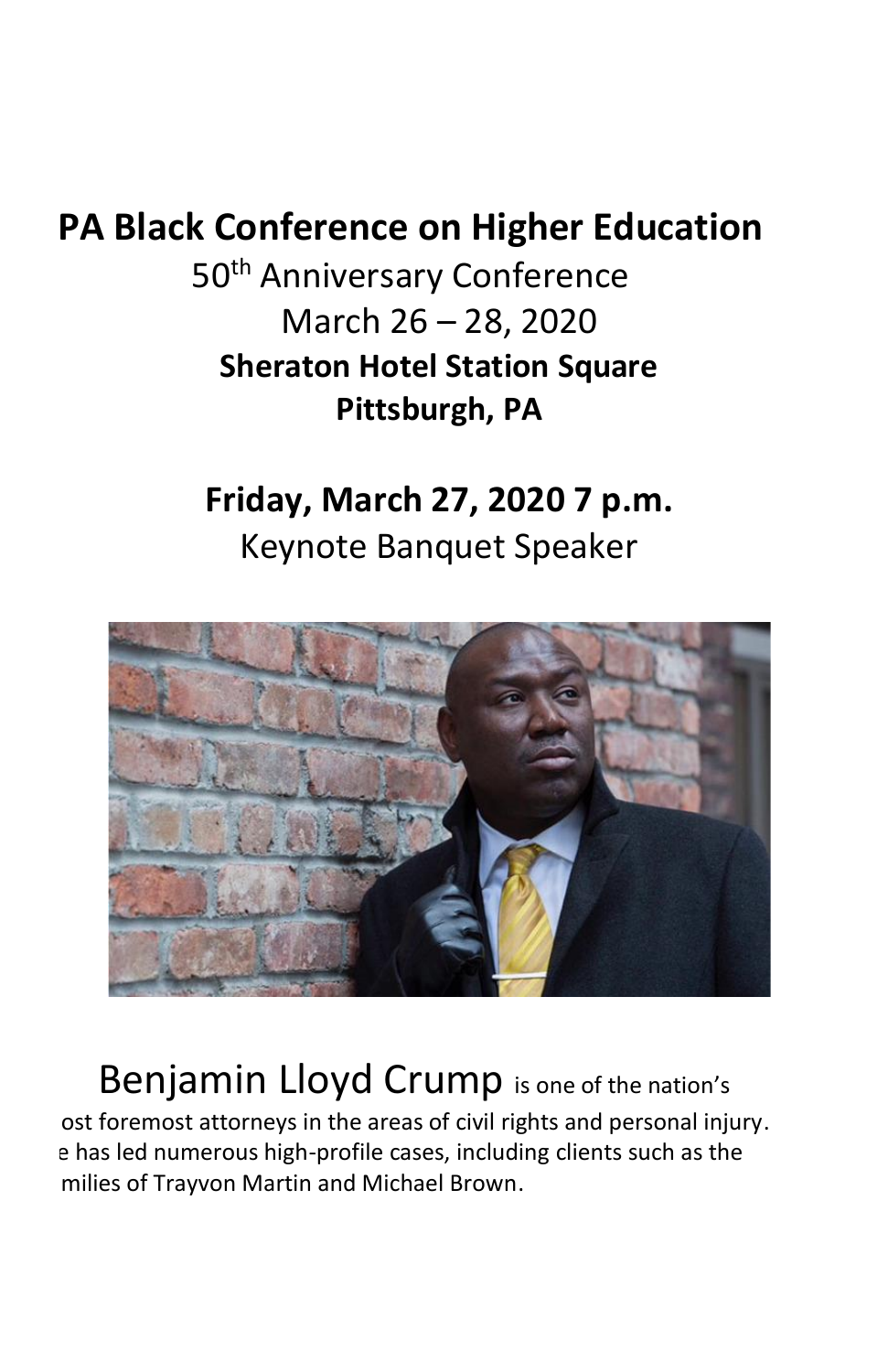# PA Black Conference on Higher Education

50th Anniversary Conference

March 26 – 28, 2020

**Sheraton Hotel Station Square**

**Pittsburgh, PA**

## Friday, March 27, 2020 7 p.m.

Keynote Banquet Speaker

Benjamin Lloyd Crump is one of the nation's ost foremost attorneys in the areas of civil rights and personal injury. e has led numerous high-profile cases, including clients such as the milies of Trayvon Martin and Michael Brown.